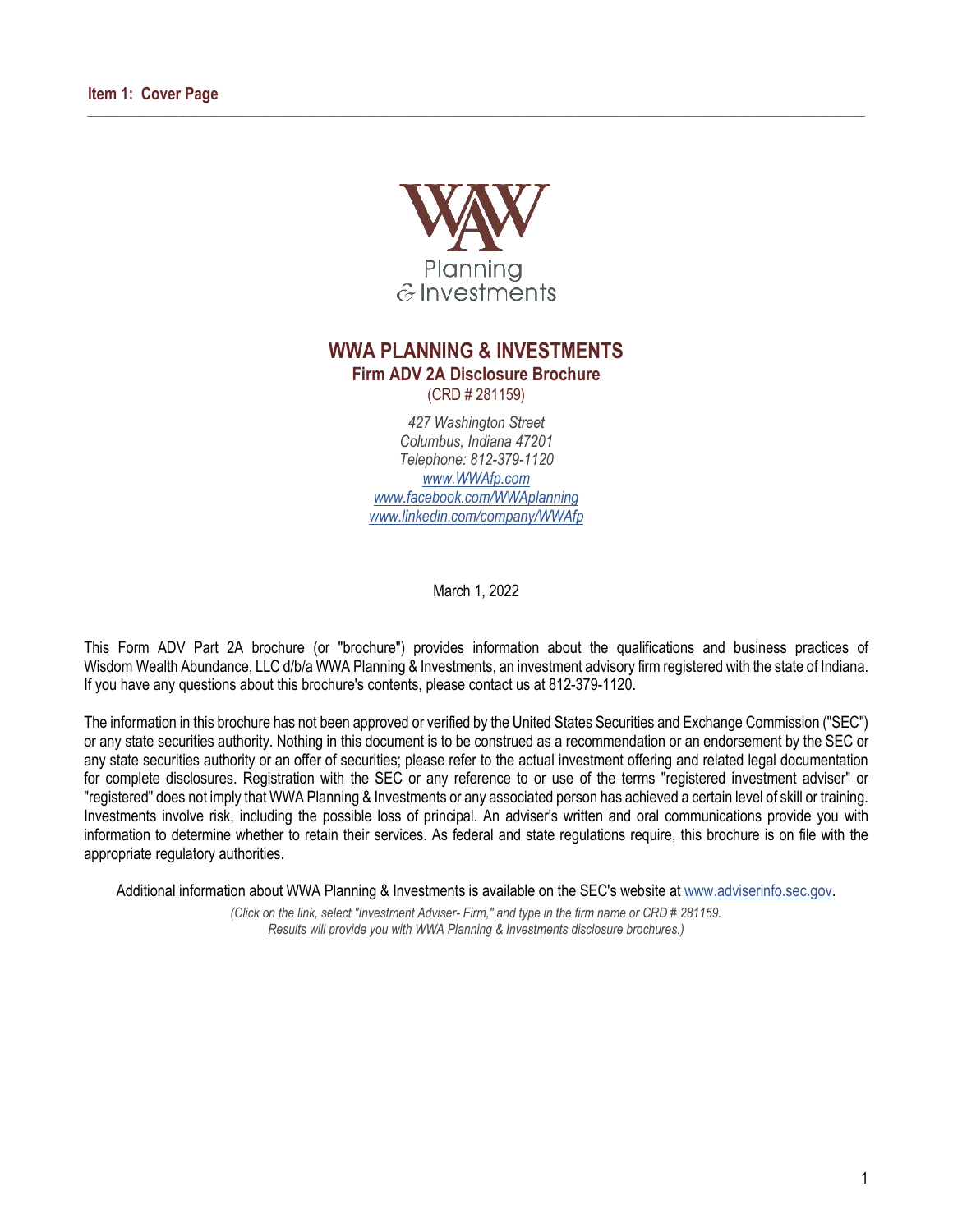## Item 1: Cover Page

# WWA PLANNING & INVESTMENTS

**Firm ADV 2A Disclosure Brochure**

(CRD # 281159)

*427 Washington Street*
*Columbus, Indiana 47201*
*Telephone: 812-379-1120*
*www.WWAfp.com*
*www.facebook.com/WWAplanning*
*www.linkedin.com/company/WWAfp*

March 1, 2022

This Form ADV Part 2A brochure (or "brochure") provides information about the qualifications and business practices of Wisdom Wealth Abundance, LLC d/b/a WWA Planning & Investments, an investment advisory firm registered with the state of Indiana. If you have any questions about this brochure's contents, please contact us at 812-379-1120.

The information in this brochure has not been approved or verified by the United States Securities and Exchange Commission ("SEC") or any state securities authority. Nothing in this document is to be construed as a recommendation or an endorsement by the SEC or any state securities authority or an offer of securities; please refer to the actual investment offering and related legal documentation for complete disclosures. Registration with the SEC or any reference to or use of the terms "registered investment adviser" or "registered" does not imply that WWA Planning & Investments or any associated person has achieved a certain level of skill or training. Investments involve risk, including the possible loss of principal. An adviser's written and oral communications provide you with information to determine whether to retain their services. As federal and state regulations require, this brochure is on file with the appropriate regulatory authorities.

Additional information about WWA Planning & Investments is available on the SEC's website at www.adviserinfo.sec.gov.

*(Click on the link, select "Investment Adviser- Firm," and type in the firm name or CRD # 281159. Results will provide you with WWA Planning & Investments disclosure brochures.)*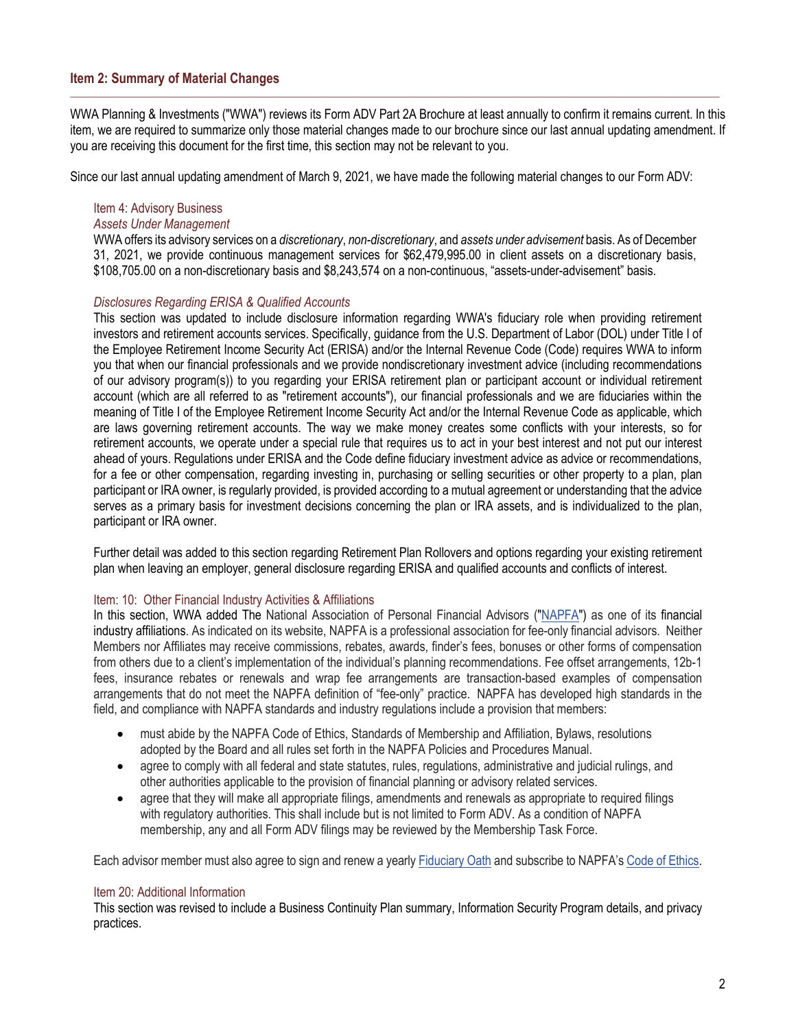## Item 2: Summary of Material Changes

WWA Planning & Investments ("WWA") reviews its Form ADV Part 2A Brochure at least annually to confirm it remains current. In this item, we are required to summarize only those material changes made to our brochure since our last annual updating amendment. If you are receiving this document for the first time, this section may not be relevant to you.

Since our last annual updating amendment of March 9, 2021, we have made the following material changes to our Form ADV:

### Item 4: Advisory Business

*Assets Under Management*

WWA offers its advisory services on a *discretionary*, *non-discretionary*, and *assets under advisement* basis. As of December 31, 2021, we provide continuous management services for $62,479,995.00 in client assets on a discretionary basis, $108,705.00 on a non-discretionary basis and $8,243,574 on a non-continuous, "assets-under-advisement" basis.

*Disclosures Regarding ERISA & Qualified Accounts*

This section was updated to include disclosure information regarding WWA's fiduciary role when providing retirement investors and retirement accounts services. Specifically, guidance from the U.S. Department of Labor (DOL) under Title I of the Employee Retirement Income Security Act (ERISA) and/or the Internal Revenue Code (Code) requires WWA to inform you that when our financial professionals and we provide nondiscretionary investment advice (including recommendations of our advisory program(s)) to you regarding your ERISA retirement plan or participant account or individual retirement account (which are all referred to as "retirement accounts"), our financial professionals and we are fiduciaries within the meaning of Title I of the Employee Retirement Income Security Act and/or the Internal Revenue Code as applicable, which are laws governing retirement accounts. The way we make money creates some conflicts with your interests, so for retirement accounts, we operate under a special rule that requires us to act in your best interest and not put our interest ahead of yours. Regulations under ERISA and the Code define fiduciary investment advice as advice or recommendations, for a fee or other compensation, regarding investing in, purchasing or selling securities or other property to a plan, plan participant or IRA owner, is regularly provided, is provided according to a mutual agreement or understanding that the advice serves as a primary basis for investment decisions concerning the plan or IRA assets, and is individualized to the plan, participant or IRA owner.

Further detail was added to this section regarding Retirement Plan Rollovers and options regarding your existing retirement plan when leaving an employer, general disclosure regarding ERISA and qualified accounts and conflicts of interest.

### Item: 10: Other Financial Industry Activities & Affiliations

In this section, WWA added The National Association of Personal Financial Advisors ("NAPFA") as one of its financial industry affiliations. As indicated on its website, NAPFA is a professional association for fee-only financial advisors. Neither Members nor Affiliates may receive commissions, rebates, awards, finder's fees, bonuses or other forms of compensation from others due to a client's implementation of the individual's planning recommendations. Fee offset arrangements, 12b-1 fees, insurance rebates or renewals and wrap fee arrangements are transaction-based examples of compensation arrangements that do not meet the NAPFA definition of "fee-only" practice. NAPFA has developed high standards in the field, and compliance with NAPFA standards and industry regulations include a provision that members:

- must abide by the NAPFA Code of Ethics, Standards of Membership and Affiliation, Bylaws, resolutions adopted by the Board and all rules set forth in the NAPFA Policies and Procedures Manual.
- agree to comply with all federal and state statutes, rules, regulations, administrative and judicial rulings, and other authorities applicable to the provision of financial planning or advisory related services.
- agree that they will make all appropriate filings, amendments and renewals as appropriate to required filings with regulatory authorities. This shall include but is not limited to Form ADV. As a condition of NAPFA membership, any and all Form ADV filings may be reviewed by the Membership Task Force.

Each advisor member must also agree to sign and renew a yearly Fiduciary Oath and subscribe to NAPFA's Code of Ethics.

### Item 20: Additional Information

This section was revised to include a Business Continuity Plan summary, Information Security Program details, and privacy practices.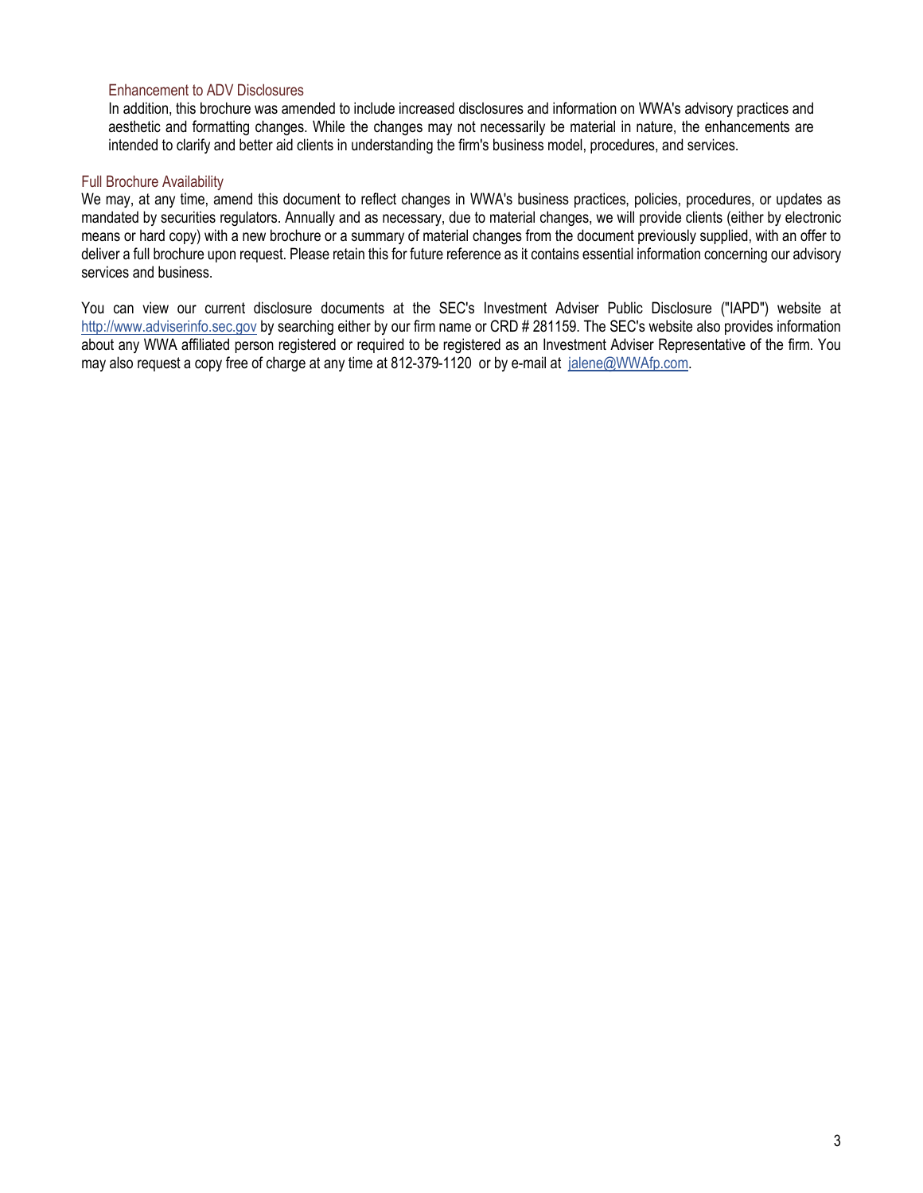### Enhancement to ADV Disclosures

In addition, this brochure was amended to include increased disclosures and information on WWA's advisory practices and aesthetic and formatting changes. While the changes may not necessarily be material in nature, the enhancements are intended to clarify and better aid clients in understanding the firm's business model, procedures, and services.

## Full Brochure Availability

We may, at any time, amend this document to reflect changes in WWA's business practices, policies, procedures, or updates as mandated by securities regulators. Annually and as necessary, due to material changes, we will provide clients (either by electronic means or hard copy) with a new brochure or a summary of material changes from the document previously supplied, with an offer to deliver a full brochure upon request. Please retain this for future reference as it contains essential information concerning our advisory services and business.

You can view our current disclosure documents at the SEC's Investment Adviser Public Disclosure ("IAPD") website at http://www.adviserinfo.sec.gov by searching either by our firm name or CRD # 281159. The SEC's website also provides information about any WWA affiliated person registered or required to be registered as an Investment Adviser Representative of the firm. You may also request a copy free of charge at any time at 812-379-1120 or by e-mail at jalene@WWAfp.com.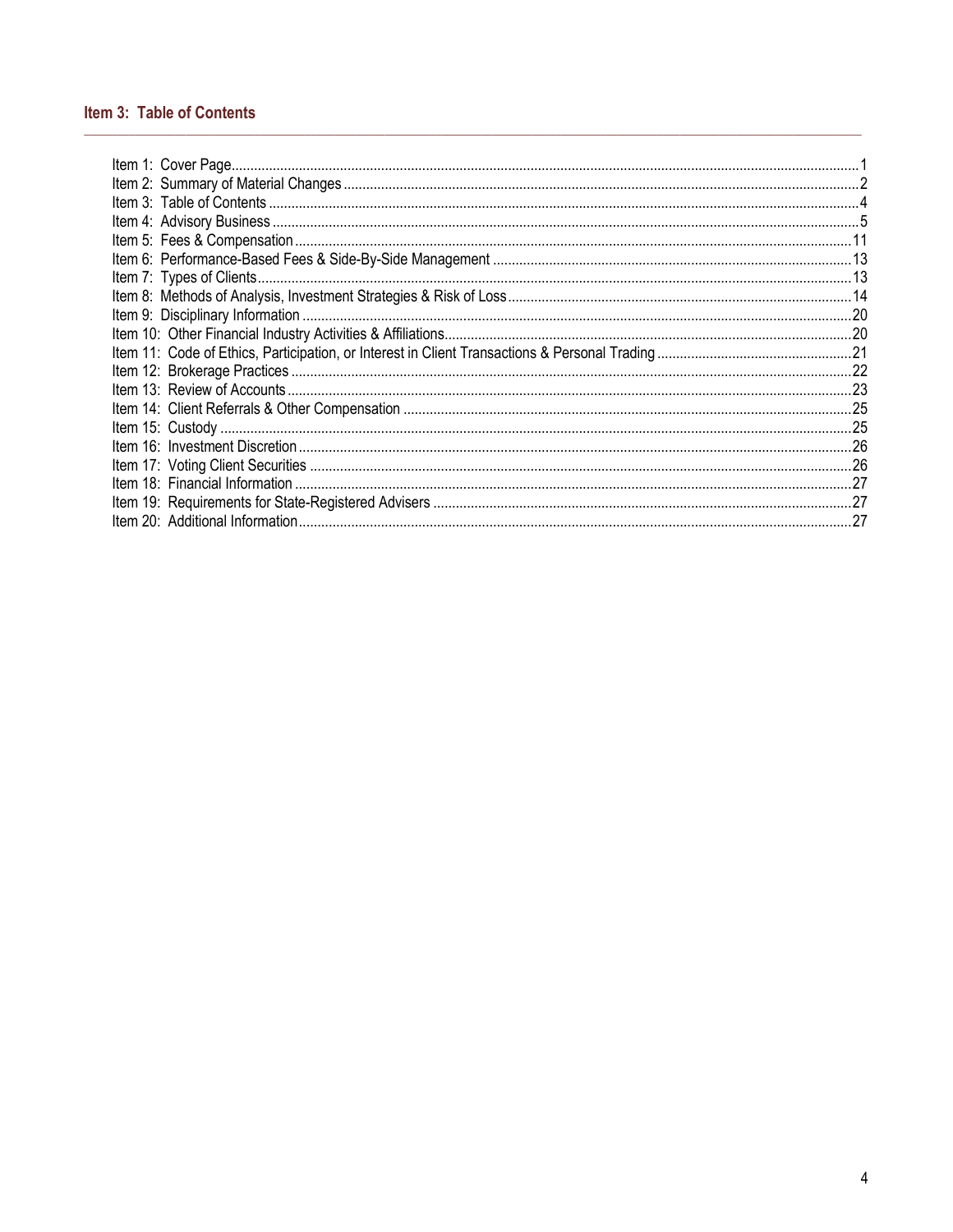## Item 3: Table of Contents

Item 1: Cover Page....1
Item 2: Summary of Material Changes....2
Item 3: Table of Contents....4
Item 4: Advisory Business....5
Item 5: Fees & Compensation....11
Item 6: Performance-Based Fees & Side-By-Side Management....13
Item 7: Types of Clients....13
Item 8: Methods of Analysis, Investment Strategies & Risk of Loss....14
Item 9: Disciplinary Information....20
Item 10: Other Financial Industry Activities & Affiliations....20
Item 11: Code of Ethics, Participation, or Interest in Client Transactions & Personal Trading....21
Item 12: Brokerage Practices....22
Item 13: Review of Accounts....23
Item 14: Client Referrals & Other Compensation....25
Item 15: Custody....25
Item 16: Investment Discretion....26
Item 17: Voting Client Securities....26
Item 18: Financial Information....27
Item 19: Requirements for State-Registered Advisers....27
Item 20: Additional Information....27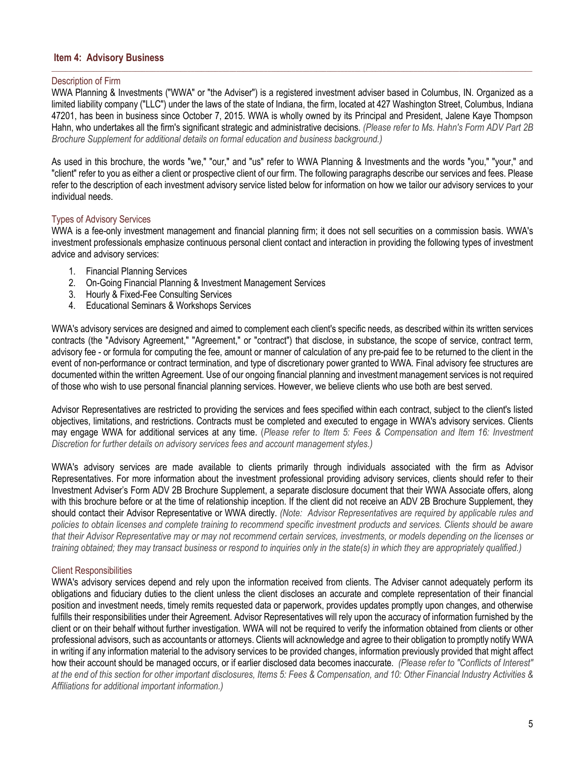## Item 4: Advisory Business

### Description of Firm

WWA Planning & Investments ("WWA" or "the Adviser") is a registered investment adviser based in Columbus, IN. Organized as a limited liability company ("LLC") under the laws of the state of Indiana, the firm, located at 427 Washington Street, Columbus, Indiana 47201, has been in business since October 7, 2015. WWA is wholly owned by its Principal and President, Jalene Kaye Thompson Hahn, who undertakes all the firm's significant strategic and administrative decisions. *(Please refer to Ms. Hahn's Form ADV Part 2B Brochure Supplement for additional details on formal education and business background.)*

As used in this brochure, the words "we," "our," and "us" refer to WWA Planning & Investments and the words "you," "your," and "client" refer to you as either a client or prospective client of our firm. The following paragraphs describe our services and fees. Please refer to the description of each investment advisory service listed below for information on how we tailor our advisory services to your individual needs.

### Types of Advisory Services

WWA is a fee-only investment management and financial planning firm; it does not sell securities on a commission basis. WWA's investment professionals emphasize continuous personal client contact and interaction in providing the following types of investment advice and advisory services:

1. Financial Planning Services
2. On-Going Financial Planning & Investment Management Services
3. Hourly & Fixed-Fee Consulting Services
4. Educational Seminars & Workshops Services

WWA's advisory services are designed and aimed to complement each client's specific needs, as described within its written services contracts (the "Advisory Agreement," "Agreement," or "contract") that disclose, in substance, the scope of service, contract term, advisory fee - or formula for computing the fee, amount or manner of calculation of any pre-paid fee to be returned to the client in the event of non-performance or contract termination, and type of discretionary power granted to WWA. Final advisory fee structures are documented within the written Agreement. Use of our ongoing financial planning and investment management services is not required of those who wish to use personal financial planning services. However, we believe clients who use both are best served.

Advisor Representatives are restricted to providing the services and fees specified within each contract, subject to the client's listed objectives, limitations, and restrictions. Contracts must be completed and executed to engage in WWA's advisory services. Clients may engage WWA for additional services at any time. (*Please refer to Item 5: Fees & Compensation and Item 16: Investment Discretion for further details on advisory services fees and account management styles.)*

WWA's advisory services are made available to clients primarily through individuals associated with the firm as Advisor Representatives. For more information about the investment professional providing advisory services, clients should refer to their Investment Adviser's Form ADV 2B Brochure Supplement, a separate disclosure document that their WWA Associate offers, along with this brochure before or at the time of relationship inception. If the client did not receive an ADV 2B Brochure Supplement, they should contact their Advisor Representative or WWA directly. *(Note: Advisor Representatives are required by applicable rules and policies to obtain licenses and complete training to recommend specific investment products and services. Clients should be aware that their Advisor Representative may or may not recommend certain services, investments, or models depending on the licenses or training obtained; they may transact business or respond to inquiries only in the state(s) in which they are appropriately qualified.)*

### Client Responsibilities

WWA's advisory services depend and rely upon the information received from clients. The Adviser cannot adequately perform its obligations and fiduciary duties to the client unless the client discloses an accurate and complete representation of their financial position and investment needs, timely remits requested data or paperwork, provides updates promptly upon changes, and otherwise fulfills their responsibilities under their Agreement. Advisor Representatives will rely upon the accuracy of information furnished by the client or on their behalf without further investigation. WWA will not be required to verify the information obtained from clients or other professional advisors, such as accountants or attorneys. Clients will acknowledge and agree to their obligation to promptly notify WWA in writing if any information material to the advisory services to be provided changes, information previously provided that might affect how their account should be managed occurs, or if earlier disclosed data becomes inaccurate. *(Please refer to "Conflicts of Interest" at the end of this section for other important disclosures, Items 5: Fees & Compensation, and 10: Other Financial Industry Activities & Affiliations for additional important information.)*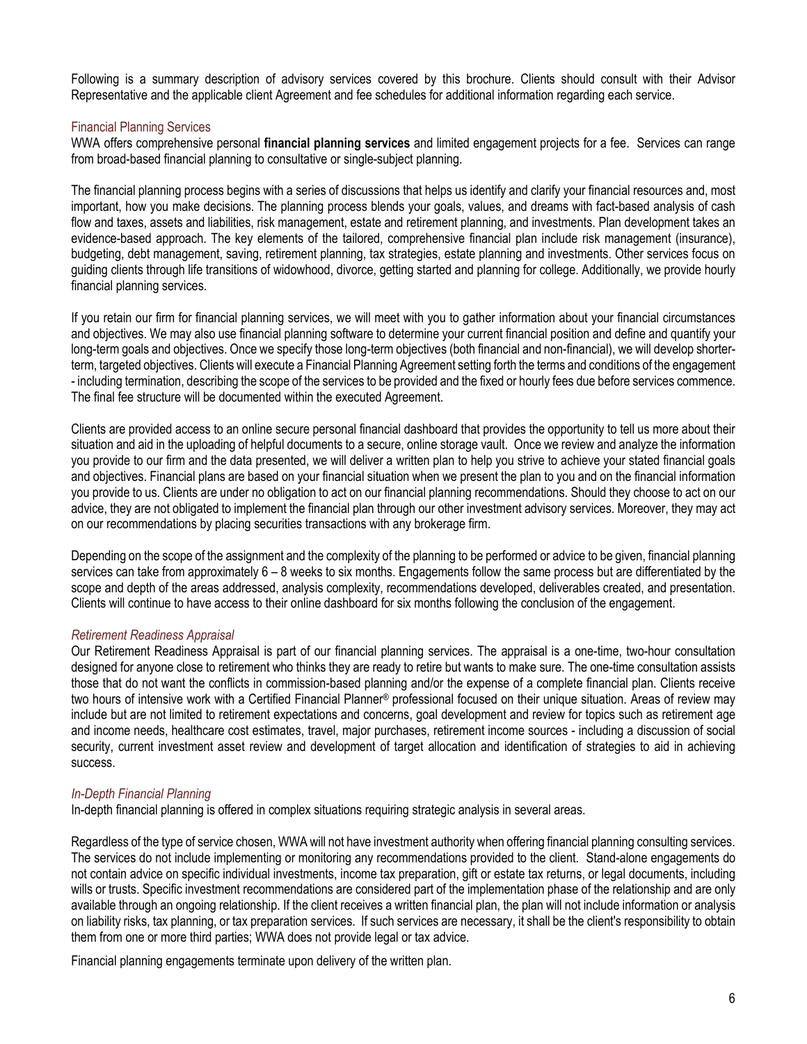Following is a summary description of advisory services covered by this brochure. Clients should consult with their Advisor Representative and the applicable client Agreement and fee schedules for additional information regarding each service.

## Financial Planning Services

WWA offers comprehensive personal **financial planning services** and limited engagement projects for a fee. Services can range from broad-based financial planning to consultative or single-subject planning.

The financial planning process begins with a series of discussions that helps us identify and clarify your financial resources and, most important, how you make decisions. The planning process blends your goals, values, and dreams with fact-based analysis of cash flow and taxes, assets and liabilities, risk management, estate and retirement planning, and investments. Plan development takes an evidence-based approach. The key elements of the tailored, comprehensive financial plan include risk management (insurance), budgeting, debt management, saving, retirement planning, tax strategies, estate planning and investments. Other services focus on guiding clients through life transitions of widowhood, divorce, getting started and planning for college. Additionally, we provide hourly financial planning services.

If you retain our firm for financial planning services, we will meet with you to gather information about your financial circumstances and objectives. We may also use financial planning software to determine your current financial position and define and quantify your long-term goals and objectives. Once we specify those long-term objectives (both financial and non-financial), we will develop shorter-term, targeted objectives. Clients will execute a Financial Planning Agreement setting forth the terms and conditions of the engagement - including termination, describing the scope of the services to be provided and the fixed or hourly fees due before services commence. The final fee structure will be documented within the executed Agreement.

Clients are provided access to an online secure personal financial dashboard that provides the opportunity to tell us more about their situation and aid in the uploading of helpful documents to a secure, online storage vault. Once we review and analyze the information you provide to our firm and the data presented, we will deliver a written plan to help you strive to achieve your stated financial goals and objectives. Financial plans are based on your financial situation when we present the plan to you and on the financial information you provide to us. Clients are under no obligation to act on our financial planning recommendations. Should they choose to act on our advice, they are not obligated to implement the financial plan through our other investment advisory services. Moreover, they may act on our recommendations by placing securities transactions with any brokerage firm.

Depending on the scope of the assignment and the complexity of the planning to be performed or advice to be given, financial planning services can take from approximately 6 – 8 weeks to six months. Engagements follow the same process but are differentiated by the scope and depth of the areas addressed, analysis complexity, recommendations developed, deliverables created, and presentation. Clients will continue to have access to their online dashboard for six months following the conclusion of the engagement.

### *Retirement Readiness Appraisal*

Our Retirement Readiness Appraisal is part of our financial planning services. The appraisal is a one-time, two-hour consultation designed for anyone close to retirement who thinks they are ready to retire but wants to make sure. The one-time consultation assists those that do not want the conflicts in commission-based planning and/or the expense of a complete financial plan. Clients receive two hours of intensive work with a Certified Financial Planner® professional focused on their unique situation. Areas of review may include but are not limited to retirement expectations and concerns, goal development and review for topics such as retirement age and income needs, healthcare cost estimates, travel, major purchases, retirement income sources - including a discussion of social security, current investment asset review and development of target allocation and identification of strategies to aid in achieving success.

### *In-Depth Financial Planning*

In-depth financial planning is offered in complex situations requiring strategic analysis in several areas.

Regardless of the type of service chosen, WWA will not have investment authority when offering financial planning consulting services. The services do not include implementing or monitoring any recommendations provided to the client. Stand-alone engagements do not contain advice on specific individual investments, income tax preparation, gift or estate tax returns, or legal documents, including wills or trusts. Specific investment recommendations are considered part of the implementation phase of the relationship and are only available through an ongoing relationship. If the client receives a written financial plan, the plan will not include information or analysis on liability risks, tax planning, or tax preparation services. If such services are necessary, it shall be the client's responsibility to obtain them from one or more third parties; WWA does not provide legal or tax advice.

Financial planning engagements terminate upon delivery of the written plan.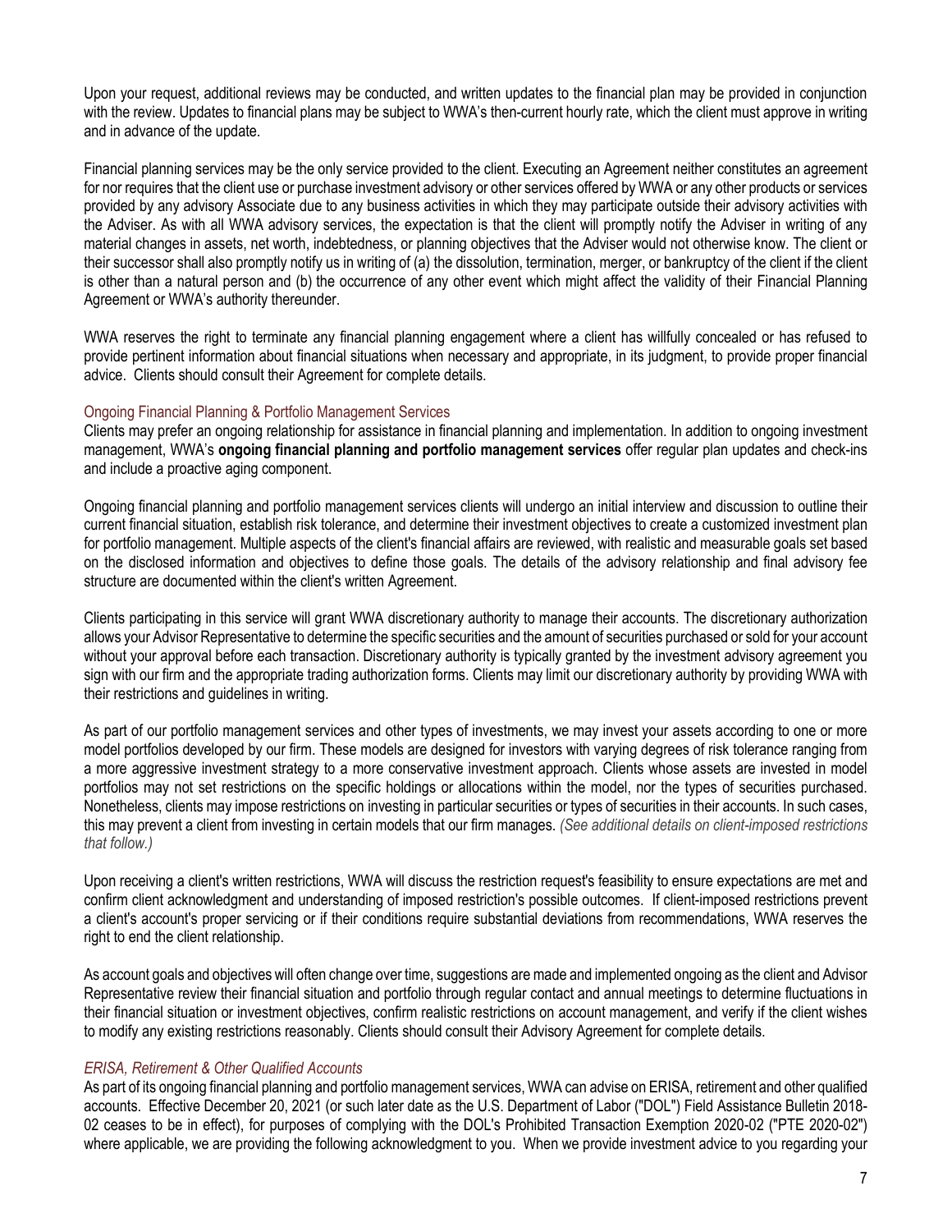Upon your request, additional reviews may be conducted, and written updates to the financial plan may be provided in conjunction with the review. Updates to financial plans may be subject to WWA's then-current hourly rate, which the client must approve in writing and in advance of the update.

Financial planning services may be the only service provided to the client. Executing an Agreement neither constitutes an agreement for nor requires that the client use or purchase investment advisory or other services offered by WWA or any other products or services provided by any advisory Associate due to any business activities in which they may participate outside their advisory activities with the Adviser. As with all WWA advisory services, the expectation is that the client will promptly notify the Adviser in writing of any material changes in assets, net worth, indebtedness, or planning objectives that the Adviser would not otherwise know. The client or their successor shall also promptly notify us in writing of (a) the dissolution, termination, merger, or bankruptcy of the client if the client is other than a natural person and (b) the occurrence of any other event which might affect the validity of their Financial Planning Agreement or WWA's authority thereunder.

WWA reserves the right to terminate any financial planning engagement where a client has willfully concealed or has refused to provide pertinent information about financial situations when necessary and appropriate, in its judgment, to provide proper financial advice. Clients should consult their Agreement for complete details.

### Ongoing Financial Planning & Portfolio Management Services

Clients may prefer an ongoing relationship for assistance in financial planning and implementation. In addition to ongoing investment management, WWA's **ongoing financial planning and portfolio management services** offer regular plan updates and check-ins and include a proactive aging component.

Ongoing financial planning and portfolio management services clients will undergo an initial interview and discussion to outline their current financial situation, establish risk tolerance, and determine their investment objectives to create a customized investment plan for portfolio management. Multiple aspects of the client's financial affairs are reviewed, with realistic and measurable goals set based on the disclosed information and objectives to define those goals. The details of the advisory relationship and final advisory fee structure are documented within the client's written Agreement.

Clients participating in this service will grant WWA discretionary authority to manage their accounts. The discretionary authorization allows your Advisor Representative to determine the specific securities and the amount of securities purchased or sold for your account without your approval before each transaction. Discretionary authority is typically granted by the investment advisory agreement you sign with our firm and the appropriate trading authorization forms. Clients may limit our discretionary authority by providing WWA with their restrictions and guidelines in writing.

As part of our portfolio management services and other types of investments, we may invest your assets according to one or more model portfolios developed by our firm. These models are designed for investors with varying degrees of risk tolerance ranging from a more aggressive investment strategy to a more conservative investment approach. Clients whose assets are invested in model portfolios may not set restrictions on the specific holdings or allocations within the model, nor the types of securities purchased. Nonetheless, clients may impose restrictions on investing in particular securities or types of securities in their accounts. In such cases, this may prevent a client from investing in certain models that our firm manages. *(See additional details on client-imposed restrictions that follow.)*

Upon receiving a client's written restrictions, WWA will discuss the restriction request's feasibility to ensure expectations are met and confirm client acknowledgment and understanding of imposed restriction's possible outcomes. If client-imposed restrictions prevent a client's account's proper servicing or if their conditions require substantial deviations from recommendations, WWA reserves the right to end the client relationship.

As account goals and objectives will often change over time, suggestions are made and implemented ongoing as the client and Advisor Representative review their financial situation and portfolio through regular contact and annual meetings to determine fluctuations in their financial situation or investment objectives, confirm realistic restrictions on account management, and verify if the client wishes to modify any existing restrictions reasonably. Clients should consult their Advisory Agreement for complete details.

#### *ERISA, Retirement & Other Qualified Accounts*

As part of its ongoing financial planning and portfolio management services, WWA can advise on ERISA, retirement and other qualified accounts. Effective December 20, 2021 (or such later date as the U.S. Department of Labor ("DOL") Field Assistance Bulletin 2018-02 ceases to be in effect), for purposes of complying with the DOL's Prohibited Transaction Exemption 2020-02 ("PTE 2020-02") where applicable, we are providing the following acknowledgment to you. When we provide investment advice to you regarding your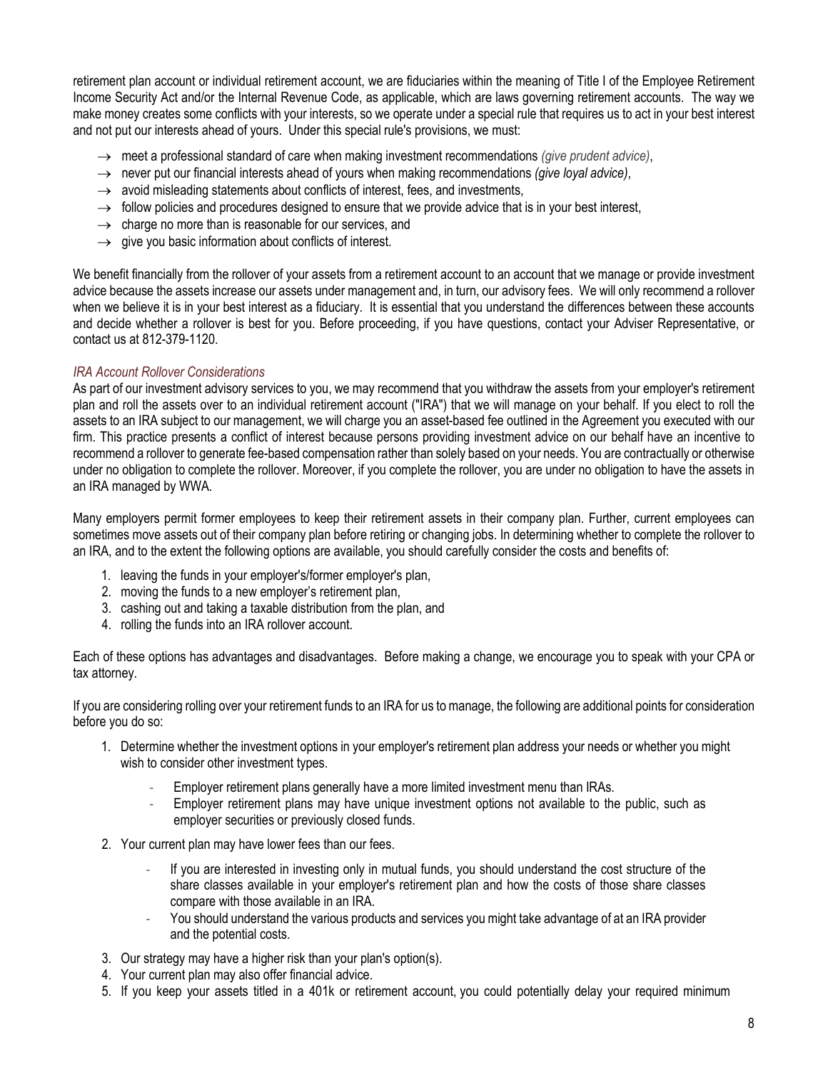retirement plan account or individual retirement account, we are fiduciaries within the meaning of Title I of the Employee Retirement Income Security Act and/or the Internal Revenue Code, as applicable, which are laws governing retirement accounts. The way we make money creates some conflicts with your interests, so we operate under a special rule that requires us to act in your best interest and not put our interests ahead of yours. Under this special rule's provisions, we must:

- → meet a professional standard of care when making investment recommendations *(give prudent advice)*,
- → never put our financial interests ahead of yours when making recommendations *(give loyal advice)*,
- → avoid misleading statements about conflicts of interest, fees, and investments,
- → follow policies and procedures designed to ensure that we provide advice that is in your best interest,
- → charge no more than is reasonable for our services, and
- → give you basic information about conflicts of interest.

We benefit financially from the rollover of your assets from a retirement account to an account that we manage or provide investment advice because the assets increase our assets under management and, in turn, our advisory fees. We will only recommend a rollover when we believe it is in your best interest as a fiduciary. It is essential that you understand the differences between these accounts and decide whether a rollover is best for you. Before proceeding, if you have questions, contact your Adviser Representative, or contact us at 812-379-1120.

*IRA Account Rollover Considerations*

As part of our investment advisory services to you, we may recommend that you withdraw the assets from your employer's retirement plan and roll the assets over to an individual retirement account ("IRA") that we will manage on your behalf. If you elect to roll the assets to an IRA subject to our management, we will charge you an asset-based fee outlined in the Agreement you executed with our firm. This practice presents a conflict of interest because persons providing investment advice on our behalf have an incentive to recommend a rollover to generate fee-based compensation rather than solely based on your needs. You are contractually or otherwise under no obligation to complete the rollover. Moreover, if you complete the rollover, you are under no obligation to have the assets in an IRA managed by WWA.

Many employers permit former employees to keep their retirement assets in their company plan. Further, current employees can sometimes move assets out of their company plan before retiring or changing jobs. In determining whether to complete the rollover to an IRA, and to the extent the following options are available, you should carefully consider the costs and benefits of:

1. leaving the funds in your employer's/former employer's plan,
2. moving the funds to a new employer's retirement plan,
3. cashing out and taking a taxable distribution from the plan, and
4. rolling the funds into an IRA rollover account.

Each of these options has advantages and disadvantages. Before making a change, we encourage you to speak with your CPA or tax attorney.

If you are considering rolling over your retirement funds to an IRA for us to manage, the following are additional points for consideration before you do so:

1. Determine whether the investment options in your employer's retirement plan address your needs or whether you might wish to consider other investment types.
   - Employer retirement plans generally have a more limited investment menu than IRAs.
   - Employer retirement plans may have unique investment options not available to the public, such as employer securities or previously closed funds.
2. Your current plan may have lower fees than our fees.
   - If you are interested in investing only in mutual funds, you should understand the cost structure of the share classes available in your employer's retirement plan and how the costs of those share classes compare with those available in an IRA.
   - You should understand the various products and services you might take advantage of at an IRA provider and the potential costs.
3. Our strategy may have a higher risk than your plan's option(s).
4. Your current plan may also offer financial advice.
5. If you keep your assets titled in a 401k or retirement account, you could potentially delay your required minimum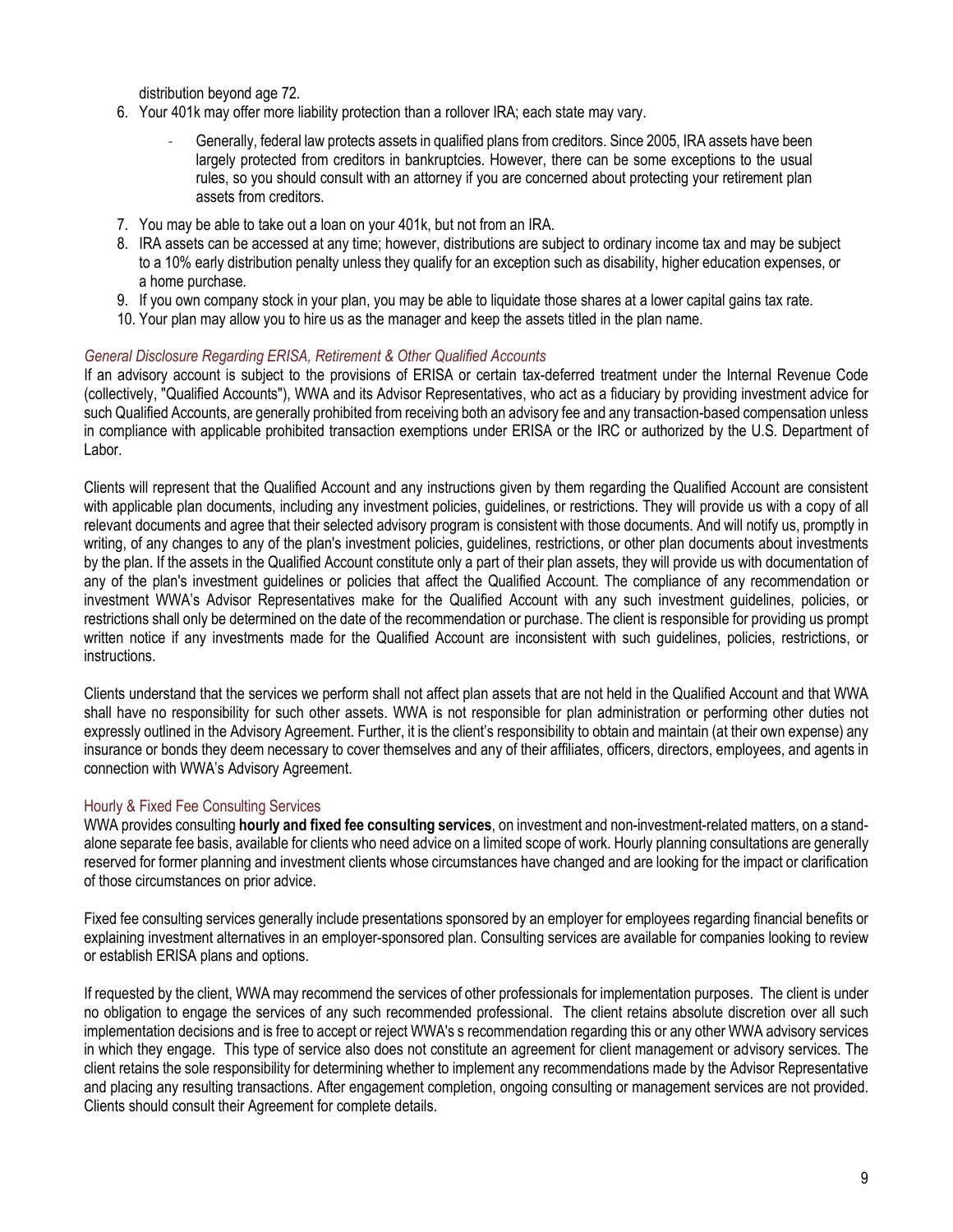distribution beyond age 72.

6. Your 401k may offer more liability protection than a rollover IRA; each state may vary.
   - Generally, federal law protects assets in qualified plans from creditors. Since 2005, IRA assets have been largely protected from creditors in bankruptcies. However, there can be some exceptions to the usual rules, so you should consult with an attorney if you are concerned about protecting your retirement plan assets from creditors.
7. You may be able to take out a loan on your 401k, but not from an IRA.
8. IRA assets can be accessed at any time; however, distributions are subject to ordinary income tax and may be subject to a 10% early distribution penalty unless they qualify for an exception such as disability, higher education expenses, or a home purchase.
9. If you own company stock in your plan, you may be able to liquidate those shares at a lower capital gains tax rate.
10. Your plan may allow you to hire us as the manager and keep the assets titled in the plan name.

### *General Disclosure Regarding ERISA, Retirement & Other Qualified Accounts*

If an advisory account is subject to the provisions of ERISA or certain tax-deferred treatment under the Internal Revenue Code (collectively, "Qualified Accounts"), WWA and its Advisor Representatives, who act as a fiduciary by providing investment advice for such Qualified Accounts, are generally prohibited from receiving both an advisory fee and any transaction-based compensation unless in compliance with applicable prohibited transaction exemptions under ERISA or the IRC or authorized by the U.S. Department of Labor.

Clients will represent that the Qualified Account and any instructions given by them regarding the Qualified Account are consistent with applicable plan documents, including any investment policies, guidelines, or restrictions. They will provide us with a copy of all relevant documents and agree that their selected advisory program is consistent with those documents. And will notify us, promptly in writing, of any changes to any of the plan's investment policies, guidelines, restrictions, or other plan documents about investments by the plan. If the assets in the Qualified Account constitute only a part of their plan assets, they will provide us with documentation of any of the plan's investment guidelines or policies that affect the Qualified Account. The compliance of any recommendation or investment WWA's Advisor Representatives make for the Qualified Account with any such investment guidelines, policies, or restrictions shall only be determined on the date of the recommendation or purchase. The client is responsible for providing us prompt written notice if any investments made for the Qualified Account are inconsistent with such guidelines, policies, restrictions, or instructions.

Clients understand that the services we perform shall not affect plan assets that are not held in the Qualified Account and that WWA shall have no responsibility for such other assets. WWA is not responsible for plan administration or performing other duties not expressly outlined in the Advisory Agreement. Further, it is the client's responsibility to obtain and maintain (at their own expense) any insurance or bonds they deem necessary to cover themselves and any of their affiliates, officers, directors, employees, and agents in connection with WWA's Advisory Agreement.

### Hourly & Fixed Fee Consulting Services

WWA provides consulting **hourly and fixed fee consulting services**, on investment and non-investment-related matters, on a stand-alone separate fee basis, available for clients who need advice on a limited scope of work. Hourly planning consultations are generally reserved for former planning and investment clients whose circumstances have changed and are looking for the impact or clarification of those circumstances on prior advice.

Fixed fee consulting services generally include presentations sponsored by an employer for employees regarding financial benefits or explaining investment alternatives in an employer-sponsored plan. Consulting services are available for companies looking to review or establish ERISA plans and options.

If requested by the client, WWA may recommend the services of other professionals for implementation purposes. The client is under no obligation to engage the services of any such recommended professional. The client retains absolute discretion over all such implementation decisions and is free to accept or reject WWA's s recommendation regarding this or any other WWA advisory services in which they engage. This type of service also does not constitute an agreement for client management or advisory services. The client retains the sole responsibility for determining whether to implement any recommendations made by the Advisor Representative and placing any resulting transactions. After engagement completion, ongoing consulting or management services are not provided. Clients should consult their Agreement for complete details.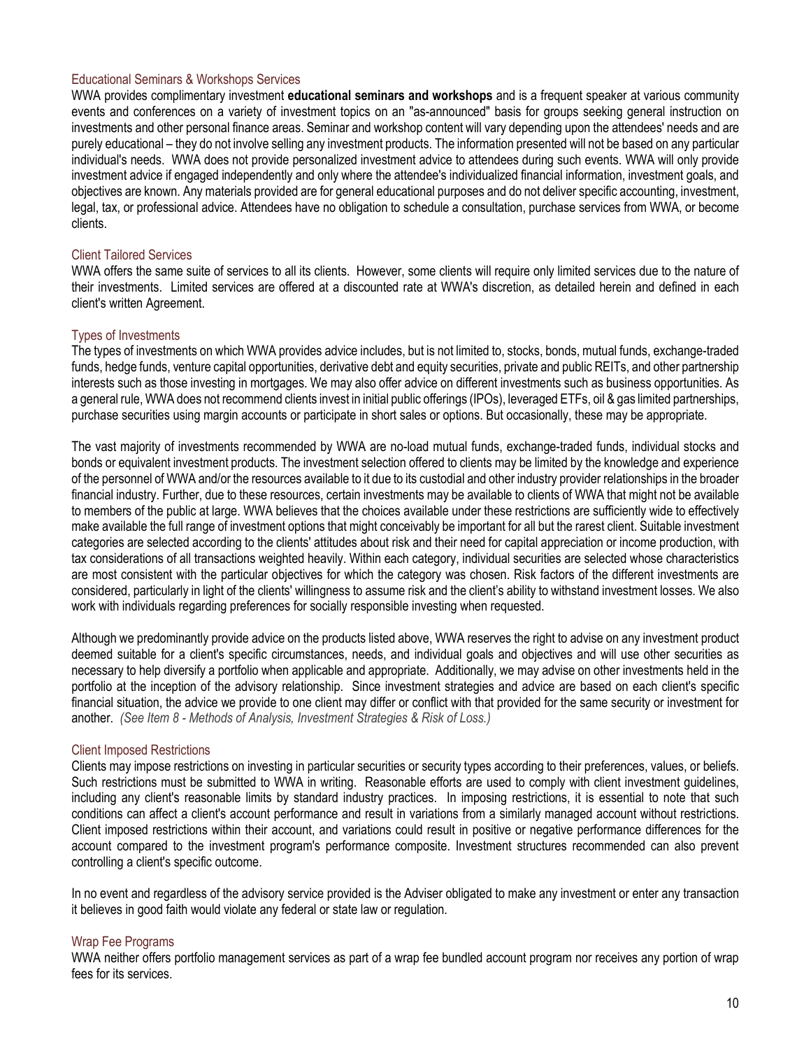### Educational Seminars & Workshops Services

WWA provides complimentary investment **educational seminars and workshops** and is a frequent speaker at various community events and conferences on a variety of investment topics on an "as-announced" basis for groups seeking general instruction on investments and other personal finance areas. Seminar and workshop content will vary depending upon the attendees' needs and are purely educational – they do not involve selling any investment products. The information presented will not be based on any particular individual's needs. WWA does not provide personalized investment advice to attendees during such events. WWA will only provide investment advice if engaged independently and only where the attendee's individualized financial information, investment goals, and objectives are known. Any materials provided are for general educational purposes and do not deliver specific accounting, investment, legal, tax, or professional advice. Attendees have no obligation to schedule a consultation, purchase services from WWA, or become clients.

### Client Tailored Services

WWA offers the same suite of services to all its clients. However, some clients will require only limited services due to the nature of their investments. Limited services are offered at a discounted rate at WWA's discretion, as detailed herein and defined in each client's written Agreement.

### Types of Investments

The types of investments on which WWA provides advice includes, but is not limited to, stocks, bonds, mutual funds, exchange-traded funds, hedge funds, venture capital opportunities, derivative debt and equity securities, private and public REITs, and other partnership interests such as those investing in mortgages. We may also offer advice on different investments such as business opportunities. As a general rule, WWA does not recommend clients invest in initial public offerings (IPOs), leveraged ETFs, oil & gas limited partnerships, purchase securities using margin accounts or participate in short sales or options. But occasionally, these may be appropriate.

The vast majority of investments recommended by WWA are no-load mutual funds, exchange-traded funds, individual stocks and bonds or equivalent investment products. The investment selection offered to clients may be limited by the knowledge and experience of the personnel of WWA and/or the resources available to it due to its custodial and other industry provider relationships in the broader financial industry. Further, due to these resources, certain investments may be available to clients of WWA that might not be available to members of the public at large. WWA believes that the choices available under these restrictions are sufficiently wide to effectively make available the full range of investment options that might conceivably be important for all but the rarest client. Suitable investment categories are selected according to the clients' attitudes about risk and their need for capital appreciation or income production, with tax considerations of all transactions weighted heavily. Within each category, individual securities are selected whose characteristics are most consistent with the particular objectives for which the category was chosen. Risk factors of the different investments are considered, particularly in light of the clients' willingness to assume risk and the client's ability to withstand investment losses. We also work with individuals regarding preferences for socially responsible investing when requested.

Although we predominantly provide advice on the products listed above, WWA reserves the right to advise on any investment product deemed suitable for a client's specific circumstances, needs, and individual goals and objectives and will use other securities as necessary to help diversify a portfolio when applicable and appropriate. Additionally, we may advise on other investments held in the portfolio at the inception of the advisory relationship. Since investment strategies and advice are based on each client's specific financial situation, the advice we provide to one client may differ or conflict with that provided for the same security or investment for another. *(See Item 8 - Methods of Analysis, Investment Strategies & Risk of Loss.)*

### Client Imposed Restrictions

Clients may impose restrictions on investing in particular securities or security types according to their preferences, values, or beliefs. Such restrictions must be submitted to WWA in writing. Reasonable efforts are used to comply with client investment guidelines, including any client's reasonable limits by standard industry practices. In imposing restrictions, it is essential to note that such conditions can affect a client's account performance and result in variations from a similarly managed account without restrictions. Client imposed restrictions within their account, and variations could result in positive or negative performance differences for the account compared to the investment program's performance composite. Investment structures recommended can also prevent controlling a client's specific outcome.

In no event and regardless of the advisory service provided is the Adviser obligated to make any investment or enter any transaction it believes in good faith would violate any federal or state law or regulation.

### Wrap Fee Programs

WWA neither offers portfolio management services as part of a wrap fee bundled account program nor receives any portion of wrap fees for its services.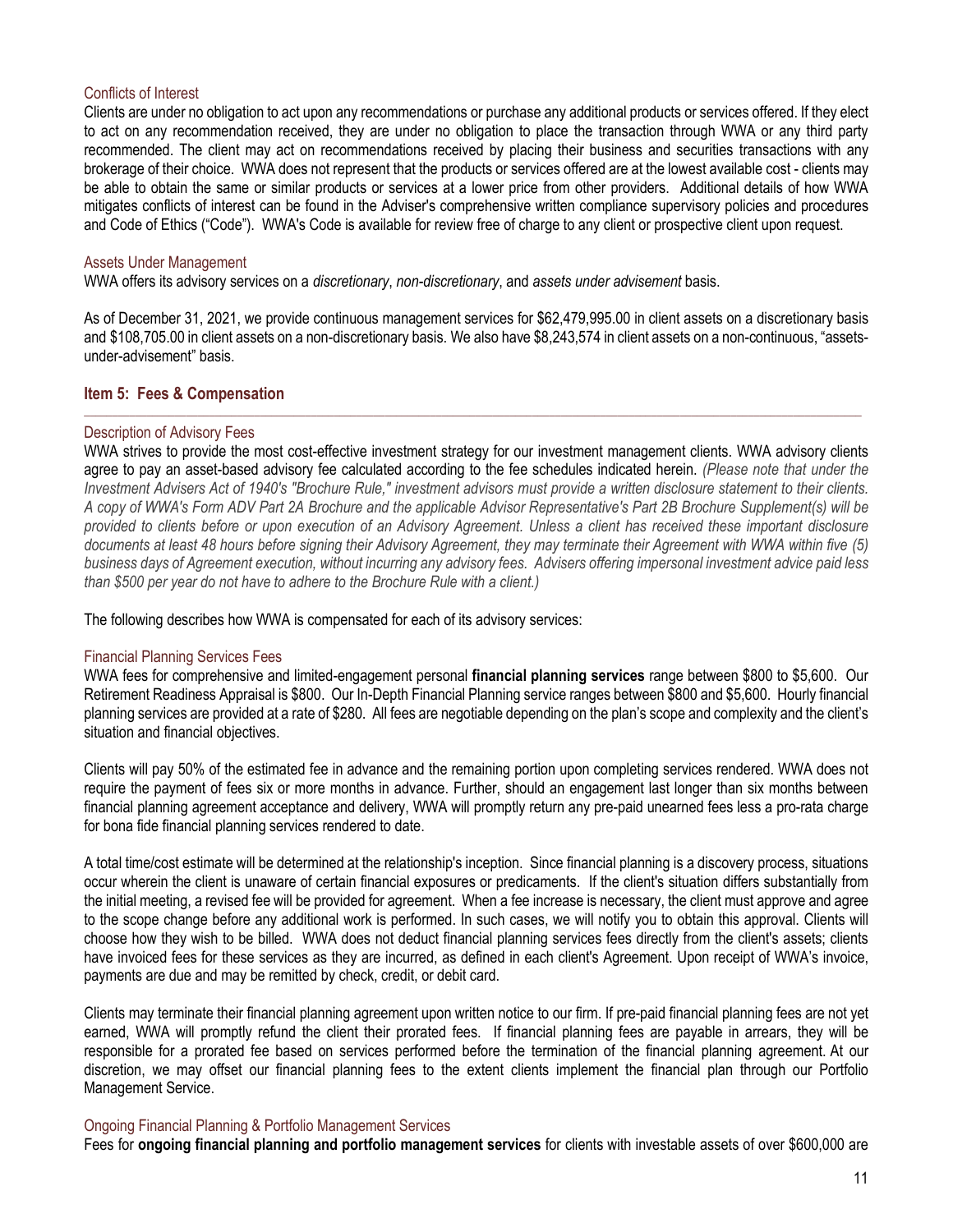### Conflicts of Interest

Clients are under no obligation to act upon any recommendations or purchase any additional products or services offered. If they elect to act on any recommendation received, they are under no obligation to place the transaction through WWA or any third party recommended. The client may act on recommendations received by placing their business and securities transactions with any brokerage of their choice. WWA does not represent that the products or services offered are at the lowest available cost - clients may be able to obtain the same or similar products or services at a lower price from other providers. Additional details of how WWA mitigates conflicts of interest can be found in the Adviser's comprehensive written compliance supervisory policies and procedures and Code of Ethics ("Code"). WWA's Code is available for review free of charge to any client or prospective client upon request.

### Assets Under Management

WWA offers its advisory services on a *discretionary*, *non-discretionary*, and *assets under advisement* basis.

As of December 31, 2021, we provide continuous management services for $62,479,995.00 in client assets on a discretionary basis and $108,705.00 in client assets on a non-discretionary basis. We also have $8,243,574 in client assets on a non-continuous, "assets-under-advisement" basis.

## Item 5: Fees & Compensation

### Description of Advisory Fees

WWA strives to provide the most cost-effective investment strategy for our investment management clients. WWA advisory clients agree to pay an asset-based advisory fee calculated according to the fee schedules indicated herein. *(Please note that under the Investment Advisers Act of 1940's "Brochure Rule," investment advisors must provide a written disclosure statement to their clients. A copy of WWA's Form ADV Part 2A Brochure and the applicable Advisor Representative's Part 2B Brochure Supplement(s) will be provided to clients before or upon execution of an Advisory Agreement. Unless a client has received these important disclosure documents at least 48 hours before signing their Advisory Agreement, they may terminate their Agreement with WWA within five (5) business days of Agreement execution, without incurring any advisory fees. Advisers offering impersonal investment advice paid less than $500 per year do not have to adhere to the Brochure Rule with a client.)*

The following describes how WWA is compensated for each of its advisory services:

### Financial Planning Services Fees

WWA fees for comprehensive and limited-engagement personal **financial planning services** range between $800 to $5,600. Our Retirement Readiness Appraisal is $800. Our In-Depth Financial Planning service ranges between $800 and $5,600. Hourly financial planning services are provided at a rate of $280. All fees are negotiable depending on the plan's scope and complexity and the client's situation and financial objectives.

Clients will pay 50% of the estimated fee in advance and the remaining portion upon completing services rendered. WWA does not require the payment of fees six or more months in advance. Further, should an engagement last longer than six months between financial planning agreement acceptance and delivery, WWA will promptly return any pre-paid unearned fees less a pro-rata charge for bona fide financial planning services rendered to date.

A total time/cost estimate will be determined at the relationship's inception. Since financial planning is a discovery process, situations occur wherein the client is unaware of certain financial exposures or predicaments. If the client's situation differs substantially from the initial meeting, a revised fee will be provided for agreement. When a fee increase is necessary, the client must approve and agree to the scope change before any additional work is performed. In such cases, we will notify you to obtain this approval. Clients will choose how they wish to be billed. WWA does not deduct financial planning services fees directly from the client's assets; clients have invoiced fees for these services as they are incurred, as defined in each client's Agreement. Upon receipt of WWA's invoice, payments are due and may be remitted by check, credit, or debit card.

Clients may terminate their financial planning agreement upon written notice to our firm. If pre-paid financial planning fees are not yet earned, WWA will promptly refund the client their prorated fees. If financial planning fees are payable in arrears, they will be responsible for a prorated fee based on services performed before the termination of the financial planning agreement. At our discretion, we may offset our financial planning fees to the extent clients implement the financial plan through our Portfolio Management Service.

### Ongoing Financial Planning & Portfolio Management Services

Fees for **ongoing financial planning and portfolio management services** for clients with investable assets of over $600,000 are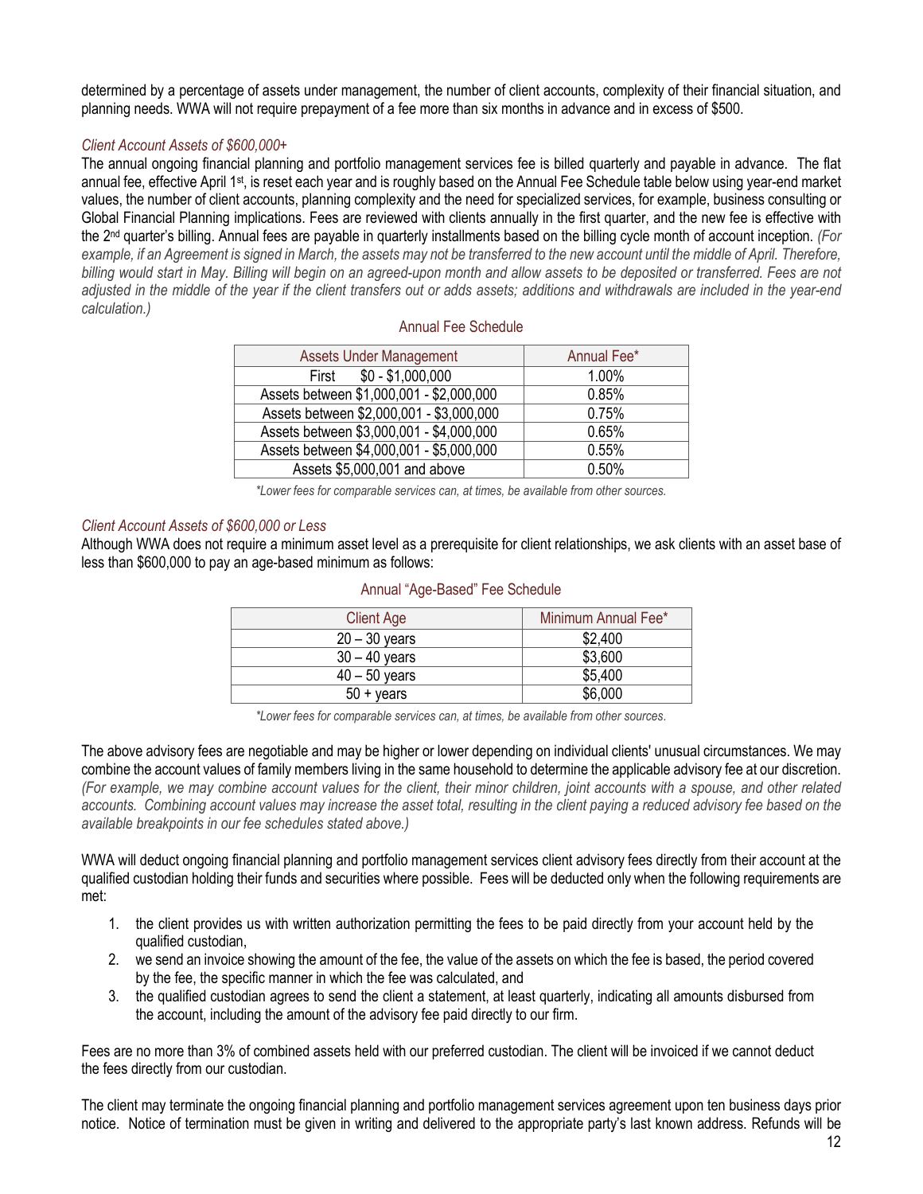determined by a percentage of assets under management, the number of client accounts, complexity of their financial situation, and planning needs. WWA will not require prepayment of a fee more than six months in advance and in excess of $500.

*Client Account Assets of $600,000+*

The annual ongoing financial planning and portfolio management services fee is billed quarterly and payable in advance. The flat annual fee, effective April 1st, is reset each year and is roughly based on the Annual Fee Schedule table below using year-end market values, the number of client accounts, planning complexity and the need for specialized services, for example, business consulting or Global Financial Planning implications. Fees are reviewed with clients annually in the first quarter, and the new fee is effective with the 2nd quarter's billing. Annual fees are payable in quarterly installments based on the billing cycle month of account inception. *(For example, if an Agreement is signed in March, the assets may not be transferred to the new account until the middle of April. Therefore, billing would start in May. Billing will begin on an agreed-upon month and allow assets to be deposited or transferred. Fees are not adjusted in the middle of the year if the client transfers out or adds assets; additions and withdrawals are included in the year-end calculation.)*

Annual Fee Schedule

| Assets Under Management | Annual Fee* |
|---|---|
| First $0 - $1,000,000 | 1.00% |
| Assets between $1,000,001 - $2,000,000 | 0.85% |
| Assets between $2,000,001 - $3,000,000 | 0.75% |
| Assets between $3,000,001 - $4,000,000 | 0.65% |
| Assets between $4,000,001 - $5,000,000 | 0.55% |
| Assets $5,000,001 and above | 0.50% |

*\*Lower fees for comparable services can, at times, be available from other sources.*

*Client Account Assets of $600,000 or Less*

Although WWA does not require a minimum asset level as a prerequisite for client relationships, we ask clients with an asset base of less than $600,000 to pay an age-based minimum as follows:

Annual "Age-Based" Fee Schedule

| Client Age | Minimum Annual Fee* |
|---|---|
| 20 – 30 years | $2,400 |
| 30 – 40 years | $3,600 |
| 40 – 50 years | $5,400 |
| 50 + years | $6,000 |

*\*Lower fees for comparable services can, at times, be available from other sources.*

The above advisory fees are negotiable and may be higher or lower depending on individual clients' unusual circumstances. We may combine the account values of family members living in the same household to determine the applicable advisory fee at our discretion. *(For example, we may combine account values for the client, their minor children, joint accounts with a spouse, and other related accounts. Combining account values may increase the asset total, resulting in the client paying a reduced advisory fee based on the available breakpoints in our fee schedules stated above.)*

WWA will deduct ongoing financial planning and portfolio management services client advisory fees directly from their account at the qualified custodian holding their funds and securities where possible. Fees will be deducted only when the following requirements are met:

1. the client provides us with written authorization permitting the fees to be paid directly from your account held by the qualified custodian,
2. we send an invoice showing the amount of the fee, the value of the assets on which the fee is based, the period covered by the fee, the specific manner in which the fee was calculated, and
3. the qualified custodian agrees to send the client a statement, at least quarterly, indicating all amounts disbursed from the account, including the amount of the advisory fee paid directly to our firm.

Fees are no more than 3% of combined assets held with our preferred custodian. The client will be invoiced if we cannot deduct the fees directly from our custodian.

The client may terminate the ongoing financial planning and portfolio management services agreement upon ten business days prior notice. Notice of termination must be given in writing and delivered to the appropriate party's last known address. Refunds will be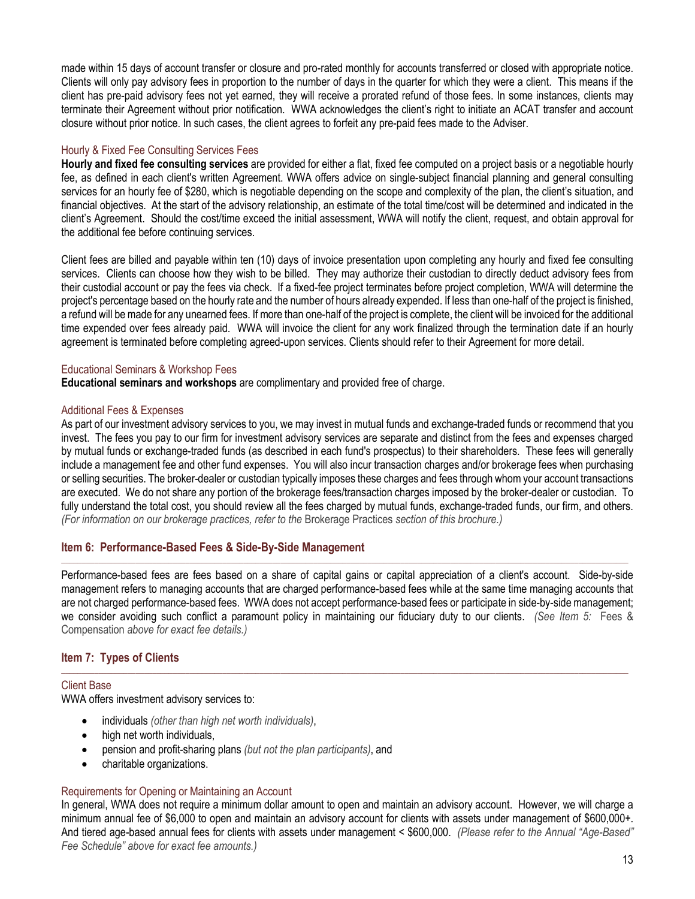made within 15 days of account transfer or closure and pro-rated monthly for accounts transferred or closed with appropriate notice. Clients will only pay advisory fees in proportion to the number of days in the quarter for which they were a client. This means if the client has pre-paid advisory fees not yet earned, they will receive a prorated refund of those fees. In some instances, clients may terminate their Agreement without prior notification. WWA acknowledges the client's right to initiate an ACAT transfer and account closure without prior notice. In such cases, the client agrees to forfeit any pre-paid fees made to the Adviser.

### Hourly & Fixed Fee Consulting Services Fees

**Hourly and fixed fee consulting services** are provided for either a flat, fixed fee computed on a project basis or a negotiable hourly fee, as defined in each client's written Agreement. WWA offers advice on single-subject financial planning and general consulting services for an hourly fee of $280, which is negotiable depending on the scope and complexity of the plan, the client's situation, and financial objectives. At the start of the advisory relationship, an estimate of the total time/cost will be determined and indicated in the client's Agreement. Should the cost/time exceed the initial assessment, WWA will notify the client, request, and obtain approval for the additional fee before continuing services.

Client fees are billed and payable within ten (10) days of invoice presentation upon completing any hourly and fixed fee consulting services. Clients can choose how they wish to be billed. They may authorize their custodian to directly deduct advisory fees from their custodial account or pay the fees via check. If a fixed-fee project terminates before project completion, WWA will determine the project's percentage based on the hourly rate and the number of hours already expended. If less than one-half of the project is finished, a refund will be made for any unearned fees. If more than one-half of the project is complete, the client will be invoiced for the additional time expended over fees already paid. WWA will invoice the client for any work finalized through the termination date if an hourly agreement is terminated before completing agreed-upon services. Clients should refer to their Agreement for more detail.

### Educational Seminars & Workshop Fees

**Educational seminars and workshops** are complimentary and provided free of charge.

### Additional Fees & Expenses

As part of our investment advisory services to you, we may invest in mutual funds and exchange-traded funds or recommend that you invest. The fees you pay to our firm for investment advisory services are separate and distinct from the fees and expenses charged by mutual funds or exchange-traded funds (as described in each fund's prospectus) to their shareholders. These fees will generally include a management fee and other fund expenses. You will also incur transaction charges and/or brokerage fees when purchasing or selling securities. The broker-dealer or custodian typically imposes these charges and fees through whom your account transactions are executed. We do not share any portion of the brokerage fees/transaction charges imposed by the broker-dealer or custodian. To fully understand the total cost, you should review all the fees charged by mutual funds, exchange-traded funds, our firm, and others. *(For information on our brokerage practices, refer to the* Brokerage Practices *section of this brochure.)*

## Item 6: Performance-Based Fees & Side-By-Side Management

Performance-based fees are fees based on a share of capital gains or capital appreciation of a client's account. Side-by-side management refers to managing accounts that are charged performance-based fees while at the same time managing accounts that are not charged performance-based fees. WWA does not accept performance-based fees or participate in side-by-side management; we consider avoiding such conflict a paramount policy in maintaining our fiduciary duty to our clients. *(See Item 5:* Fees & Compensation *above for exact fee details.)*

## Item 7: Types of Clients

### Client Base

WWA offers investment advisory services to:

- individuals *(other than high net worth individuals)*,
- high net worth individuals,
- pension and profit-sharing plans *(but not the plan participants)*, and
- charitable organizations.

### Requirements for Opening or Maintaining an Account

In general, WWA does not require a minimum dollar amount to open and maintain an advisory account. However, we will charge a minimum annual fee of $6,000 to open and maintain an advisory account for clients with assets under management of $600,000+. And tiered age-based annual fees for clients with assets under management < $600,000. *(Please refer to the Annual "Age-Based" Fee Schedule" above for exact fee amounts.)*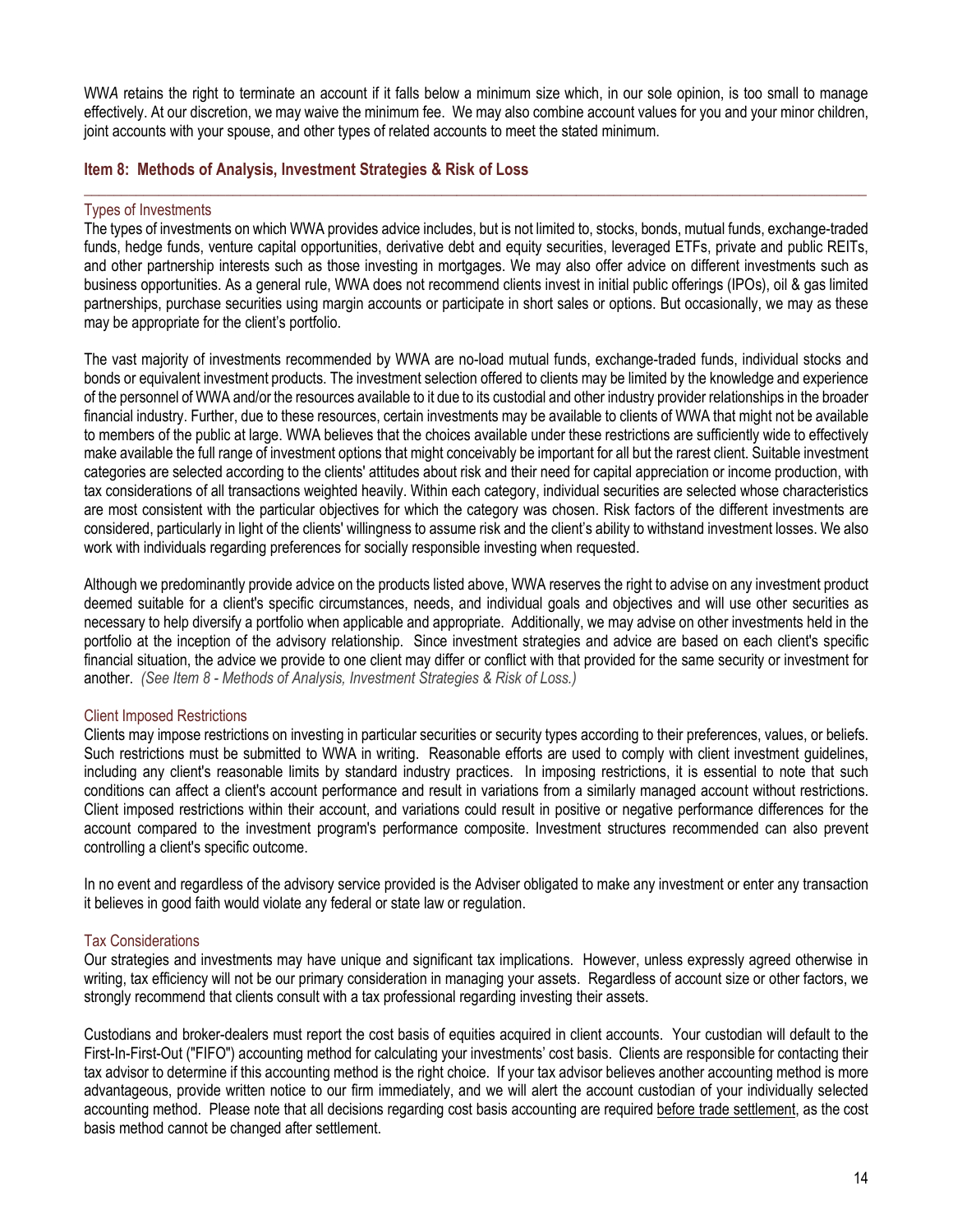WWA retains the right to terminate an account if it falls below a minimum size which, in our sole opinion, is too small to manage effectively. At our discretion, we may waive the minimum fee. We may also combine account values for you and your minor children, joint accounts with your spouse, and other types of related accounts to meet the stated minimum.

## Item 8: Methods of Analysis, Investment Strategies & Risk of Loss

### Types of Investments

The types of investments on which WWA provides advice includes, but is not limited to, stocks, bonds, mutual funds, exchange-traded funds, hedge funds, venture capital opportunities, derivative debt and equity securities, leveraged ETFs, private and public REITs, and other partnership interests such as those investing in mortgages. We may also offer advice on different investments such as business opportunities. As a general rule, WWA does not recommend clients invest in initial public offerings (IPOs), oil & gas limited partnerships, purchase securities using margin accounts or participate in short sales or options. But occasionally, we may as these may be appropriate for the client's portfolio.

The vast majority of investments recommended by WWA are no-load mutual funds, exchange-traded funds, individual stocks and bonds or equivalent investment products. The investment selection offered to clients may be limited by the knowledge and experience of the personnel of WWA and/or the resources available to it due to its custodial and other industry provider relationships in the broader financial industry. Further, due to these resources, certain investments may be available to clients of WWA that might not be available to members of the public at large. WWA believes that the choices available under these restrictions are sufficiently wide to effectively make available the full range of investment options that might conceivably be important for all but the rarest client. Suitable investment categories are selected according to the clients' attitudes about risk and their need for capital appreciation or income production, with tax considerations of all transactions weighted heavily. Within each category, individual securities are selected whose characteristics are most consistent with the particular objectives for which the category was chosen. Risk factors of the different investments are considered, particularly in light of the clients' willingness to assume risk and the client's ability to withstand investment losses. We also work with individuals regarding preferences for socially responsible investing when requested.

Although we predominantly provide advice on the products listed above, WWA reserves the right to advise on any investment product deemed suitable for a client's specific circumstances, needs, and individual goals and objectives and will use other securities as necessary to help diversify a portfolio when applicable and appropriate. Additionally, we may advise on other investments held in the portfolio at the inception of the advisory relationship. Since investment strategies and advice are based on each client's specific financial situation, the advice we provide to one client may differ or conflict with that provided for the same security or investment for another. *(See Item 8 - Methods of Analysis, Investment Strategies & Risk of Loss.)*

### Client Imposed Restrictions

Clients may impose restrictions on investing in particular securities or security types according to their preferences, values, or beliefs. Such restrictions must be submitted to WWA in writing. Reasonable efforts are used to comply with client investment guidelines, including any client's reasonable limits by standard industry practices. In imposing restrictions, it is essential to note that such conditions can affect a client's account performance and result in variations from a similarly managed account without restrictions. Client imposed restrictions within their account, and variations could result in positive or negative performance differences for the account compared to the investment program's performance composite. Investment structures recommended can also prevent controlling a client's specific outcome.

In no event and regardless of the advisory service provided is the Adviser obligated to make any investment or enter any transaction it believes in good faith would violate any federal or state law or regulation.

### Tax Considerations

Our strategies and investments may have unique and significant tax implications. However, unless expressly agreed otherwise in writing, tax efficiency will not be our primary consideration in managing your assets. Regardless of account size or other factors, we strongly recommend that clients consult with a tax professional regarding investing their assets.

Custodians and broker-dealers must report the cost basis of equities acquired in client accounts. Your custodian will default to the First-In-First-Out ("FIFO") accounting method for calculating your investments' cost basis. Clients are responsible for contacting their tax advisor to determine if this accounting method is the right choice. If your tax advisor believes another accounting method is more advantageous, provide written notice to our firm immediately, and we will alert the account custodian of your individually selected accounting method. Please note that all decisions regarding cost basis accounting are required before trade settlement, as the cost basis method cannot be changed after settlement.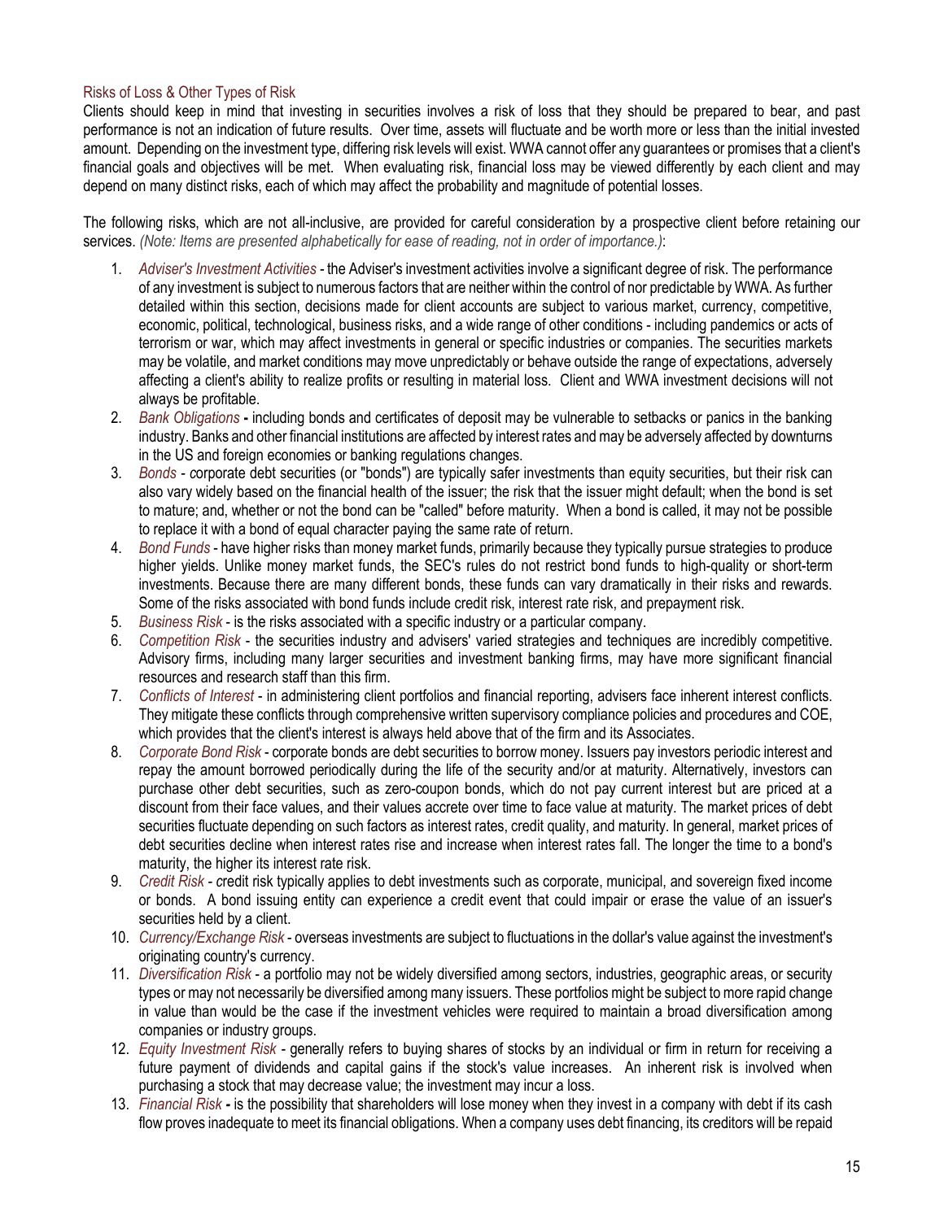### Risks of Loss & Other Types of Risk

Clients should keep in mind that investing in securities involves a risk of loss that they should be prepared to bear, and past performance is not an indication of future results. Over time, assets will fluctuate and be worth more or less than the initial invested amount. Depending on the investment type, differing risk levels will exist. WWA cannot offer any guarantees or promises that a client's financial goals and objectives will be met. When evaluating risk, financial loss may be viewed differently by each client and may depend on many distinct risks, each of which may affect the probability and magnitude of potential losses.

The following risks, which are not all-inclusive, are provided for careful consideration by a prospective client before retaining our services. *(Note: Items are presented alphabetically for ease of reading, not in order of importance.)*:

1. *Adviser's Investment Activities* - the Adviser's investment activities involve a significant degree of risk. The performance of any investment is subject to numerous factors that are neither within the control of nor predictable by WWA. As further detailed within this section, decisions made for client accounts are subject to various market, currency, competitive, economic, political, technological, business risks, and a wide range of other conditions - including pandemics or acts of terrorism or war, which may affect investments in general or specific industries or companies. The securities markets may be volatile, and market conditions may move unpredictably or behave outside the range of expectations, adversely affecting a client's ability to realize profits or resulting in material loss. Client and WWA investment decisions will not always be profitable.
2. *Bank Obligations* **-** including bonds and certificates of deposit may be vulnerable to setbacks or panics in the banking industry. Banks and other financial institutions are affected by interest rates and may be adversely affected by downturns in the US and foreign economies or banking regulations changes.
3. *Bonds* - corporate debt securities (or "bonds") are typically safer investments than equity securities, but their risk can also vary widely based on the financial health of the issuer; the risk that the issuer might default; when the bond is set to mature; and, whether or not the bond can be "called" before maturity. When a bond is called, it may not be possible to replace it with a bond of equal character paying the same rate of return.
4. *Bond Funds* - have higher risks than money market funds, primarily because they typically pursue strategies to produce higher yields. Unlike money market funds, the SEC's rules do not restrict bond funds to high-quality or short-term investments. Because there are many different bonds, these funds can vary dramatically in their risks and rewards. Some of the risks associated with bond funds include credit risk, interest rate risk, and prepayment risk.
5. *Business Risk* - is the risks associated with a specific industry or a particular company.
6. *Competition Risk* - the securities industry and advisers' varied strategies and techniques are incredibly competitive. Advisory firms, including many larger securities and investment banking firms, may have more significant financial resources and research staff than this firm.
7. *Conflicts of Interest* - in administering client portfolios and financial reporting, advisers face inherent interest conflicts. They mitigate these conflicts through comprehensive written supervisory compliance policies and procedures and COE, which provides that the client's interest is always held above that of the firm and its Associates.
8. *Corporate Bond Risk* - corporate bonds are debt securities to borrow money. Issuers pay investors periodic interest and repay the amount borrowed periodically during the life of the security and/or at maturity. Alternatively, investors can purchase other debt securities, such as zero-coupon bonds, which do not pay current interest but are priced at a discount from their face values, and their values accrete over time to face value at maturity. The market prices of debt securities fluctuate depending on such factors as interest rates, credit quality, and maturity. In general, market prices of debt securities decline when interest rates rise and increase when interest rates fall. The longer the time to a bond's maturity, the higher its interest rate risk.
9. *Credit Risk* - credit risk typically applies to debt investments such as corporate, municipal, and sovereign fixed income or bonds. A bond issuing entity can experience a credit event that could impair or erase the value of an issuer's securities held by a client.
10. *Currency/Exchange Risk* - overseas investments are subject to fluctuations in the dollar's value against the investment's originating country's currency.
11. *Diversification Risk* - a portfolio may not be widely diversified among sectors, industries, geographic areas, or security types or may not necessarily be diversified among many issuers. These portfolios might be subject to more rapid change in value than would be the case if the investment vehicles were required to maintain a broad diversification among companies or industry groups.
12. *Equity Investment Risk* - generally refers to buying shares of stocks by an individual or firm in return for receiving a future payment of dividends and capital gains if the stock's value increases. An inherent risk is involved when purchasing a stock that may decrease value; the investment may incur a loss.
13. *Financial Risk* **-** is the possibility that shareholders will lose money when they invest in a company with debt if its cash flow proves inadequate to meet its financial obligations. When a company uses debt financing, its creditors will be repaid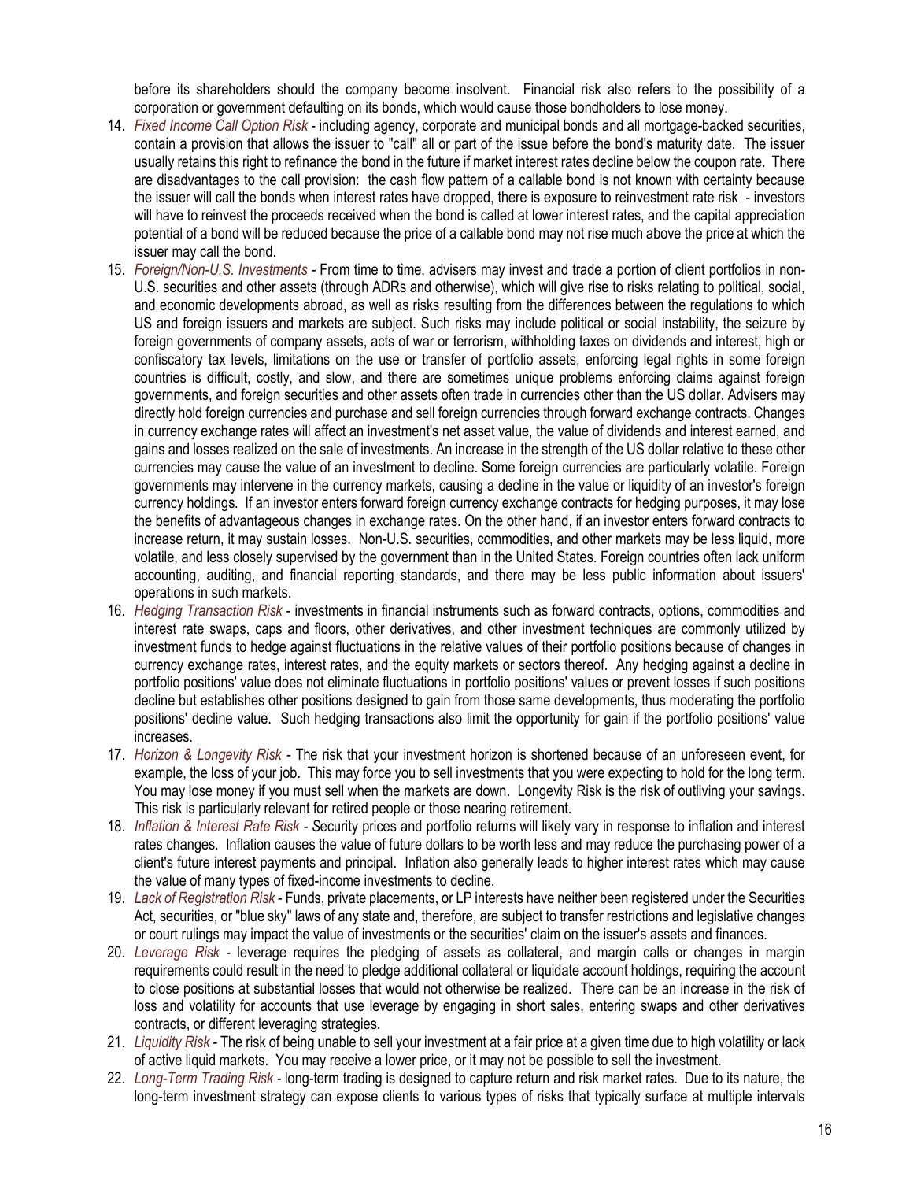before its shareholders should the company become insolvent. Financial risk also refers to the possibility of a corporation or government defaulting on its bonds, which would cause those bondholders to lose money.

14. *Fixed Income Call Option Risk* - including agency, corporate and municipal bonds and all mortgage-backed securities, contain a provision that allows the issuer to "call" all or part of the issue before the bond's maturity date. The issuer usually retains this right to refinance the bond in the future if market interest rates decline below the coupon rate. There are disadvantages to the call provision: the cash flow pattern of a callable bond is not known with certainty because the issuer will call the bonds when interest rates have dropped, there is exposure to reinvestment rate risk - investors will have to reinvest the proceeds received when the bond is called at lower interest rates, and the capital appreciation potential of a bond will be reduced because the price of a callable bond may not rise much above the price at which the issuer may call the bond.
15. *Foreign/Non-U.S. Investments* - From time to time, advisers may invest and trade a portion of client portfolios in non-U.S. securities and other assets (through ADRs and otherwise), which will give rise to risks relating to political, social, and economic developments abroad, as well as risks resulting from the differences between the regulations to which US and foreign issuers and markets are subject. Such risks may include political or social instability, the seizure by foreign governments of company assets, acts of war or terrorism, withholding taxes on dividends and interest, high or confiscatory tax levels, limitations on the use or transfer of portfolio assets, enforcing legal rights in some foreign countries is difficult, costly, and slow, and there are sometimes unique problems enforcing claims against foreign governments, and foreign securities and other assets often trade in currencies other than the US dollar. Advisers may directly hold foreign currencies and purchase and sell foreign currencies through forward exchange contracts. Changes in currency exchange rates will affect an investment's net asset value, the value of dividends and interest earned, and gains and losses realized on the sale of investments. An increase in the strength of the US dollar relative to these other currencies may cause the value of an investment to decline. Some foreign currencies are particularly volatile. Foreign governments may intervene in the currency markets, causing a decline in the value or liquidity of an investor's foreign currency holdings. If an investor enters forward foreign currency exchange contracts for hedging purposes, it may lose the benefits of advantageous changes in exchange rates. On the other hand, if an investor enters forward contracts to increase return, it may sustain losses. Non-U.S. securities, commodities, and other markets may be less liquid, more volatile, and less closely supervised by the government than in the United States. Foreign countries often lack uniform accounting, auditing, and financial reporting standards, and there may be less public information about issuers' operations in such markets.
16. *Hedging Transaction Risk* - investments in financial instruments such as forward contracts, options, commodities and interest rate swaps, caps and floors, other derivatives, and other investment techniques are commonly utilized by investment funds to hedge against fluctuations in the relative values of their portfolio positions because of changes in currency exchange rates, interest rates, and the equity markets or sectors thereof. Any hedging against a decline in portfolio positions' value does not eliminate fluctuations in portfolio positions' values or prevent losses if such positions decline but establishes other positions designed to gain from those same developments, thus moderating the portfolio positions' decline value. Such hedging transactions also limit the opportunity for gain if the portfolio positions' value increases.
17. *Horizon & Longevity Risk* - The risk that your investment horizon is shortened because of an unforeseen event, for example, the loss of your job. This may force you to sell investments that you were expecting to hold for the long term. You may lose money if you must sell when the markets are down. Longevity Risk is the risk of outliving your savings. This risk is particularly relevant for retired people or those nearing retirement.
18. *Inflation & Interest Rate Risk* - Security prices and portfolio returns will likely vary in response to inflation and interest rates changes. Inflation causes the value of future dollars to be worth less and may reduce the purchasing power of a client's future interest payments and principal. Inflation also generally leads to higher interest rates which may cause the value of many types of fixed-income investments to decline.
19. *Lack of Registration Risk* - Funds, private placements, or LP interests have neither been registered under the Securities Act, securities, or "blue sky" laws of any state and, therefore, are subject to transfer restrictions and legislative changes or court rulings may impact the value of investments or the securities' claim on the issuer's assets and finances.
20. *Leverage Risk* - leverage requires the pledging of assets as collateral, and margin calls or changes in margin requirements could result in the need to pledge additional collateral or liquidate account holdings, requiring the account to close positions at substantial losses that would not otherwise be realized. There can be an increase in the risk of loss and volatility for accounts that use leverage by engaging in short sales, entering swaps and other derivatives contracts, or different leveraging strategies.
21. *Liquidity Risk* - The risk of being unable to sell your investment at a fair price at a given time due to high volatility or lack of active liquid markets. You may receive a lower price, or it may not be possible to sell the investment.
22. *Long-Term Trading Risk* - long-term trading is designed to capture return and risk market rates. Due to its nature, the long-term investment strategy can expose clients to various types of risks that typically surface at multiple intervals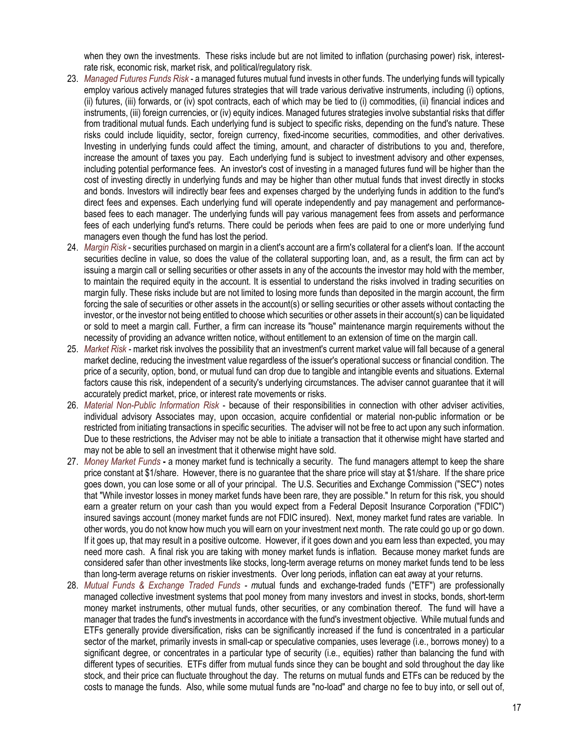when they own the investments. These risks include but are not limited to inflation (purchasing power) risk, interest-rate risk, economic risk, market risk, and political/regulatory risk.

23. *Managed Futures Funds Risk* - a managed futures mutual fund invests in other funds. The underlying funds will typically employ various actively managed futures strategies that will trade various derivative instruments, including (i) options, (ii) futures, (iii) forwards, or (iv) spot contracts, each of which may be tied to (i) commodities, (ii) financial indices and instruments, (iii) foreign currencies, or (iv) equity indices. Managed futures strategies involve substantial risks that differ from traditional mutual funds. Each underlying fund is subject to specific risks, depending on the fund's nature. These risks could include liquidity, sector, foreign currency, fixed-income securities, commodities, and other derivatives. Investing in underlying funds could affect the timing, amount, and character of distributions to you and, therefore, increase the amount of taxes you pay. Each underlying fund is subject to investment advisory and other expenses, including potential performance fees. An investor's cost of investing in a managed futures fund will be higher than the cost of investing directly in underlying funds and may be higher than other mutual funds that invest directly in stocks and bonds. Investors will indirectly bear fees and expenses charged by the underlying funds in addition to the fund's direct fees and expenses. Each underlying fund will operate independently and pay management and performance-based fees to each manager. The underlying funds will pay various management fees from assets and performance fees of each underlying fund's returns. There could be periods when fees are paid to one or more underlying fund managers even though the fund has lost the period.
24. *Margin Risk* - securities purchased on margin in a client's account are a firm's collateral for a client's loan. If the account securities decline in value, so does the value of the collateral supporting loan, and, as a result, the firm can act by issuing a margin call or selling securities or other assets in any of the accounts the investor may hold with the member, to maintain the required equity in the account. It is essential to understand the risks involved in trading securities on margin fully. These risks include but are not limited to losing more funds than deposited in the margin account, the firm forcing the sale of securities or other assets in the account(s) or selling securities or other assets without contacting the investor, or the investor not being entitled to choose which securities or other assets in their account(s) can be liquidated or sold to meet a margin call. Further, a firm can increase its "house" maintenance margin requirements without the necessity of providing an advance written notice, without entitlement to an extension of time on the margin call.
25. *Market Risk* - market risk involves the possibility that an investment's current market value will fall because of a general market decline, reducing the investment value regardless of the issuer's operational success or financial condition. The price of a security, option, bond, or mutual fund can drop due to tangible and intangible events and situations. External factors cause this risk, independent of a security's underlying circumstances. The adviser cannot guarantee that it will accurately predict market, price, or interest rate movements or risks.
26. *Material Non-Public Information Risk* - because of their responsibilities in connection with other adviser activities, individual advisory Associates may, upon occasion, acquire confidential or material non-public information or be restricted from initiating transactions in specific securities. The adviser will not be free to act upon any such information. Due to these restrictions, the Adviser may not be able to initiate a transaction that it otherwise might have started and may not be able to sell an investment that it otherwise might have sold.
27. *Money Market Funds* **-** a money market fund is technically a security. The fund managers attempt to keep the share price constant at $1/share. However, there is no guarantee that the share price will stay at $1/share. If the share price goes down, you can lose some or all of your principal. The U.S. Securities and Exchange Commission ("SEC") notes that "While investor losses in money market funds have been rare, they are possible." In return for this risk, you should earn a greater return on your cash than you would expect from a Federal Deposit Insurance Corporation ("FDIC") insured savings account (money market funds are not FDIC insured). Next, money market fund rates are variable. In other words, you do not know how much you will earn on your investment next month. The rate could go up or go down. If it goes up, that may result in a positive outcome. However, if it goes down and you earn less than expected, you may need more cash. A final risk you are taking with money market funds is inflation. Because money market funds are considered safer than other investments like stocks, long-term average returns on money market funds tend to be less than long-term average returns on riskier investments. Over long periods, inflation can eat away at your returns.
28. *Mutual Funds & Exchange Traded Funds - m*utual funds and exchange-traded funds ("ETF") are professionally managed collective investment systems that pool money from many investors and invest in stocks, bonds, short-term money market instruments, other mutual funds, other securities, or any combination thereof. The fund will have a manager that trades the fund's investments in accordance with the fund's investment objective. While mutual funds and ETFs generally provide diversification, risks can be significantly increased if the fund is concentrated in a particular sector of the market, primarily invests in small-cap or speculative companies, uses leverage (i.e., borrows money) to a significant degree, or concentrates in a particular type of security (i.e., equities) rather than balancing the fund with different types of securities. ETFs differ from mutual funds since they can be bought and sold throughout the day like stock, and their price can fluctuate throughout the day. The returns on mutual funds and ETFs can be reduced by the costs to manage the funds. Also, while some mutual funds are "no-load" and charge no fee to buy into, or sell out of,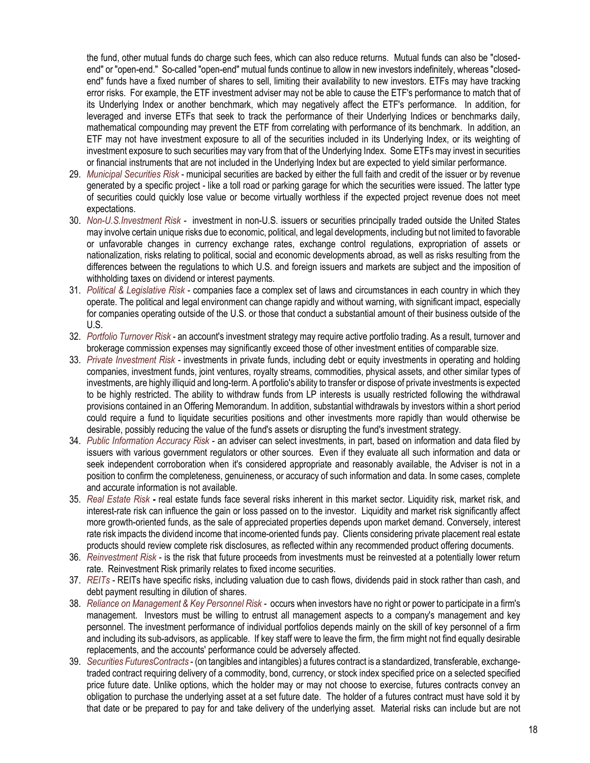the fund, other mutual funds do charge such fees, which can also reduce returns. Mutual funds can also be "closed-end" or "open-end." So-called "open-end" mutual funds continue to allow in new investors indefinitely, whereas "closed-end" funds have a fixed number of shares to sell, limiting their availability to new investors. ETFs may have tracking error risks. For example, the ETF investment adviser may not be able to cause the ETF's performance to match that of its Underlying Index or another benchmark, which may negatively affect the ETF's performance. In addition, for leveraged and inverse ETFs that seek to track the performance of their Underlying Indices or benchmarks daily, mathematical compounding may prevent the ETF from correlating with performance of its benchmark. In addition, an ETF may not have investment exposure to all of the securities included in its Underlying Index, or its weighting of investment exposure to such securities may vary from that of the Underlying Index. Some ETFs may invest in securities or financial instruments that are not included in the Underlying Index but are expected to yield similar performance.

29. *Municipal Securities Risk* - municipal securities are backed by either the full faith and credit of the issuer or by revenue generated by a specific project - like a toll road or parking garage for which the securities were issued. The latter type of securities could quickly lose value or become virtually worthless if the expected project revenue does not meet expectations.
30. *Non-U.S.Investment Risk* - investment in non-U.S. issuers or securities principally traded outside the United States may involve certain unique risks due to economic, political, and legal developments, including but not limited to favorable or unfavorable changes in currency exchange rates, exchange control regulations, expropriation of assets or nationalization, risks relating to political, social and economic developments abroad, as well as risks resulting from the differences between the regulations to which U.S. and foreign issuers and markets are subject and the imposition of withholding taxes on dividend or interest payments.
31. *Political & Legislative Risk* - companies face a complex set of laws and circumstances in each country in which they operate. The political and legal environment can change rapidly and without warning, with significant impact, especially for companies operating outside of the U.S. or those that conduct a substantial amount of their business outside of the U.S.
32. *Portfolio Turnover Risk* - an account's investment strategy may require active portfolio trading. As a result, turnover and brokerage commission expenses may significantly exceed those of other investment entities of comparable size.
33. *Private Investment Risk* - investments in private funds, including debt or equity investments in operating and holding companies, investment funds, joint ventures, royalty streams, commodities, physical assets, and other similar types of investments, are highly illiquid and long-term. A portfolio's ability to transfer or dispose of private investments is expected to be highly restricted. The ability to withdraw funds from LP interests is usually restricted following the withdrawal provisions contained in an Offering Memorandum. In addition, substantial withdrawals by investors within a short period could require a fund to liquidate securities positions and other investments more rapidly than would otherwise be desirable, possibly reducing the value of the fund's assets or disrupting the fund's investment strategy.
34. *Public Information Accuracy Risk* - an adviser can select investments, in part, based on information and data filed by issuers with various government regulators or other sources. Even if they evaluate all such information and data or seek independent corroboration when it's considered appropriate and reasonably available, the Adviser is not in a position to confirm the completeness, genuineness, or accuracy of such information and data. In some cases, complete and accurate information is not available.
35. *Real Estate Risk* **-** real estate funds face several risks inherent in this market sector. Liquidity risk, market risk, and interest-rate risk can influence the gain or loss passed on to the investor. Liquidity and market risk significantly affect more growth-oriented funds, as the sale of appreciated properties depends upon market demand. Conversely, interest rate risk impacts the dividend income that income-oriented funds pay. Clients considering private placement real estate products should review complete risk disclosures, as reflected within any recommended product offering documents.
36. *Reinvestment Risk* - is the risk that future proceeds from investments must be reinvested at a potentially lower return rate. Reinvestment Risk primarily relates to fixed income securities.
37. *REITs* - REITs have specific risks, including valuation due to cash flows, dividends paid in stock rather than cash, and debt payment resulting in dilution of shares.
38. *Reliance on Management & Key Personnel Risk* - occurs when investors have no right or power to participate in a firm's management. Investors must be willing to entrust all management aspects to a company's management and key personnel. The investment performance of individual portfolios depends mainly on the skill of key personnel of a firm and including its sub-advisors, as applicable. If key staff were to leave the firm, the firm might not find equally desirable replacements, and the accounts' performance could be adversely affected.
39. *Securities FuturesContracts* - (on tangibles and intangibles) a futures contract is a standardized, transferable, exchange-traded contract requiring delivery of a commodity, bond, currency, or stock index specified price on a selected specified price future date. Unlike options, which the holder may or may not choose to exercise, futures contracts convey an obligation to purchase the underlying asset at a set future date. The holder of a futures contract must have sold it by that date or be prepared to pay for and take delivery of the underlying asset. Material risks can include but are not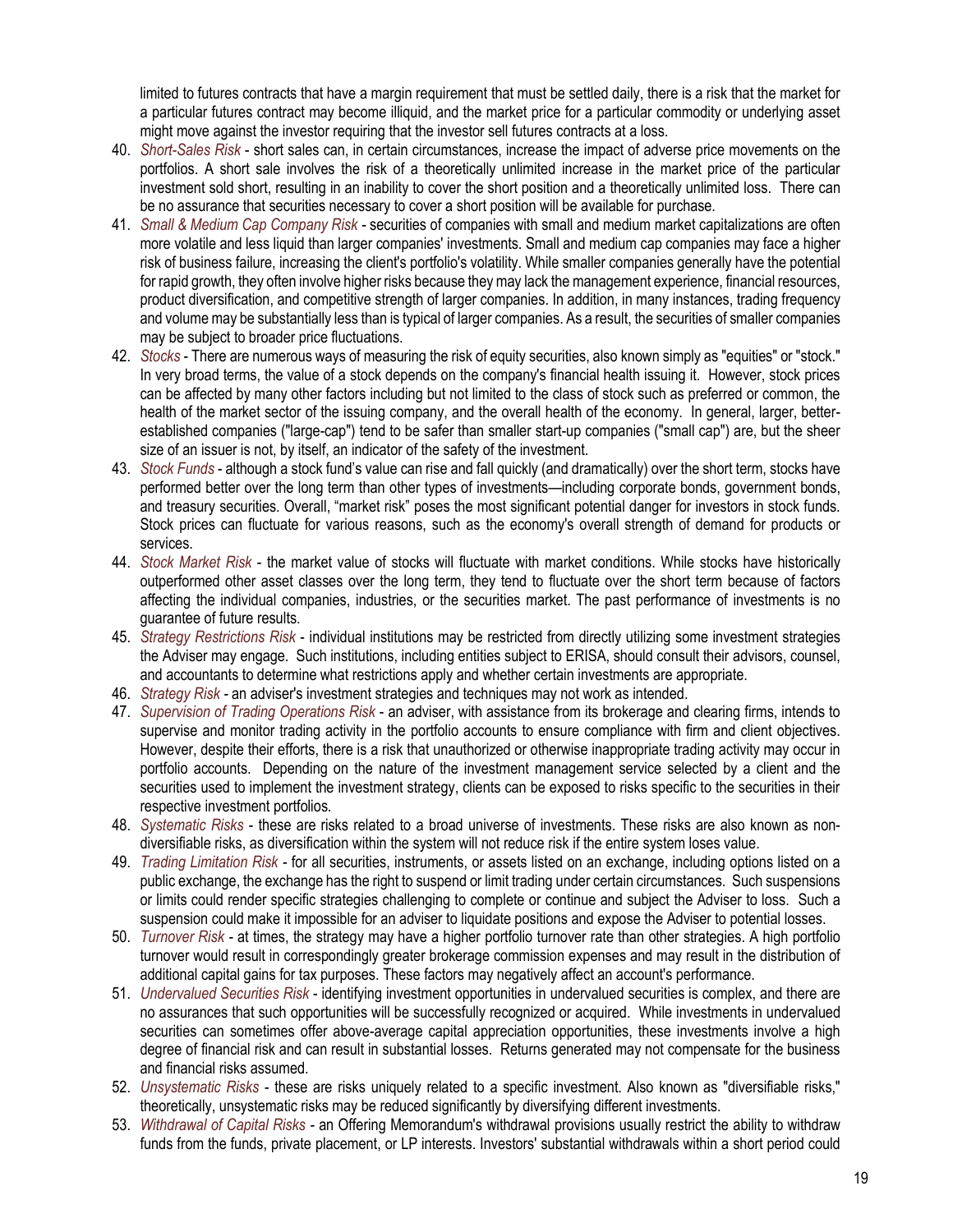limited to futures contracts that have a margin requirement that must be settled daily, there is a risk that the market for a particular futures contract may become illiquid, and the market price for a particular commodity or underlying asset might move against the investor requiring that the investor sell futures contracts at a loss.

40. *Short-Sales Risk* - short sales can, in certain circumstances, increase the impact of adverse price movements on the portfolios. A short sale involves the risk of a theoretically unlimited increase in the market price of the particular investment sold short, resulting in an inability to cover the short position and a theoretically unlimited loss. There can be no assurance that securities necessary to cover a short position will be available for purchase.
41. *Small & Medium Cap Company Risk* - securities of companies with small and medium market capitalizations are often more volatile and less liquid than larger companies' investments. Small and medium cap companies may face a higher risk of business failure, increasing the client's portfolio's volatility. While smaller companies generally have the potential for rapid growth, they often involve higher risks because they may lack the management experience, financial resources, product diversification, and competitive strength of larger companies. In addition, in many instances, trading frequency and volume may be substantially less than is typical of larger companies. As a result, the securities of smaller companies may be subject to broader price fluctuations.
42. *Stocks* - There are numerous ways of measuring the risk of equity securities, also known simply as "equities" or "stock." In very broad terms, the value of a stock depends on the company's financial health issuing it. However, stock prices can be affected by many other factors including but not limited to the class of stock such as preferred or common, the health of the market sector of the issuing company, and the overall health of the economy. In general, larger, better-established companies ("large-cap") tend to be safer than smaller start-up companies ("small cap") are, but the sheer size of an issuer is not, by itself, an indicator of the safety of the investment.
43. *Stock Funds* - although a stock fund's value can rise and fall quickly (and dramatically) over the short term, stocks have performed better over the long term than other types of investments—including corporate bonds, government bonds, and treasury securities. Overall, "market risk" poses the most significant potential danger for investors in stock funds. Stock prices can fluctuate for various reasons, such as the economy's overall strength of demand for products or services.
44. *Stock Market Risk* - the market value of stocks will fluctuate with market conditions. While stocks have historically outperformed other asset classes over the long term, they tend to fluctuate over the short term because of factors affecting the individual companies, industries, or the securities market. The past performance of investments is no guarantee of future results.
45. *Strategy Restrictions Risk* - individual institutions may be restricted from directly utilizing some investment strategies the Adviser may engage. Such institutions, including entities subject to ERISA, should consult their advisors, counsel, and accountants to determine what restrictions apply and whether certain investments are appropriate.
46. *Strategy Risk* - an adviser's investment strategies and techniques may not work as intended.
47. *Supervision of Trading Operations Risk* - an adviser, with assistance from its brokerage and clearing firms, intends to supervise and monitor trading activity in the portfolio accounts to ensure compliance with firm and client objectives. However, despite their efforts, there is a risk that unauthorized or otherwise inappropriate trading activity may occur in portfolio accounts. Depending on the nature of the investment management service selected by a client and the securities used to implement the investment strategy, clients can be exposed to risks specific to the securities in their respective investment portfolios.
48. *Systematic Risks* - these are risks related to a broad universe of investments. These risks are also known as non-diversifiable risks, as diversification within the system will not reduce risk if the entire system loses value.
49. *Trading Limitation Risk* - for all securities, instruments, or assets listed on an exchange, including options listed on a public exchange, the exchange has the right to suspend or limit trading under certain circumstances. Such suspensions or limits could render specific strategies challenging to complete or continue and subject the Adviser to loss. Such a suspension could make it impossible for an adviser to liquidate positions and expose the Adviser to potential losses.
50. *Turnover Risk* - at times, the strategy may have a higher portfolio turnover rate than other strategies. A high portfolio turnover would result in correspondingly greater brokerage commission expenses and may result in the distribution of additional capital gains for tax purposes. These factors may negatively affect an account's performance.
51. *Undervalued Securities Risk* - identifying investment opportunities in undervalued securities is complex, and there are no assurances that such opportunities will be successfully recognized or acquired. While investments in undervalued securities can sometimes offer above-average capital appreciation opportunities, these investments involve a high degree of financial risk and can result in substantial losses. Returns generated may not compensate for the business and financial risks assumed.
52. *Unsystematic Risks* - these are risks uniquely related to a specific investment. Also known as "diversifiable risks," theoretically, unsystematic risks may be reduced significantly by diversifying different investments.
53. *Withdrawal of Capital Risks* - an Offering Memorandum's withdrawal provisions usually restrict the ability to withdraw funds from the funds, private placement, or LP interests. Investors' substantial withdrawals within a short period could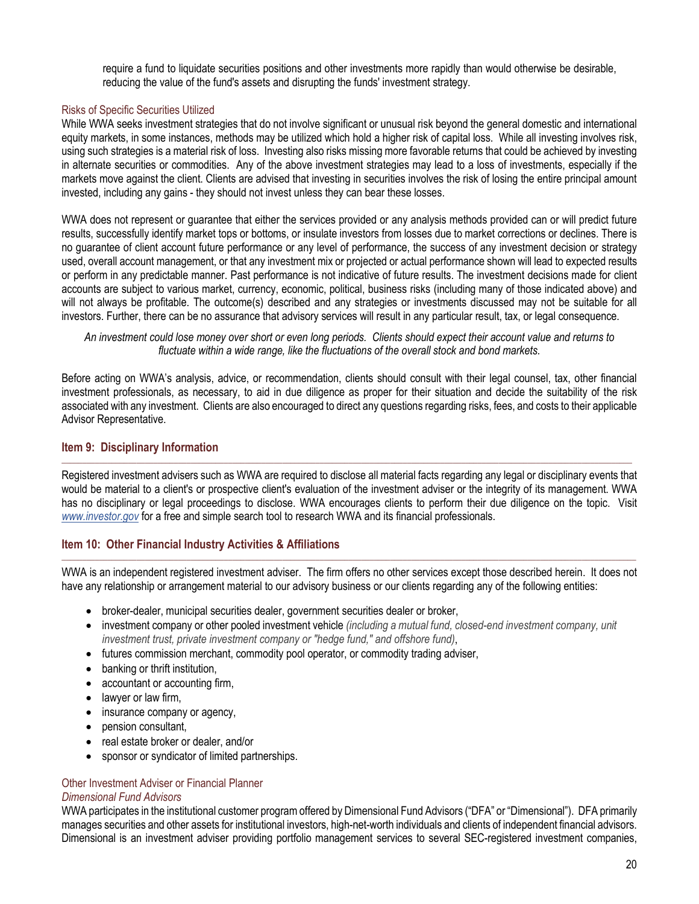require a fund to liquidate securities positions and other investments more rapidly than would otherwise be desirable, reducing the value of the fund's assets and disrupting the funds' investment strategy.

### Risks of Specific Securities Utilized

While WWA seeks investment strategies that do not involve significant or unusual risk beyond the general domestic and international equity markets, in some instances, methods may be utilized which hold a higher risk of capital loss. While all investing involves risk, using such strategies is a material risk of loss. Investing also risks missing more favorable returns that could be achieved by investing in alternate securities or commodities. Any of the above investment strategies may lead to a loss of investments, especially if the markets move against the client. Clients are advised that investing in securities involves the risk of losing the entire principal amount invested, including any gains - they should not invest unless they can bear these losses.

WWA does not represent or guarantee that either the services provided or any analysis methods provided can or will predict future results, successfully identify market tops or bottoms, or insulate investors from losses due to market corrections or declines. There is no guarantee of client account future performance or any level of performance, the success of any investment decision or strategy used, overall account management, or that any investment mix or projected or actual performance shown will lead to expected results or perform in any predictable manner. Past performance is not indicative of future results. The investment decisions made for client accounts are subject to various market, currency, economic, political, business risks (including many of those indicated above) and will not always be profitable. The outcome(s) described and any strategies or investments discussed may not be suitable for all investors. Further, there can be no assurance that advisory services will result in any particular result, tax, or legal consequence.

*An investment could lose money over short or even long periods. Clients should expect their account value and returns to fluctuate within a wide range, like the fluctuations of the overall stock and bond markets.*

Before acting on WWA's analysis, advice, or recommendation, clients should consult with their legal counsel, tax, other financial investment professionals, as necessary, to aid in due diligence as proper for their situation and decide the suitability of the risk associated with any investment. Clients are also encouraged to direct any questions regarding risks, fees, and costs to their applicable Advisor Representative.

## Item 9: Disciplinary Information

Registered investment advisers such as WWA are required to disclose all material facts regarding any legal or disciplinary events that would be material to a client's or prospective client's evaluation of the investment adviser or the integrity of its management. WWA has no disciplinary or legal proceedings to disclose. WWA encourages clients to perform their due diligence on the topic. Visit *www.investor.gov* for a free and simple search tool to research WWA and its financial professionals.

## Item 10: Other Financial Industry Activities & Affiliations

WWA is an independent registered investment adviser. The firm offers no other services except those described herein. It does not have any relationship or arrangement material to our advisory business or our clients regarding any of the following entities:

- broker-dealer, municipal securities dealer, government securities dealer or broker,
- investment company or other pooled investment vehicle *(including a mutual fund, closed-end investment company, unit investment trust, private investment company or "hedge fund," and offshore fund)*,
- futures commission merchant, commodity pool operator, or commodity trading adviser,
- banking or thrift institution,
- accountant or accounting firm,
- lawyer or law firm,
- insurance company or agency,
- pension consultant,
- real estate broker or dealer, and/or
- sponsor or syndicator of limited partnerships.

### Other Investment Adviser or Financial Planner

*Dimensional Fund Advisors*

WWA participates in the institutional customer program offered by Dimensional Fund Advisors ("DFA" or "Dimensional"). DFA primarily manages securities and other assets for institutional investors, high-net-worth individuals and clients of independent financial advisors. Dimensional is an investment adviser providing portfolio management services to several SEC-registered investment companies,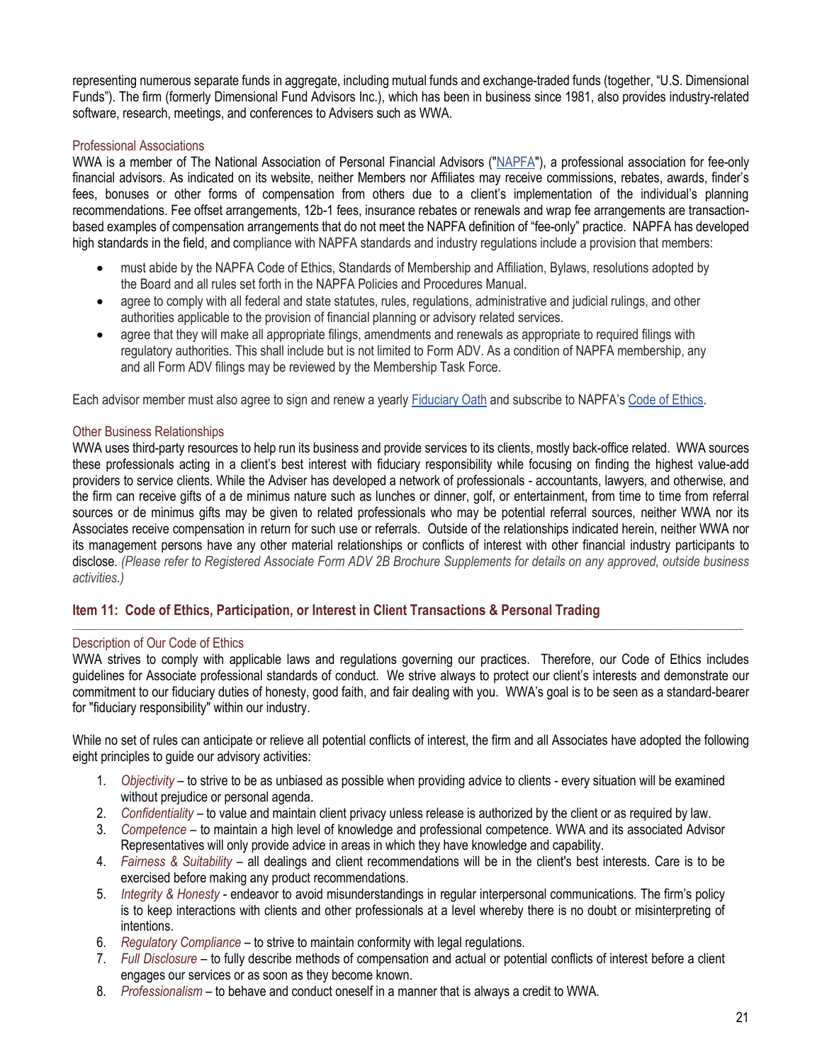representing numerous separate funds in aggregate, including mutual funds and exchange-traded funds (together, "U.S. Dimensional Funds"). The firm (formerly Dimensional Fund Advisors Inc.), which has been in business since 1981, also provides industry-related software, research, meetings, and conferences to Advisers such as WWA.

### Professional Associations

WWA is a member of The National Association of Personal Financial Advisors ("NAPFA"), a professional association for fee-only financial advisors. As indicated on its website, neither Members nor Affiliates may receive commissions, rebates, awards, finder's fees, bonuses or other forms of compensation from others due to a client's implementation of the individual's planning recommendations. Fee offset arrangements, 12b-1 fees, insurance rebates or renewals and wrap fee arrangements are transaction-based examples of compensation arrangements that do not meet the NAPFA definition of "fee-only" practice. NAPFA has developed high standards in the field, and compliance with NAPFA standards and industry regulations include a provision that members:

- must abide by the NAPFA Code of Ethics, Standards of Membership and Affiliation, Bylaws, resolutions adopted by the Board and all rules set forth in the NAPFA Policies and Procedures Manual.
- agree to comply with all federal and state statutes, rules, regulations, administrative and judicial rulings, and other authorities applicable to the provision of financial planning or advisory related services.
- agree that they will make all appropriate filings, amendments and renewals as appropriate to required filings with regulatory authorities. This shall include but is not limited to Form ADV. As a condition of NAPFA membership, any and all Form ADV filings may be reviewed by the Membership Task Force.

Each advisor member must also agree to sign and renew a yearly Fiduciary Oath and subscribe to NAPFA's Code of Ethics.

### Other Business Relationships

WWA uses third-party resources to help run its business and provide services to its clients, mostly back-office related. WWA sources these professionals acting in a client's best interest with fiduciary responsibility while focusing on finding the highest value-add providers to service clients. While the Adviser has developed a network of professionals - accountants, lawyers, and otherwise, and the firm can receive gifts of a de minimus nature such as lunches or dinner, golf, or entertainment, from time to time from referral sources or de minimus gifts may be given to related professionals who may be potential referral sources, neither WWA nor its Associates receive compensation in return for such use or referrals. Outside of the relationships indicated herein, neither WWA nor its management persons have any other material relationships or conflicts of interest with other financial industry participants to disclose. *(Please refer to Registered Associate Form ADV 2B Brochure Supplements for details on any approved, outside business activities.)*

## Item 11: Code of Ethics, Participation, or Interest in Client Transactions & Personal Trading

### Description of Our Code of Ethics

WWA strives to comply with applicable laws and regulations governing our practices. Therefore, our Code of Ethics includes guidelines for Associate professional standards of conduct. We strive always to protect our client's interests and demonstrate our commitment to our fiduciary duties of honesty, good faith, and fair dealing with you. WWA's goal is to be seen as a standard-bearer for "fiduciary responsibility" within our industry.

While no set of rules can anticipate or relieve all potential conflicts of interest, the firm and all Associates have adopted the following eight principles to guide our advisory activities:

1. *Objectivity* – to strive to be as unbiased as possible when providing advice to clients - every situation will be examined without prejudice or personal agenda.
2. *Confidentiality* – to value and maintain client privacy unless release is authorized by the client or as required by law.
3. *Competence* – to maintain a high level of knowledge and professional competence. WWA and its associated Advisor Representatives will only provide advice in areas in which they have knowledge and capability.
4. *Fairness & Suitability* – all dealings and client recommendations will be in the client's best interests. Care is to be exercised before making any product recommendations.
5. *Integrity & Honesty* - endeavor to avoid misunderstandings in regular interpersonal communications. The firm's policy is to keep interactions with clients and other professionals at a level whereby there is no doubt or misinterpreting of intentions.
6. *Regulatory Compliance* – to strive to maintain conformity with legal regulations.
7. *Full Disclosure* – to fully describe methods of compensation and actual or potential conflicts of interest before a client engages our services or as soon as they become known.
8. *Professionalism* – to behave and conduct oneself in a manner that is always a credit to WWA.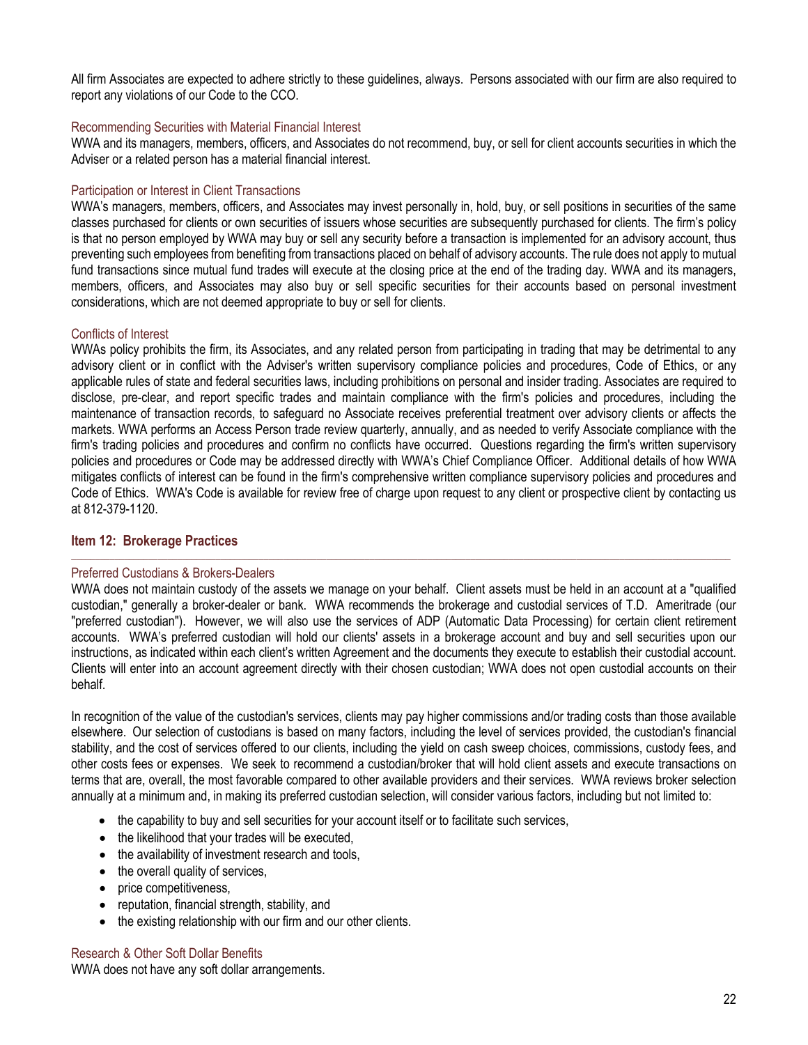All firm Associates are expected to adhere strictly to these guidelines, always. Persons associated with our firm are also required to report any violations of our Code to the CCO.

### Recommending Securities with Material Financial Interest

WWA and its managers, members, officers, and Associates do not recommend, buy, or sell for client accounts securities in which the Adviser or a related person has a material financial interest.

### Participation or Interest in Client Transactions

WWA's managers, members, officers, and Associates may invest personally in, hold, buy, or sell positions in securities of the same classes purchased for clients or own securities of issuers whose securities are subsequently purchased for clients. The firm's policy is that no person employed by WWA may buy or sell any security before a transaction is implemented for an advisory account, thus preventing such employees from benefiting from transactions placed on behalf of advisory accounts. The rule does not apply to mutual fund transactions since mutual fund trades will execute at the closing price at the end of the trading day. WWA and its managers, members, officers, and Associates may also buy or sell specific securities for their accounts based on personal investment considerations, which are not deemed appropriate to buy or sell for clients.

### Conflicts of Interest

WWAs policy prohibits the firm, its Associates, and any related person from participating in trading that may be detrimental to any advisory client or in conflict with the Adviser's written supervisory compliance policies and procedures, Code of Ethics, or any applicable rules of state and federal securities laws, including prohibitions on personal and insider trading. Associates are required to disclose, pre-clear, and report specific trades and maintain compliance with the firm's policies and procedures, including the maintenance of transaction records, to safeguard no Associate receives preferential treatment over advisory clients or affects the markets. WWA performs an Access Person trade review quarterly, annually, and as needed to verify Associate compliance with the firm's trading policies and procedures and confirm no conflicts have occurred. Questions regarding the firm's written supervisory policies and procedures or Code may be addressed directly with WWA's Chief Compliance Officer. Additional details of how WWA mitigates conflicts of interest can be found in the firm's comprehensive written compliance supervisory policies and procedures and Code of Ethics. WWA's Code is available for review free of charge upon request to any client or prospective client by contacting us at 812-379-1120.

## Item 12: Brokerage Practices

### Preferred Custodians & Brokers-Dealers

WWA does not maintain custody of the assets we manage on your behalf. Client assets must be held in an account at a "qualified custodian," generally a broker-dealer or bank. WWA recommends the brokerage and custodial services of T.D. Ameritrade (our "preferred custodian"). However, we will also use the services of ADP (Automatic Data Processing) for certain client retirement accounts. WWA's preferred custodian will hold our clients' assets in a brokerage account and buy and sell securities upon our instructions, as indicated within each client's written Agreement and the documents they execute to establish their custodial account. Clients will enter into an account agreement directly with their chosen custodian; WWA does not open custodial accounts on their behalf.

In recognition of the value of the custodian's services, clients may pay higher commissions and/or trading costs than those available elsewhere. Our selection of custodians is based on many factors, including the level of services provided, the custodian's financial stability, and the cost of services offered to our clients, including the yield on cash sweep choices, commissions, custody fees, and other costs fees or expenses. We seek to recommend a custodian/broker that will hold client assets and execute transactions on terms that are, overall, the most favorable compared to other available providers and their services. WWA reviews broker selection annually at a minimum and, in making its preferred custodian selection, will consider various factors, including but not limited to:

- the capability to buy and sell securities for your account itself or to facilitate such services,
- the likelihood that your trades will be executed,
- the availability of investment research and tools,
- the overall quality of services,
- price competitiveness,
- reputation, financial strength, stability, and
- the existing relationship with our firm and our other clients.

### Research & Other Soft Dollar Benefits

WWA does not have any soft dollar arrangements.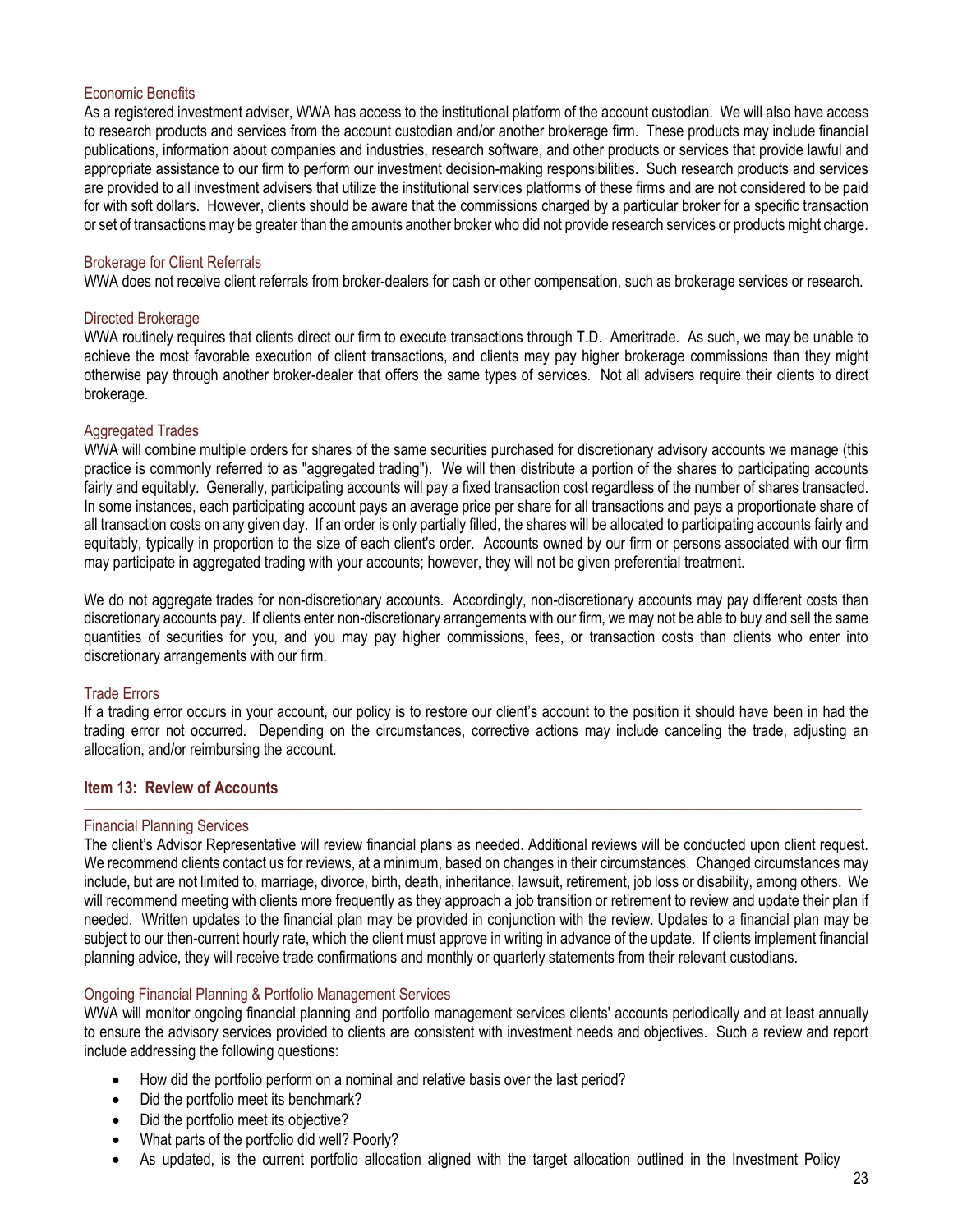### Economic Benefits

As a registered investment adviser, WWA has access to the institutional platform of the account custodian. We will also have access to research products and services from the account custodian and/or another brokerage firm. These products may include financial publications, information about companies and industries, research software, and other products or services that provide lawful and appropriate assistance to our firm to perform our investment decision-making responsibilities. Such research products and services are provided to all investment advisers that utilize the institutional services platforms of these firms and are not considered to be paid for with soft dollars. However, clients should be aware that the commissions charged by a particular broker for a specific transaction or set of transactions may be greater than the amounts another broker who did not provide research services or products might charge.

### Brokerage for Client Referrals

WWA does not receive client referrals from broker-dealers for cash or other compensation, such as brokerage services or research.

### Directed Brokerage

WWA routinely requires that clients direct our firm to execute transactions through T.D. Ameritrade. As such, we may be unable to achieve the most favorable execution of client transactions, and clients may pay higher brokerage commissions than they might otherwise pay through another broker-dealer that offers the same types of services. Not all advisers require their clients to direct brokerage.

### Aggregated Trades

WWA will combine multiple orders for shares of the same securities purchased for discretionary advisory accounts we manage (this practice is commonly referred to as "aggregated trading"). We will then distribute a portion of the shares to participating accounts fairly and equitably. Generally, participating accounts will pay a fixed transaction cost regardless of the number of shares transacted. In some instances, each participating account pays an average price per share for all transactions and pays a proportionate share of all transaction costs on any given day. If an order is only partially filled, the shares will be allocated to participating accounts fairly and equitably, typically in proportion to the size of each client's order. Accounts owned by our firm or persons associated with our firm may participate in aggregated trading with your accounts; however, they will not be given preferential treatment.

We do not aggregate trades for non-discretionary accounts. Accordingly, non-discretionary accounts may pay different costs than discretionary accounts pay. If clients enter non-discretionary arrangements with our firm, we may not be able to buy and sell the same quantities of securities for you, and you may pay higher commissions, fees, or transaction costs than clients who enter into discretionary arrangements with our firm.

### Trade Errors

If a trading error occurs in your account, our policy is to restore our client's account to the position it should have been in had the trading error not occurred. Depending on the circumstances, corrective actions may include canceling the trade, adjusting an allocation, and/or reimbursing the account.

## Item 13: Review of Accounts

### Financial Planning Services

The client's Advisor Representative will review financial plans as needed. Additional reviews will be conducted upon client request. We recommend clients contact us for reviews, at a minimum, based on changes in their circumstances. Changed circumstances may include, but are not limited to, marriage, divorce, birth, death, inheritance, lawsuit, retirement, job loss or disability, among others. We will recommend meeting with clients more frequently as they approach a job transition or retirement to review and update their plan if needed. \Written updates to the financial plan may be provided in conjunction with the review. Updates to a financial plan may be subject to our then-current hourly rate, which the client must approve in writing in advance of the update. If clients implement financial planning advice, they will receive trade confirmations and monthly or quarterly statements from their relevant custodians.

### Ongoing Financial Planning & Portfolio Management Services

WWA will monitor ongoing financial planning and portfolio management services clients' accounts periodically and at least annually to ensure the advisory services provided to clients are consistent with investment needs and objectives. Such a review and report include addressing the following questions:

- How did the portfolio perform on a nominal and relative basis over the last period?
- Did the portfolio meet its benchmark?
- Did the portfolio meet its objective?
- What parts of the portfolio did well? Poorly?
- As updated, is the current portfolio allocation aligned with the target allocation outlined in the Investment Policy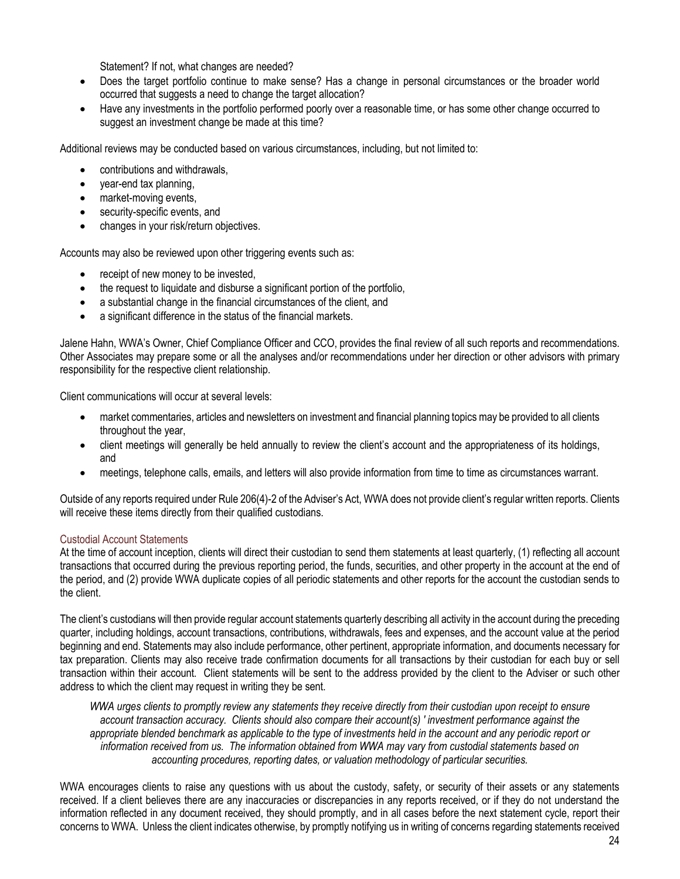Statement? If not, what changes are needed?

- Does the target portfolio continue to make sense? Has a change in personal circumstances or the broader world occurred that suggests a need to change the target allocation?
- Have any investments in the portfolio performed poorly over a reasonable time, or has some other change occurred to suggest an investment change be made at this time?

Additional reviews may be conducted based on various circumstances, including, but not limited to:

- contributions and withdrawals,
- year-end tax planning,
- market-moving events,
- security-specific events, and
- changes in your risk/return objectives.

Accounts may also be reviewed upon other triggering events such as:

- receipt of new money to be invested,
- the request to liquidate and disburse a significant portion of the portfolio,
- a substantial change in the financial circumstances of the client, and
- a significant difference in the status of the financial markets.

Jalene Hahn, WWA's Owner, Chief Compliance Officer and CCO, provides the final review of all such reports and recommendations. Other Associates may prepare some or all the analyses and/or recommendations under her direction or other advisors with primary responsibility for the respective client relationship.

Client communications will occur at several levels:

- market commentaries, articles and newsletters on investment and financial planning topics may be provided to all clients throughout the year,
- client meetings will generally be held annually to review the client's account and the appropriateness of its holdings, and
- meetings, telephone calls, emails, and letters will also provide information from time to time as circumstances warrant.

Outside of any reports required under Rule 206(4)-2 of the Adviser's Act, WWA does not provide client's regular written reports. Clients will receive these items directly from their qualified custodians.

### Custodial Account Statements

At the time of account inception, clients will direct their custodian to send them statements at least quarterly, (1) reflecting all account transactions that occurred during the previous reporting period, the funds, securities, and other property in the account at the end of the period, and (2) provide WWA duplicate copies of all periodic statements and other reports for the account the custodian sends to the client.

The client's custodians will then provide regular account statements quarterly describing all activity in the account during the preceding quarter, including holdings, account transactions, contributions, withdrawals, fees and expenses, and the account value at the period beginning and end. Statements may also include performance, other pertinent, appropriate information, and documents necessary for tax preparation. Clients may also receive trade confirmation documents for all transactions by their custodian for each buy or sell transaction within their account. Client statements will be sent to the address provided by the client to the Adviser or such other address to which the client may request in writing they be sent.

*WWA urges clients to promptly review any statements they receive directly from their custodian upon receipt to ensure account transaction accuracy. Clients should also compare their account(s) ' investment performance against the appropriate blended benchmark as applicable to the type of investments held in the account and any periodic report or information received from us. The information obtained from WWA may vary from custodial statements based on accounting procedures, reporting dates, or valuation methodology of particular securities.*

WWA encourages clients to raise any questions with us about the custody, safety, or security of their assets or any statements received. If a client believes there are any inaccuracies or discrepancies in any reports received, or if they do not understand the information reflected in any document received, they should promptly, and in all cases before the next statement cycle, report their concerns to WWA. Unless the client indicates otherwise, by promptly notifying us in writing of concerns regarding statements received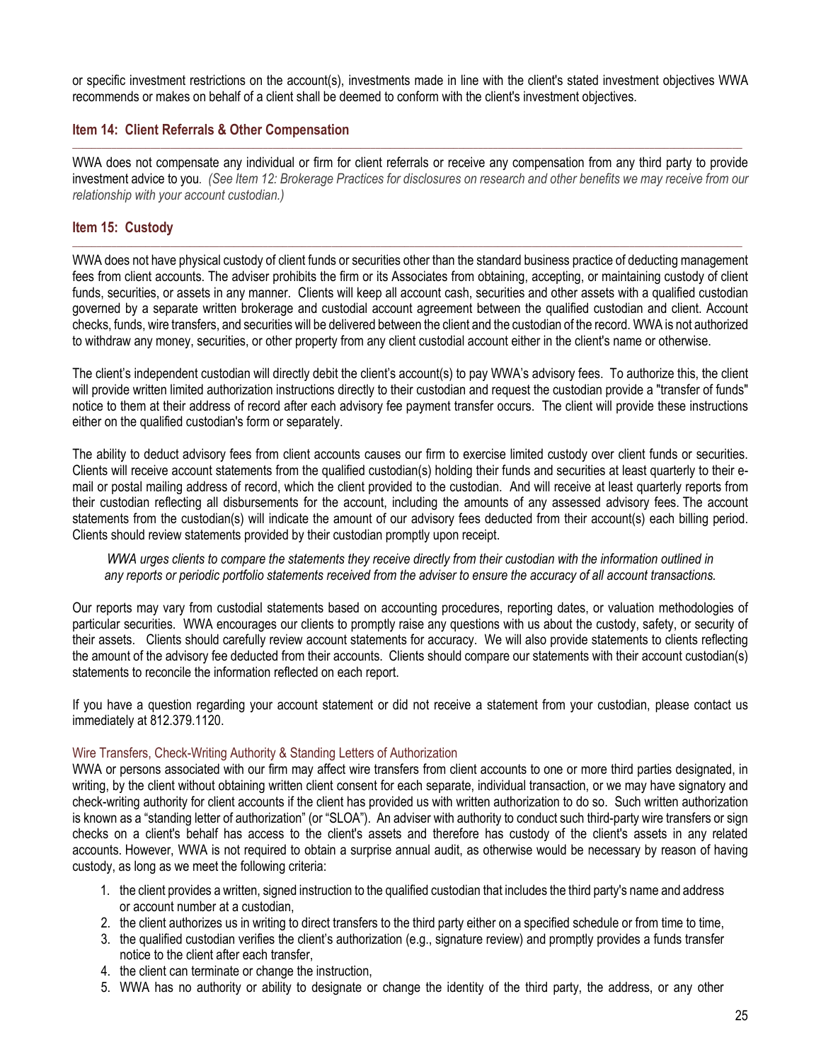or specific investment restrictions on the account(s), investments made in line with the client's stated investment objectives WWA recommends or makes on behalf of a client shall be deemed to conform with the client's investment objectives.

## Item 14: Client Referrals & Other Compensation

WWA does not compensate any individual or firm for client referrals or receive any compensation from any third party to provide investment advice to you. *(See Item 12: Brokerage Practices for disclosures on research and other benefits we may receive from our relationship with your account custodian.)*

## Item 15: Custody

WWA does not have physical custody of client funds or securities other than the standard business practice of deducting management fees from client accounts. The adviser prohibits the firm or its Associates from obtaining, accepting, or maintaining custody of client funds, securities, or assets in any manner. Clients will keep all account cash, securities and other assets with a qualified custodian governed by a separate written brokerage and custodial account agreement between the qualified custodian and client. Account checks, funds, wire transfers, and securities will be delivered between the client and the custodian of the record. WWA is not authorized to withdraw any money, securities, or other property from any client custodial account either in the client's name or otherwise.

The client's independent custodian will directly debit the client's account(s) to pay WWA's advisory fees. To authorize this, the client will provide written limited authorization instructions directly to their custodian and request the custodian provide a "transfer of funds" notice to them at their address of record after each advisory fee payment transfer occurs. The client will provide these instructions either on the qualified custodian's form or separately.

The ability to deduct advisory fees from client accounts causes our firm to exercise limited custody over client funds or securities. Clients will receive account statements from the qualified custodian(s) holding their funds and securities at least quarterly to their e-mail or postal mailing address of record, which the client provided to the custodian. And will receive at least quarterly reports from their custodian reflecting all disbursements for the account, including the amounts of any assessed advisory fees. The account statements from the custodian(s) will indicate the amount of our advisory fees deducted from their account(s) each billing period. Clients should review statements provided by their custodian promptly upon receipt.

> *WWA urges clients to compare the statements they receive directly from their custodian with the information outlined in any reports or periodic portfolio statements received from the adviser to ensure the accuracy of all account transactions.*

Our reports may vary from custodial statements based on accounting procedures, reporting dates, or valuation methodologies of particular securities. WWA encourages our clients to promptly raise any questions with us about the custody, safety, or security of their assets. Clients should carefully review account statements for accuracy. We will also provide statements to clients reflecting the amount of the advisory fee deducted from their accounts. Clients should compare our statements with their account custodian(s) statements to reconcile the information reflected on each report.

If you have a question regarding your account statement or did not receive a statement from your custodian, please contact us immediately at 812.379.1120.

### Wire Transfers, Check-Writing Authority & Standing Letters of Authorization

WWA or persons associated with our firm may affect wire transfers from client accounts to one or more third parties designated, in writing, by the client without obtaining written client consent for each separate, individual transaction, or we may have signatory and check-writing authority for client accounts if the client has provided us with written authorization to do so. Such written authorization is known as a "standing letter of authorization" (or "SLOA"). An adviser with authority to conduct such third-party wire transfers or sign checks on a client's behalf has access to the client's assets and therefore has custody of the client's assets in any related accounts. However, WWA is not required to obtain a surprise annual audit, as otherwise would be necessary by reason of having custody, as long as we meet the following criteria:

1. the client provides a written, signed instruction to the qualified custodian that includes the third party's name and address or account number at a custodian,
2. the client authorizes us in writing to direct transfers to the third party either on a specified schedule or from time to time,
3. the qualified custodian verifies the client's authorization (e.g., signature review) and promptly provides a funds transfer notice to the client after each transfer,
4. the client can terminate or change the instruction,
5. WWA has no authority or ability to designate or change the identity of the third party, the address, or any other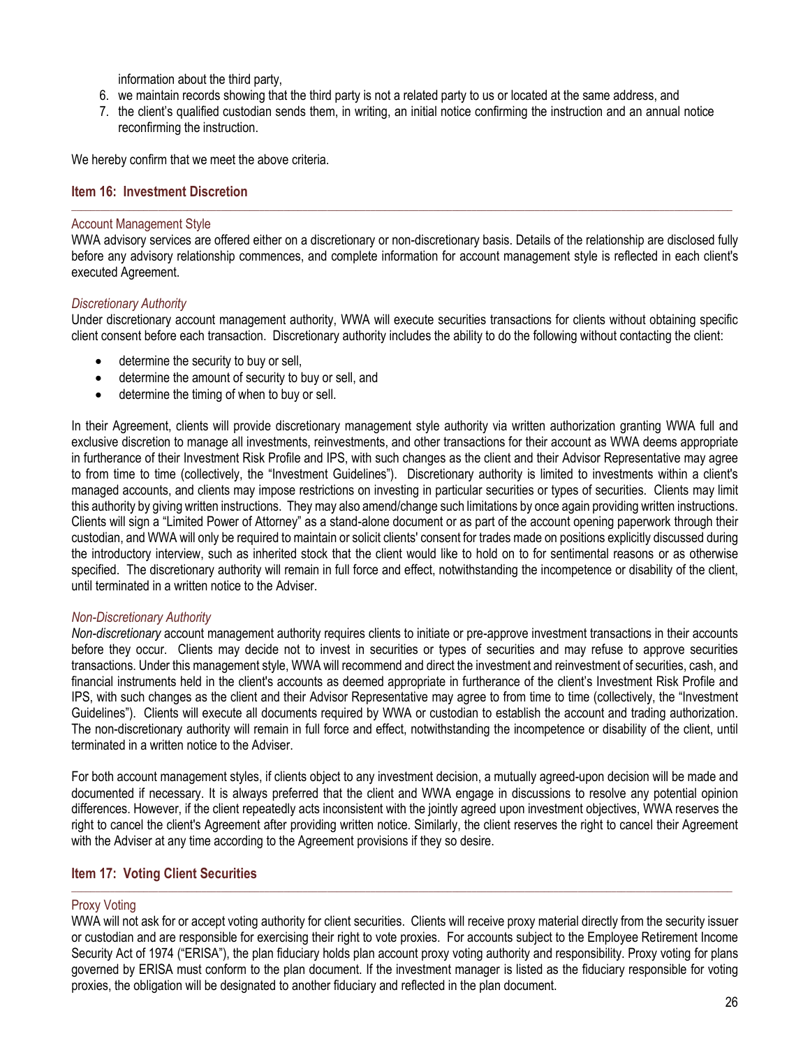information about the third party,

6. we maintain records showing that the third party is not a related party to us or located at the same address, and
7. the client's qualified custodian sends them, in writing, an initial notice confirming the instruction and an annual notice reconfirming the instruction.

We hereby confirm that we meet the above criteria.

## Item 16: Investment Discretion

### Account Management Style

WWA advisory services are offered either on a discretionary or non-discretionary basis. Details of the relationship are disclosed fully before any advisory relationship commences, and complete information for account management style is reflected in each client's executed Agreement.

#### *Discretionary Authority*

Under discretionary account management authority, WWA will execute securities transactions for clients without obtaining specific client consent before each transaction. Discretionary authority includes the ability to do the following without contacting the client:

- determine the security to buy or sell,
- determine the amount of security to buy or sell, and
- determine the timing of when to buy or sell.

In their Agreement, clients will provide discretionary management style authority via written authorization granting WWA full and exclusive discretion to manage all investments, reinvestments, and other transactions for their account as WWA deems appropriate in furtherance of their Investment Risk Profile and IPS, with such changes as the client and their Advisor Representative may agree to from time to time (collectively, the "Investment Guidelines"). Discretionary authority is limited to investments within a client's managed accounts, and clients may impose restrictions on investing in particular securities or types of securities. Clients may limit this authority by giving written instructions. They may also amend/change such limitations by once again providing written instructions. Clients will sign a "Limited Power of Attorney" as a stand-alone document or as part of the account opening paperwork through their custodian, and WWA will only be required to maintain or solicit clients' consent for trades made on positions explicitly discussed during the introductory interview, such as inherited stock that the client would like to hold on to for sentimental reasons or as otherwise specified. The discretionary authority will remain in full force and effect, notwithstanding the incompetence or disability of the client, until terminated in a written notice to the Adviser.

#### *Non-Discretionary Authority*

*Non-discretionary* account management authority requires clients to initiate or pre-approve investment transactions in their accounts before they occur. Clients may decide not to invest in securities or types of securities and may refuse to approve securities transactions. Under this management style, WWA will recommend and direct the investment and reinvestment of securities, cash, and financial instruments held in the client's accounts as deemed appropriate in furtherance of the client's Investment Risk Profile and IPS, with such changes as the client and their Advisor Representative may agree to from time to time (collectively, the "Investment Guidelines"). Clients will execute all documents required by WWA or custodian to establish the account and trading authorization. The non-discretionary authority will remain in full force and effect, notwithstanding the incompetence or disability of the client, until terminated in a written notice to the Adviser.

For both account management styles, if clients object to any investment decision, a mutually agreed-upon decision will be made and documented if necessary. It is always preferred that the client and WWA engage in discussions to resolve any potential opinion differences. However, if the client repeatedly acts inconsistent with the jointly agreed upon investment objectives, WWA reserves the right to cancel the client's Agreement after providing written notice. Similarly, the client reserves the right to cancel their Agreement with the Adviser at any time according to the Agreement provisions if they so desire.

## Item 17: Voting Client Securities

### Proxy Voting

WWA will not ask for or accept voting authority for client securities. Clients will receive proxy material directly from the security issuer or custodian and are responsible for exercising their right to vote proxies. For accounts subject to the Employee Retirement Income Security Act of 1974 ("ERISA"), the plan fiduciary holds plan account proxy voting authority and responsibility. Proxy voting for plans governed by ERISA must conform to the plan document. If the investment manager is listed as the fiduciary responsible for voting proxies, the obligation will be designated to another fiduciary and reflected in the plan document.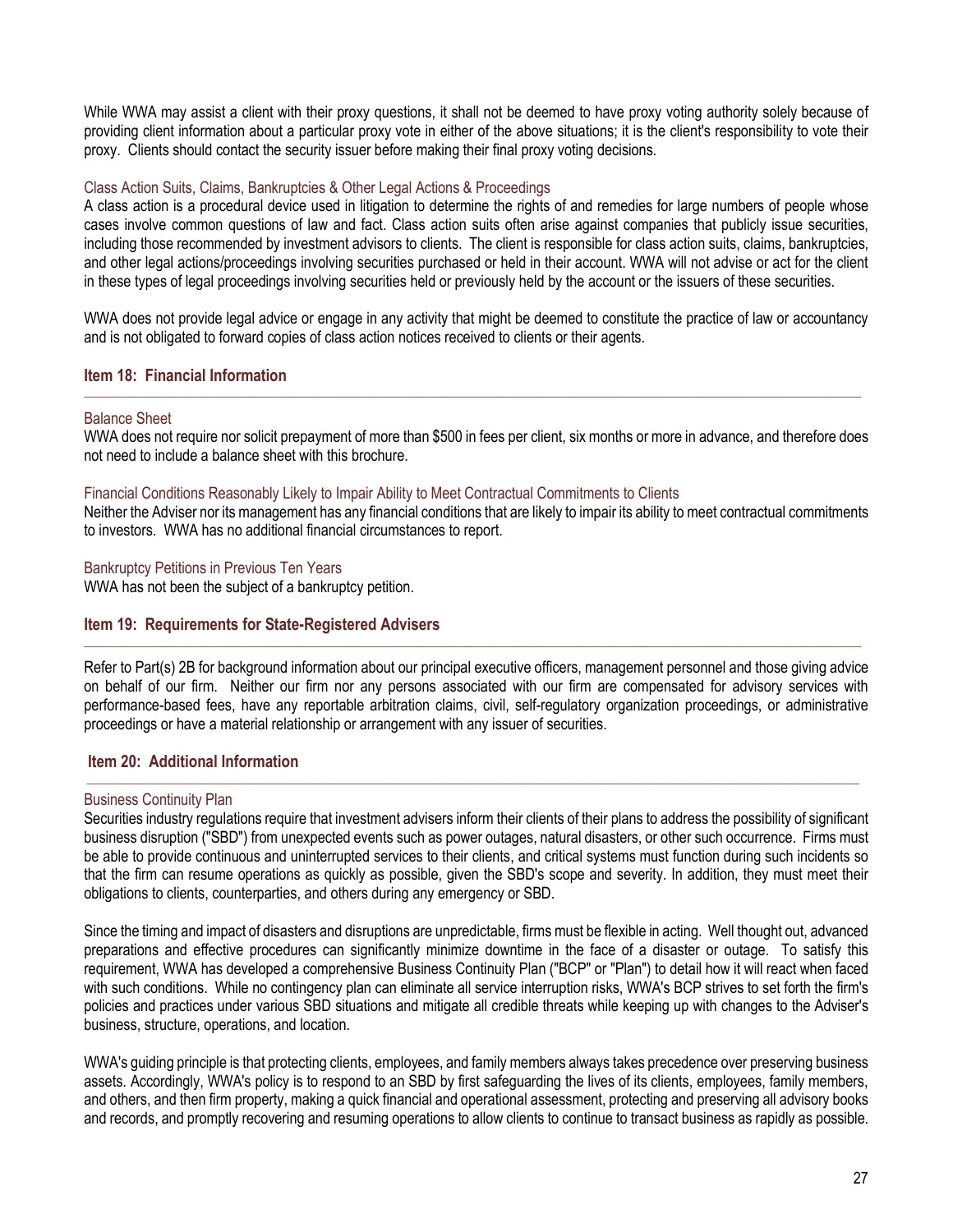While WWA may assist a client with their proxy questions, it shall not be deemed to have proxy voting authority solely because of providing client information about a particular proxy vote in either of the above situations; it is the client's responsibility to vote their proxy. Clients should contact the security issuer before making their final proxy voting decisions.

### Class Action Suits, Claims, Bankruptcies & Other Legal Actions & Proceedings

A class action is a procedural device used in litigation to determine the rights of and remedies for large numbers of people whose cases involve common questions of law and fact. Class action suits often arise against companies that publicly issue securities, including those recommended by investment advisors to clients. The client is responsible for class action suits, claims, bankruptcies, and other legal actions/proceedings involving securities purchased or held in their account. WWA will not advise or act for the client in these types of legal proceedings involving securities held or previously held by the account or the issuers of these securities.

WWA does not provide legal advice or engage in any activity that might be deemed to constitute the practice of law or accountancy and is not obligated to forward copies of class action notices received to clients or their agents.

## Item 18: Financial Information

### Balance Sheet

WWA does not require nor solicit prepayment of more than $500 in fees per client, six months or more in advance, and therefore does not need to include a balance sheet with this brochure.

### Financial Conditions Reasonably Likely to Impair Ability to Meet Contractual Commitments to Clients

Neither the Adviser nor its management has any financial conditions that are likely to impair its ability to meet contractual commitments to investors. WWA has no additional financial circumstances to report.

### Bankruptcy Petitions in Previous Ten Years

WWA has not been the subject of a bankruptcy petition.

## Item 19: Requirements for State-Registered Advisers

Refer to Part(s) 2B for background information about our principal executive officers, management personnel and those giving advice on behalf of our firm. Neither our firm nor any persons associated with our firm are compensated for advisory services with performance-based fees, have any reportable arbitration claims, civil, self-regulatory organization proceedings, or administrative proceedings or have a material relationship or arrangement with any issuer of securities.

## Item 20: Additional Information

### Business Continuity Plan

Securities industry regulations require that investment advisers inform their clients of their plans to address the possibility of significant business disruption ("SBD") from unexpected events such as power outages, natural disasters, or other such occurrence. Firms must be able to provide continuous and uninterrupted services to their clients, and critical systems must function during such incidents so that the firm can resume operations as quickly as possible, given the SBD's scope and severity. In addition, they must meet their obligations to clients, counterparties, and others during any emergency or SBD.

Since the timing and impact of disasters and disruptions are unpredictable, firms must be flexible in acting. Well thought out, advanced preparations and effective procedures can significantly minimize downtime in the face of a disaster or outage. To satisfy this requirement, WWA has developed a comprehensive Business Continuity Plan ("BCP" or "Plan") to detail how it will react when faced with such conditions. While no contingency plan can eliminate all service interruption risks, WWA's BCP strives to set forth the firm's policies and practices under various SBD situations and mitigate all credible threats while keeping up with changes to the Adviser's business, structure, operations, and location.

WWA's guiding principle is that protecting clients, employees, and family members always takes precedence over preserving business assets. Accordingly, WWA's policy is to respond to an SBD by first safeguarding the lives of its clients, employees, family members, and others, and then firm property, making a quick financial and operational assessment, protecting and preserving all advisory books and records, and promptly recovering and resuming operations to allow clients to continue to transact business as rapidly as possible.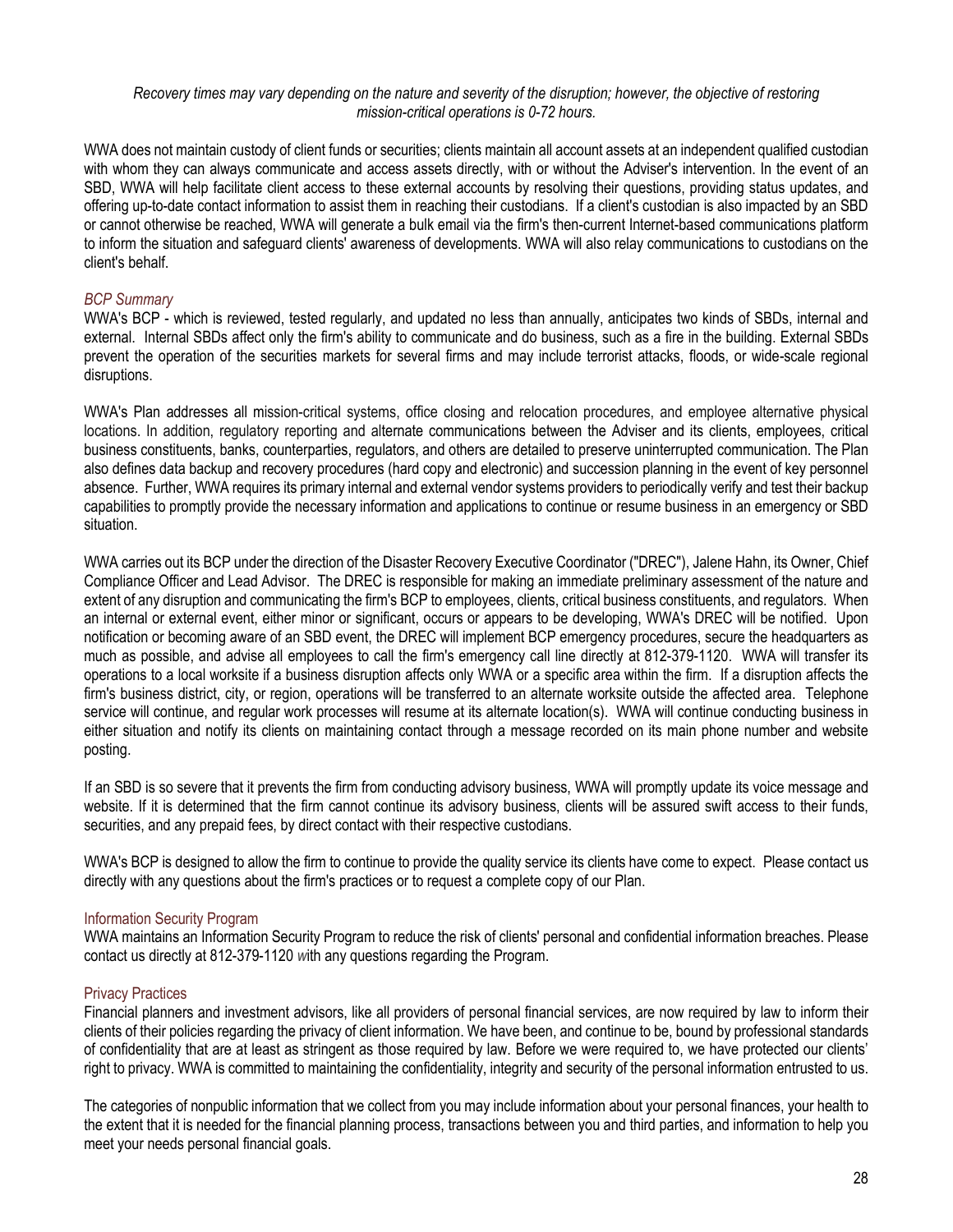*Recovery times may vary depending on the nature and severity of the disruption; however, the objective of restoring mission-critical operations is 0-72 hours.*

WWA does not maintain custody of client funds or securities; clients maintain all account assets at an independent qualified custodian with whom they can always communicate and access assets directly, with or without the Adviser's intervention. In the event of an SBD, WWA will help facilitate client access to these external accounts by resolving their questions, providing status updates, and offering up-to-date contact information to assist them in reaching their custodians. If a client's custodian is also impacted by an SBD or cannot otherwise be reached, WWA will generate a bulk email via the firm's then-current Internet-based communications platform to inform the situation and safeguard clients' awareness of developments. WWA will also relay communications to custodians on the client's behalf.

### *BCP Summary*

WWA's BCP - which is reviewed, tested regularly, and updated no less than annually, anticipates two kinds of SBDs, internal and external. Internal SBDs affect only the firm's ability to communicate and do business, such as a fire in the building. External SBDs prevent the operation of the securities markets for several firms and may include terrorist attacks, floods, or wide-scale regional disruptions.

WWA's Plan addresses all mission-critical systems, office closing and relocation procedures, and employee alternative physical locations. In addition, regulatory reporting and alternate communications between the Adviser and its clients, employees, critical business constituents, banks, counterparties, regulators, and others are detailed to preserve uninterrupted communication. The Plan also defines data backup and recovery procedures (hard copy and electronic) and succession planning in the event of key personnel absence. Further, WWA requires its primary internal and external vendor systems providers to periodically verify and test their backup capabilities to promptly provide the necessary information and applications to continue or resume business in an emergency or SBD situation.

WWA carries out its BCP under the direction of the Disaster Recovery Executive Coordinator ("DREC"), Jalene Hahn, its Owner, Chief Compliance Officer and Lead Advisor. The DREC is responsible for making an immediate preliminary assessment of the nature and extent of any disruption and communicating the firm's BCP to employees, clients, critical business constituents, and regulators. When an internal or external event, either minor or significant, occurs or appears to be developing, WWA's DREC will be notified. Upon notification or becoming aware of an SBD event, the DREC will implement BCP emergency procedures, secure the headquarters as much as possible, and advise all employees to call the firm's emergency call line directly at 812-379-1120. WWA will transfer its operations to a local worksite if a business disruption affects only WWA or a specific area within the firm. If a disruption affects the firm's business district, city, or region, operations will be transferred to an alternate worksite outside the affected area. Telephone service will continue, and regular work processes will resume at its alternate location(s). WWA will continue conducting business in either situation and notify its clients on maintaining contact through a message recorded on its main phone number and website posting.

If an SBD is so severe that it prevents the firm from conducting advisory business, WWA will promptly update its voice message and website. If it is determined that the firm cannot continue its advisory business, clients will be assured swift access to their funds, securities, and any prepaid fees, by direct contact with their respective custodians.

WWA's BCP is designed to allow the firm to continue to provide the quality service its clients have come to expect. Please contact us directly with any questions about the firm's practices or to request a complete copy of our Plan.

## Information Security Program

WWA maintains an Information Security Program to reduce the risk of clients' personal and confidential information breaches. Please contact us directly at 812-379-1120 *w*ith any questions regarding the Program.

## Privacy Practices

Financial planners and investment advisors, like all providers of personal financial services, are now required by law to inform their clients of their policies regarding the privacy of client information. We have been, and continue to be, bound by professional standards of confidentiality that are at least as stringent as those required by law. Before we were required to, we have protected our clients' right to privacy. WWA is committed to maintaining the confidentiality, integrity and security of the personal information entrusted to us.

The categories of nonpublic information that we collect from you may include information about your personal finances, your health to the extent that it is needed for the financial planning process, transactions between you and third parties, and information to help you meet your needs personal financial goals.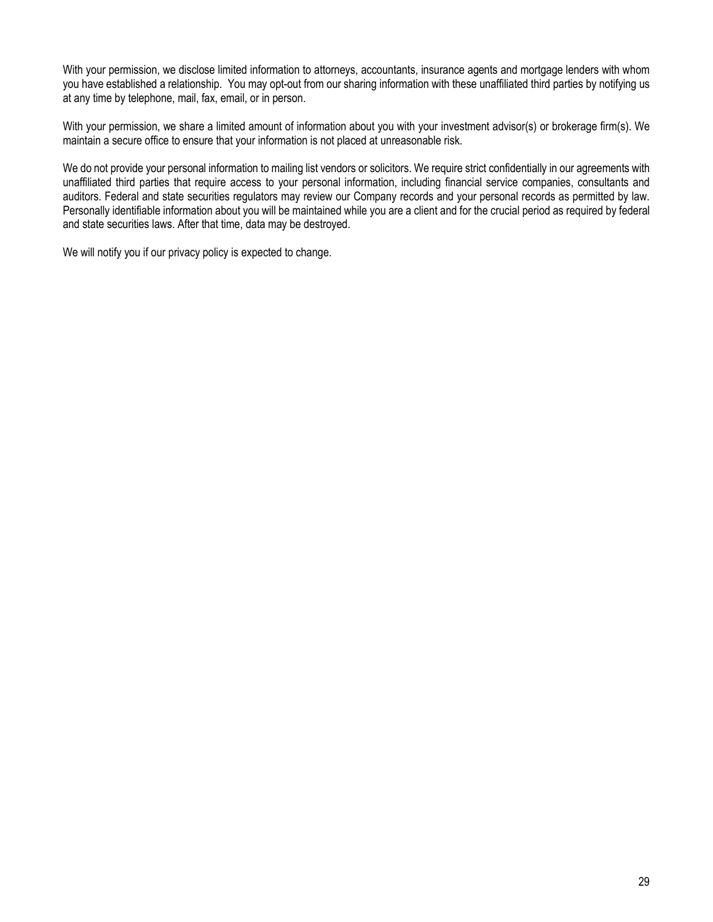With your permission, we disclose limited information to attorneys, accountants, insurance agents and mortgage lenders with whom you have established a relationship. You may opt-out from our sharing information with these unaffiliated third parties by notifying us at any time by telephone, mail, fax, email, or in person.

With your permission, we share a limited amount of information about you with your investment advisor(s) or brokerage firm(s). We maintain a secure office to ensure that your information is not placed at unreasonable risk.

We do not provide your personal information to mailing list vendors or solicitors. We require strict confidentially in our agreements with unaffiliated third parties that require access to your personal information, including financial service companies, consultants and auditors. Federal and state securities regulators may review our Company records and your personal records as permitted by law. Personally identifiable information about you will be maintained while you are a client and for the crucial period as required by federal and state securities laws. After that time, data may be destroyed.

We will notify you if our privacy policy is expected to change.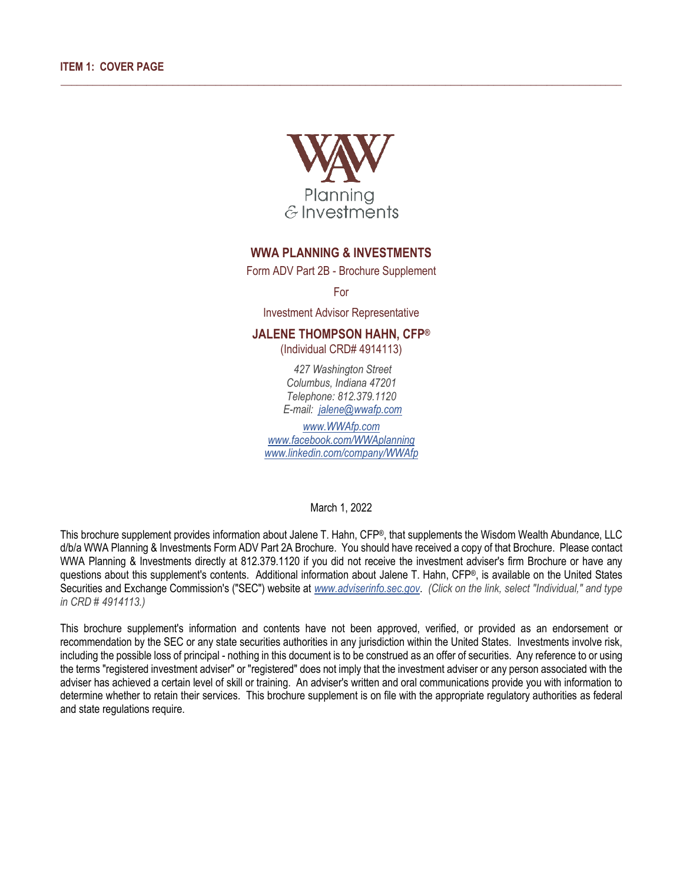**ITEM 1: COVER PAGE**

Planning & Investments

## WWA PLANNING & INVESTMENTS

Form ADV Part 2B - Brochure Supplement

For

Investment Advisor Representative

### JALENE THOMPSON HAHN, CFP®

(Individual CRD# 4914113)

*427 Washington Street*
*Columbus, Indiana 47201*
*Telephone: 812.379.1120*
*E-mail: [jalene@wwafp.com](mailto:jalene@wwafp.com)*

[www.WWAfp.com](http://www.WWAfp.com)
[www.facebook.com/WWAplanning](http://www.facebook.com/WWAplanning)
[www.linkedin.com/company/WWAfp](http://www.linkedin.com/company/WWAfp)

March 1, 2022

This brochure supplement provides information about Jalene T. Hahn, CFP®, that supplements the Wisdom Wealth Abundance, LLC d/b/a WWA Planning & Investments Form ADV Part 2A Brochure. You should have received a copy of that Brochure. Please contact WWA Planning & Investments directly at 812.379.1120 if you did not receive the investment adviser's firm Brochure or have any questions about this supplement's contents. Additional information about Jalene T. Hahn, CFP®, is available on the United States Securities and Exchange Commission's ("SEC") website at [www.adviserinfo.sec.gov](http://www.adviserinfo.sec.gov). *(Click on the link, select "Individual," and type in CRD # 4914113.)*

This brochure supplement's information and contents have not been approved, verified, or provided as an endorsement or recommendation by the SEC or any state securities authorities in any jurisdiction within the United States. Investments involve risk, including the possible loss of principal - nothing in this document is to be construed as an offer of securities. Any reference to or using the terms "registered investment adviser" or "registered" does not imply that the investment adviser or any person associated with the adviser has achieved a certain level of skill or training. An adviser's written and oral communications provide you with information to determine whether to retain their services. This brochure supplement is on file with the appropriate regulatory authorities as federal and state regulations require.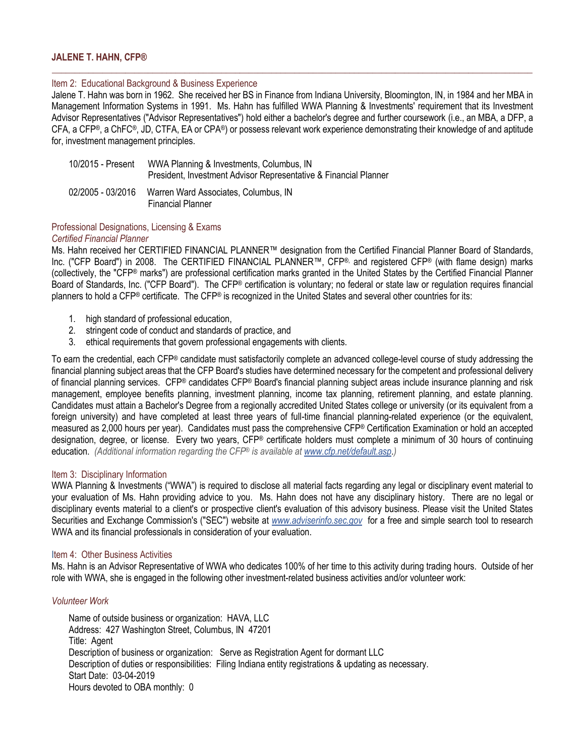## JALENE T. HAHN, CFP®

### Item 2: Educational Background & Business Experience

Jalene T. Hahn was born in 1962. She received her BS in Finance from Indiana University, Bloomington, IN, in 1984 and her MBA in Management Information Systems in 1991. Ms. Hahn has fulfilled WWA Planning & Investments' requirement that its Investment Advisor Representatives ("Advisor Representatives") hold either a bachelor's degree and further coursework (i.e., an MBA, a DFP, a CFA, a CFP®, a ChFC®, JD, CTFA, EA or CPA®) or possess relevant work experience demonstrating their knowledge of and aptitude for, investment management principles.

| | |
|---|---|
| 10/2015 - Present | WWA Planning & Investments, Columbus, IN<br>President, Investment Advisor Representative & Financial Planner |
| 02/2005 - 03/2016 | Warren Ward Associates, Columbus, IN<br>Financial Planner |

### Professional Designations, Licensing & Exams

*Certified Financial Planner*

Ms. Hahn received her CERTIFIED FINANCIAL PLANNER™ designation from the Certified Financial Planner Board of Standards, Inc. ("CFP Board") in 2008. The CERTIFIED FINANCIAL PLANNER™, CFP®, and registered CFP® (with flame design) marks (collectively, the "CFP® marks") are professional certification marks granted in the United States by the Certified Financial Planner Board of Standards, Inc. ("CFP Board"). The CFP® certification is voluntary; no federal or state law or regulation requires financial planners to hold a CFP® certificate. The CFP® is recognized in the United States and several other countries for its:

1. high standard of professional education,
2. stringent code of conduct and standards of practice, and
3. ethical requirements that govern professional engagements with clients.

To earn the credential, each CFP® candidate must satisfactorily complete an advanced college-level course of study addressing the financial planning subject areas that the CFP Board's studies have determined necessary for the competent and professional delivery of financial planning services. CFP® candidates CFP® Board's financial planning subject areas include insurance planning and risk management, employee benefits planning, investment planning, income tax planning, retirement planning, and estate planning. Candidates must attain a Bachelor's Degree from a regionally accredited United States college or university (or its equivalent from a foreign university) and have completed at least three years of full-time financial planning-related experience (or the equivalent, measured as 2,000 hours per year). Candidates must pass the comprehensive CFP® Certification Examination or hold an accepted designation, degree, or license. Every two years, CFP® certificate holders must complete a minimum of 30 hours of continuing education. *(Additional information regarding the CFP® is available at [www.cfp.net/default.asp](www.cfp.net/default.asp).)*

### Item 3: Disciplinary Information

WWA Planning & Investments ("WWA") is required to disclose all material facts regarding any legal or disciplinary event material to your evaluation of Ms. Hahn providing advice to you. Ms. Hahn does not have any disciplinary history. There are no legal or disciplinary events material to a client's or prospective client's evaluation of this advisory business. Please visit the United States Securities and Exchange Commission's ("SEC") website at *www.adviserinfo.sec.gov* for a free and simple search tool to research WWA and its financial professionals in consideration of your evaluation.

### Item 4: Other Business Activities

Ms. Hahn is an Advisor Representative of WWA who dedicates 100% of her time to this activity during trading hours. Outside of her role with WWA, she is engaged in the following other investment-related business activities and/or volunteer work:

*Volunteer Work*

Name of outside business or organization: HAVA, LLC
Address: 427 Washington Street, Columbus, IN 47201
Title: Agent
Description of business or organization: Serve as Registration Agent for dormant LLC
Description of duties or responsibilities: Filing Indiana entity registrations & updating as necessary.
Start Date: 03-04-2019
Hours devoted to OBA monthly: 0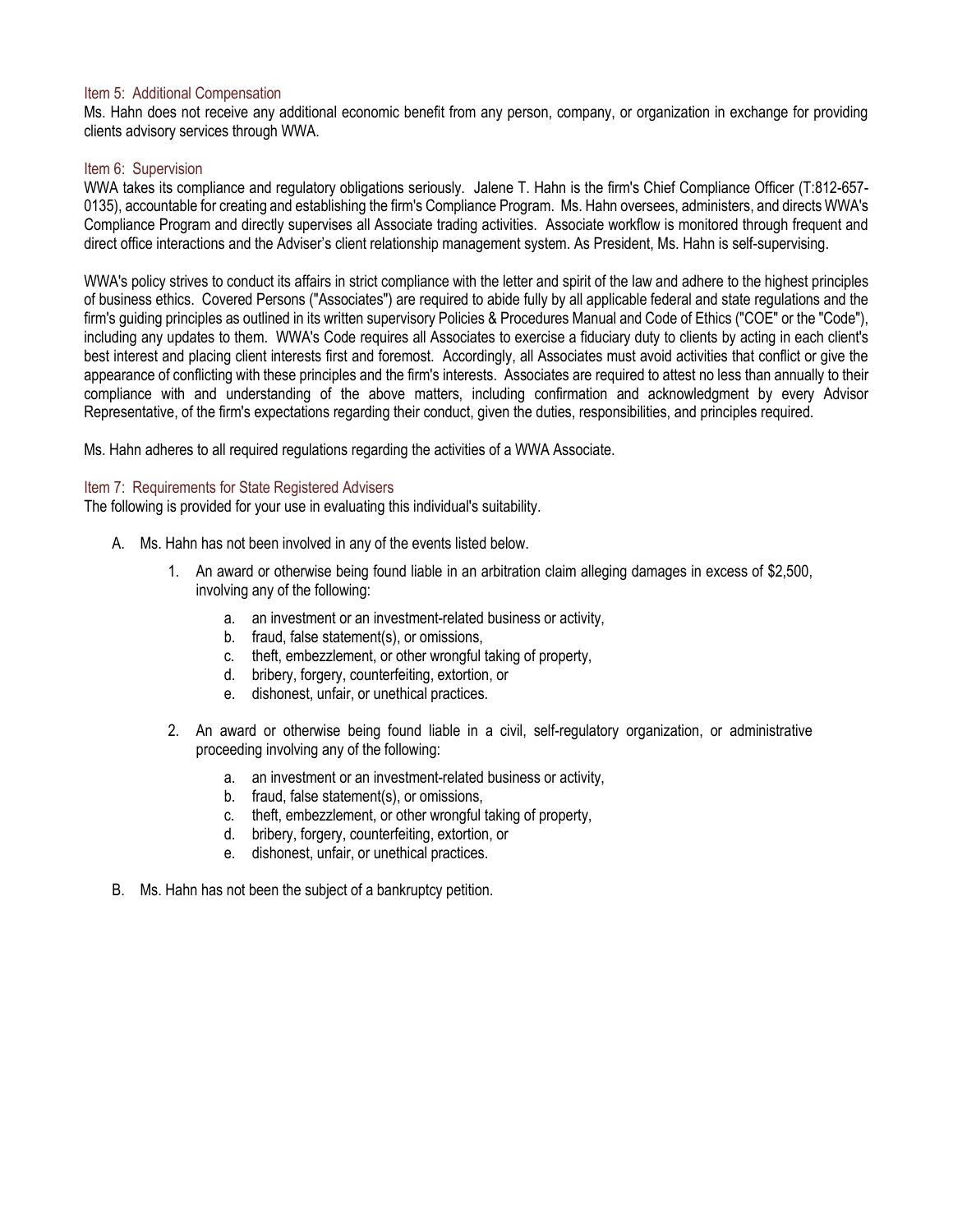## Item 5: Additional Compensation

Ms. Hahn does not receive any additional economic benefit from any person, company, or organization in exchange for providing clients advisory services through WWA.

## Item 6: Supervision

WWA takes its compliance and regulatory obligations seriously. Jalene T. Hahn is the firm's Chief Compliance Officer (T:812-657-0135), accountable for creating and establishing the firm's Compliance Program. Ms. Hahn oversees, administers, and directs WWA's Compliance Program and directly supervises all Associate trading activities. Associate workflow is monitored through frequent and direct office interactions and the Adviser's client relationship management system. As President, Ms. Hahn is self-supervising.

WWA's policy strives to conduct its affairs in strict compliance with the letter and spirit of the law and adhere to the highest principles of business ethics. Covered Persons ("Associates") are required to abide fully by all applicable federal and state regulations and the firm's guiding principles as outlined in its written supervisory Policies & Procedures Manual and Code of Ethics ("COE" or the "Code"), including any updates to them. WWA's Code requires all Associates to exercise a fiduciary duty to clients by acting in each client's best interest and placing client interests first and foremost. Accordingly, all Associates must avoid activities that conflict or give the appearance of conflicting with these principles and the firm's interests. Associates are required to attest no less than annually to their compliance with and understanding of the above matters, including confirmation and acknowledgment by every Advisor Representative, of the firm's expectations regarding their conduct, given the duties, responsibilities, and principles required.

Ms. Hahn adheres to all required regulations regarding the activities of a WWA Associate.

## Item 7: Requirements for State Registered Advisers

The following is provided for your use in evaluating this individual's suitability.

A. Ms. Hahn has not been involved in any of the events listed below.

1. An award or otherwise being found liable in an arbitration claim alleging damages in excess of $2,500, involving any of the following:
    a. an investment or an investment-related business or activity,
    b. fraud, false statement(s), or omissions,
    c. theft, embezzlement, or other wrongful taking of property,
    d. bribery, forgery, counterfeiting, extortion, or
    e. dishonest, unfair, or unethical practices.

2. An award or otherwise being found liable in a civil, self-regulatory organization, or administrative proceeding involving any of the following:
    a. an investment or an investment-related business or activity,
    b. fraud, false statement(s), or omissions,
    c. theft, embezzlement, or other wrongful taking of property,
    d. bribery, forgery, counterfeiting, extortion, or
    e. dishonest, unfair, or unethical practices.

B. Ms. Hahn has not been the subject of a bankruptcy petition.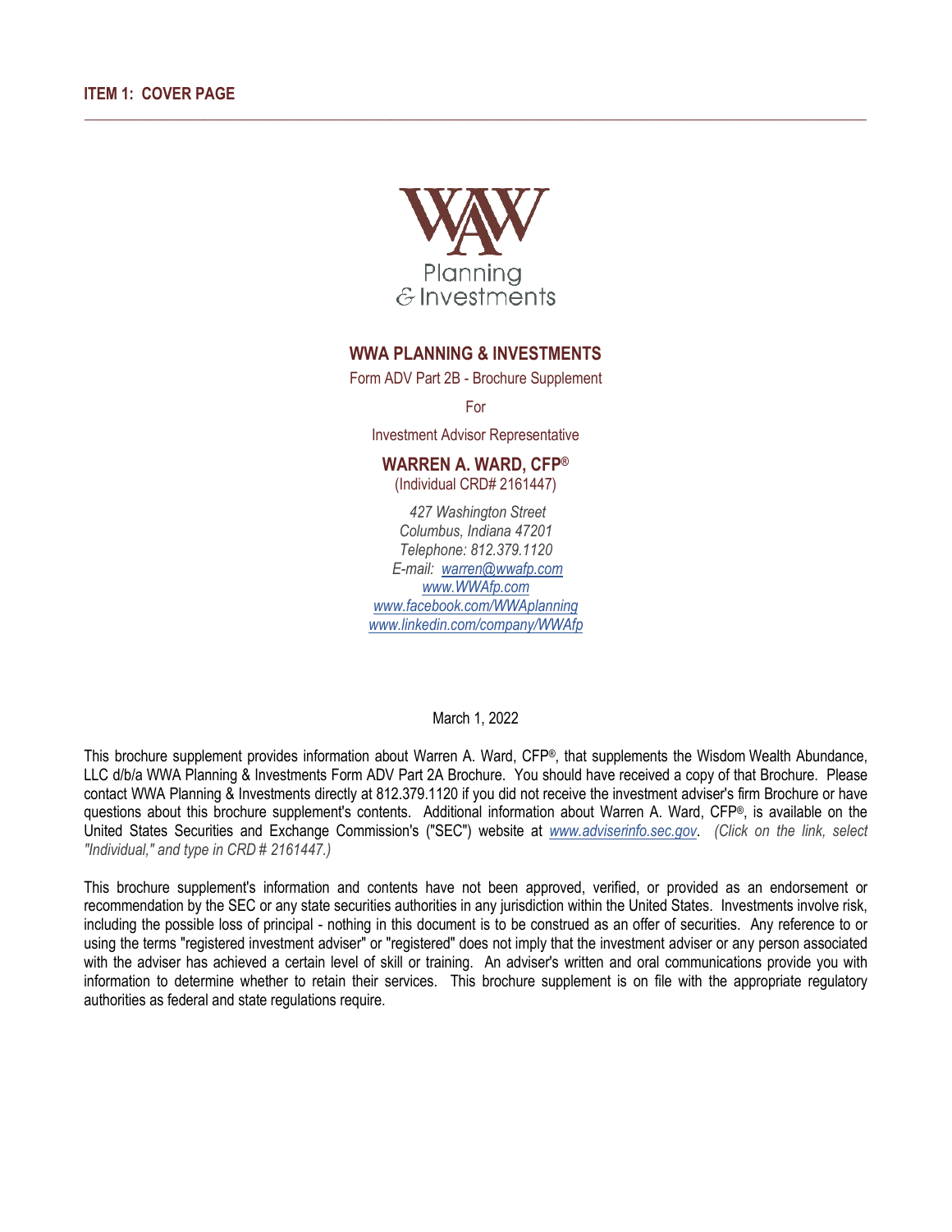## ITEM 1: COVER PAGE

WAW Planning & Investments

**WWA PLANNING & INVESTMENTS**

Form ADV Part 2B - Brochure Supplement

For

Investment Advisor Representative

**WARREN A. WARD, CFP®**

(Individual CRD# 2161447)

*427 Washington Street*
*Columbus, Indiana 47201*
*Telephone: 812.379.1120*
*E-mail: warren@wwafp.com*
*www.WWAfp.com*
*www.facebook.com/WWAplanning*
*www.linkedin.com/company/WWAfp*

March 1, 2022

This brochure supplement provides information about Warren A. Ward, CFP®, that supplements the Wisdom Wealth Abundance, LLC d/b/a WWA Planning & Investments Form ADV Part 2A Brochure. You should have received a copy of that Brochure. Please contact WWA Planning & Investments directly at 812.379.1120 if you did not receive the investment adviser's firm Brochure or have questions about this brochure supplement's contents. Additional information about Warren A. Ward, CFP®, is available on the United States Securities and Exchange Commission's ("SEC") website at *www.adviserinfo.sec.gov*. *(Click on the link, select "Individual," and type in CRD # 2161447.)*

This brochure supplement's information and contents have not been approved, verified, or provided as an endorsement or recommendation by the SEC or any state securities authorities in any jurisdiction within the United States. Investments involve risk, including the possible loss of principal - nothing in this document is to be construed as an offer of securities. Any reference to or using the terms "registered investment adviser" or "registered" does not imply that the investment adviser or any person associated with the adviser has achieved a certain level of skill or training. An adviser's written and oral communications provide you with information to determine whether to retain their services. This brochure supplement is on file with the appropriate regulatory authorities as federal and state regulations require.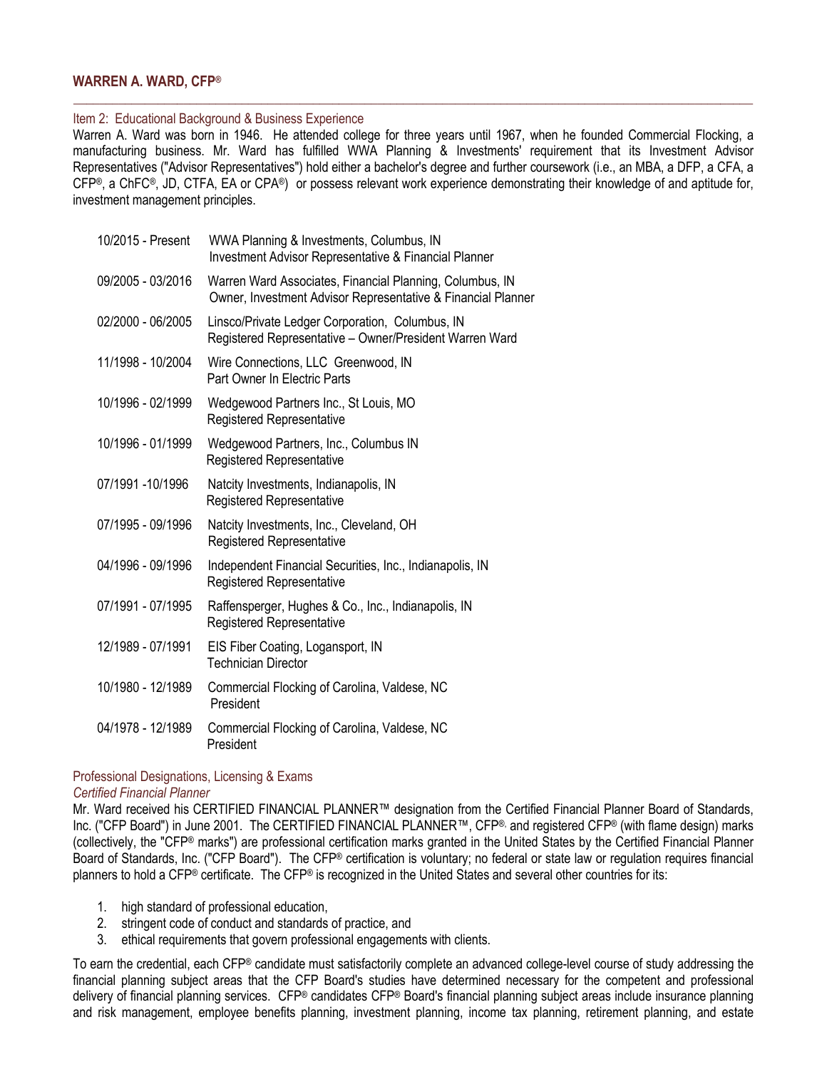## WARREN A. WARD, CFP®

### Item 2: Educational Background & Business Experience

Warren A. Ward was born in 1946. He attended college for three years until 1967, when he founded Commercial Flocking, a manufacturing business. Mr. Ward has fulfilled WWA Planning & Investments' requirement that its Investment Advisor Representatives ("Advisor Representatives") hold either a bachelor's degree and further coursework (i.e., an MBA, a DFP, a CFA, a CFP®, a ChFC®, JD, CTFA, EA or CPA®) or possess relevant work experience demonstrating their knowledge of and aptitude for, investment management principles.

| | |
|---|---|
| 10/2015 - Present | WWA Planning & Investments, Columbus, IN<br>Investment Advisor Representative & Financial Planner |
| 09/2005 - 03/2016 | Warren Ward Associates, Financial Planning, Columbus, IN<br>Owner, Investment Advisor Representative & Financial Planner |
| 02/2000 - 06/2005 | Linsco/Private Ledger Corporation, Columbus, IN<br>Registered Representative – Owner/President Warren Ward |
| 11/1998 - 10/2004 | Wire Connections, LLC Greenwood, IN<br>Part Owner In Electric Parts |
| 10/1996 - 02/1999 | Wedgewood Partners Inc., St Louis, MO<br>Registered Representative |
| 10/1996 - 01/1999 | Wedgewood Partners, Inc., Columbus IN<br>Registered Representative |
| 07/1991 -10/1996 | Natcity Investments, Indianapolis, IN<br>Registered Representative |
| 07/1995 - 09/1996 | Natcity Investments, Inc., Cleveland, OH<br>Registered Representative |
| 04/1996 - 09/1996 | Independent Financial Securities, Inc., Indianapolis, IN<br>Registered Representative |
| 07/1991 - 07/1995 | Raffensperger, Hughes & Co., Inc., Indianapolis, IN<br>Registered Representative |
| 12/1989 - 07/1991 | EIS Fiber Coating, Logansport, IN<br>Technician Director |
| 10/1980 - 12/1989 | Commercial Flocking of Carolina, Valdese, NC<br>President |
| 04/1978 - 12/1989 | Commercial Flocking of Carolina, Valdese, NC<br>President |

### Professional Designations, Licensing & Exams

*Certified Financial Planner*

Mr. Ward received his CERTIFIED FINANCIAL PLANNER™ designation from the Certified Financial Planner Board of Standards, Inc. ("CFP Board") in June 2001. The CERTIFIED FINANCIAL PLANNER™, CFP®, and registered CFP® (with flame design) marks (collectively, the "CFP® marks") are professional certification marks granted in the United States by the Certified Financial Planner Board of Standards, Inc. ("CFP Board"). The CFP® certification is voluntary; no federal or state law or regulation requires financial planners to hold a CFP® certificate. The CFP® is recognized in the United States and several other countries for its:

1. high standard of professional education,
2. stringent code of conduct and standards of practice, and
3. ethical requirements that govern professional engagements with clients.

To earn the credential, each CFP® candidate must satisfactorily complete an advanced college-level course of study addressing the financial planning subject areas that the CFP Board's studies have determined necessary for the competent and professional delivery of financial planning services. CFP® candidates CFP® Board's financial planning subject areas include insurance planning and risk management, employee benefits planning, investment planning, income tax planning, retirement planning, and estate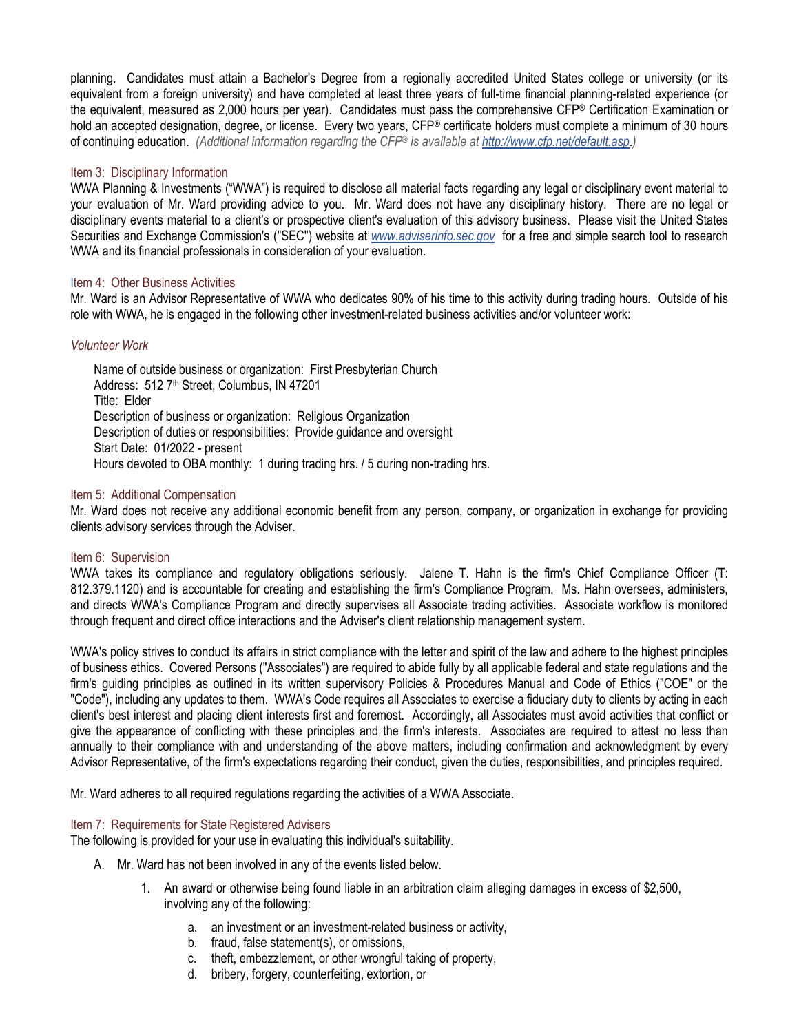planning. Candidates must attain a Bachelor's Degree from a regionally accredited United States college or university (or its equivalent from a foreign university) and have completed at least three years of full-time financial planning-related experience (or the equivalent, measured as 2,000 hours per year). Candidates must pass the comprehensive CFP® Certification Examination or hold an accepted designation, degree, or license. Every two years, CFP® certificate holders must complete a minimum of 30 hours of continuing education. *(Additional information regarding the CFP® is available at [http://www.cfp.net/default.asp](http://www.cfp.net/default.asp).)*

### Item 3: Disciplinary Information

WWA Planning & Investments ("WWA") is required to disclose all material facts regarding any legal or disciplinary event material to your evaluation of Mr. Ward providing advice to you. Mr. Ward does not have any disciplinary history. There are no legal or disciplinary events material to a client's or prospective client's evaluation of this advisory business. Please visit the United States Securities and Exchange Commission's ("SEC") website at *[www.adviserinfo.sec.gov](http://www.adviserinfo.sec.gov)* for a free and simple search tool to research WWA and its financial professionals in consideration of your evaluation.

### Item 4: Other Business Activities

Mr. Ward is an Advisor Representative of WWA who dedicates 90% of his time to this activity during trading hours. Outside of his role with WWA, he is engaged in the following other investment-related business activities and/or volunteer work:

*Volunteer Work*

Name of outside business or organization: First Presbyterian Church
Address: 512 7th Street, Columbus, IN 47201
Title: Elder
Description of business or organization: Religious Organization
Description of duties or responsibilities: Provide guidance and oversight
Start Date: 01/2022 - present
Hours devoted to OBA monthly: 1 during trading hrs. / 5 during non-trading hrs.

### Item 5: Additional Compensation

Mr. Ward does not receive any additional economic benefit from any person, company, or organization in exchange for providing clients advisory services through the Adviser.

### Item 6: Supervision

WWA takes its compliance and regulatory obligations seriously. Jalene T. Hahn is the firm's Chief Compliance Officer (T: 812.379.1120) and is accountable for creating and establishing the firm's Compliance Program. Ms. Hahn oversees, administers, and directs WWA's Compliance Program and directly supervises all Associate trading activities. Associate workflow is monitored through frequent and direct office interactions and the Adviser's client relationship management system.

WWA's policy strives to conduct its affairs in strict compliance with the letter and spirit of the law and adhere to the highest principles of business ethics. Covered Persons ("Associates") are required to abide fully by all applicable federal and state regulations and the firm's guiding principles as outlined in its written supervisory Policies & Procedures Manual and Code of Ethics ("COE" or the "Code"), including any updates to them. WWA's Code requires all Associates to exercise a fiduciary duty to clients by acting in each client's best interest and placing client interests first and foremost. Accordingly, all Associates must avoid activities that conflict or give the appearance of conflicting with these principles and the firm's interests. Associates are required to attest no less than annually to their compliance with and understanding of the above matters, including confirmation and acknowledgment by every Advisor Representative, of the firm's expectations regarding their conduct, given the duties, responsibilities, and principles required.

Mr. Ward adheres to all required regulations regarding the activities of a WWA Associate.

### Item 7: Requirements for State Registered Advisers

The following is provided for your use in evaluating this individual's suitability.

A. Mr. Ward has not been involved in any of the events listed below.

1. An award or otherwise being found liable in an arbitration claim alleging damages in excess of $2,500, involving any of the following:
    a. an investment or an investment-related business or activity,
    b. fraud, false statement(s), or omissions,
    c. theft, embezzlement, or other wrongful taking of property,
    d. bribery, forgery, counterfeiting, extortion, or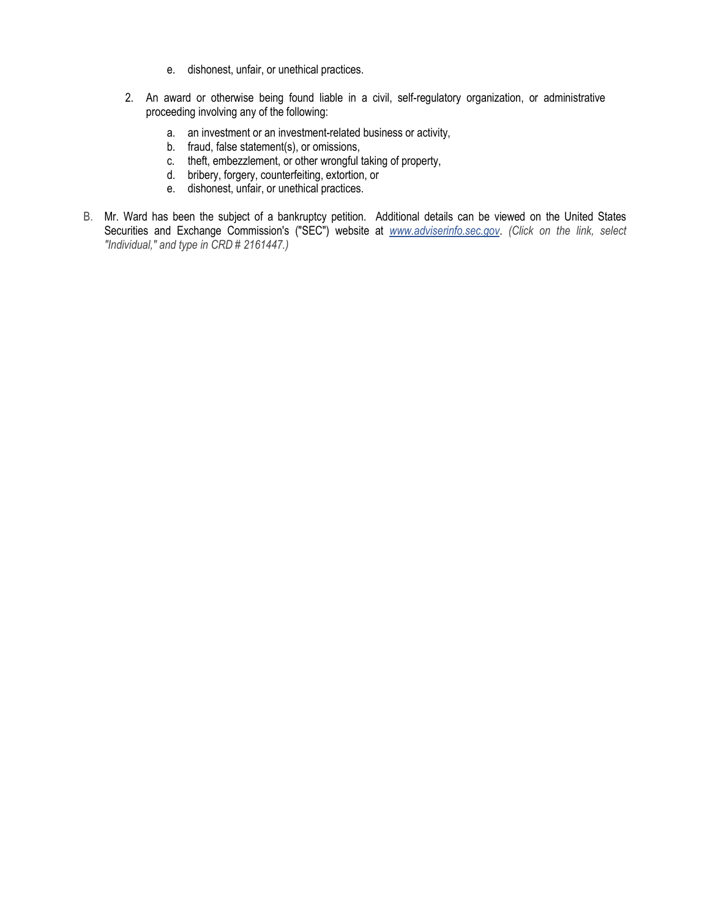e. dishonest, unfair, or unethical practices.

2. An award or otherwise being found liable in a civil, self-regulatory organization, or administrative proceeding involving any of the following:

   a. an investment or an investment-related business or activity,
   b. fraud, false statement(s), or omissions,
   c. theft, embezzlement, or other wrongful taking of property,
   d. bribery, forgery, counterfeiting, extortion, or
   e. dishonest, unfair, or unethical practices.

B. Mr. Ward has been the subject of a bankruptcy petition. Additional details can be viewed on the United States Securities and Exchange Commission's ("SEC") website at [www.adviserinfo.sec.gov](http://www.adviserinfo.sec.gov). *(Click on the link, select "Individual," and type in CRD # 2161447.)*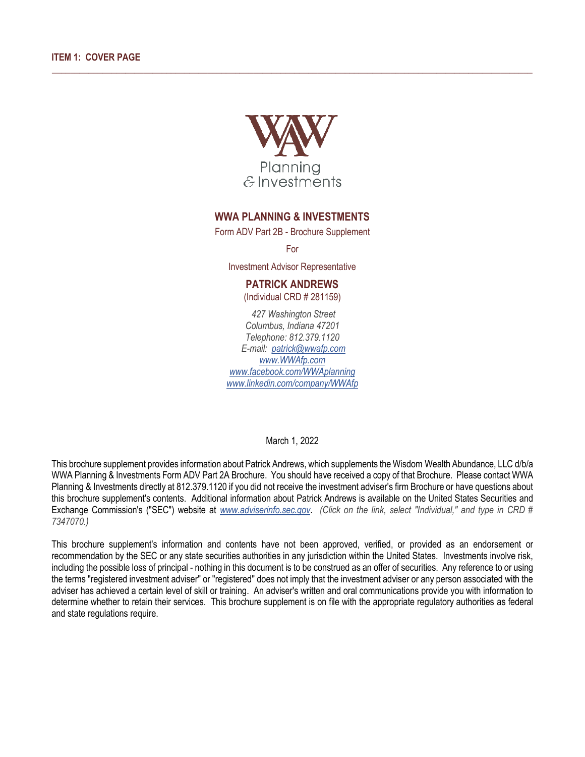**ITEM 1: COVER PAGE**

---

Planning
& Investments

## WWA PLANNING & INVESTMENTS

Form ADV Part 2B - Brochure Supplement

For

Investment Advisor Representative

### PATRICK ANDREWS

(Individual CRD # 281159)

*427 Washington Street*
*Columbus, Indiana 47201*
*Telephone: 812.379.1120*
*E-mail: patrick@wwafp.com*
*www.WWAfp.com*
*www.facebook.com/WWAplanning*
*www.linkedin.com/company/WWAfp*

March 1, 2022

This brochure supplement provides information about Patrick Andrews, which supplements the Wisdom Wealth Abundance, LLC d/b/a WWA Planning & Investments Form ADV Part 2A Brochure. You should have received a copy of that Brochure. Please contact WWA Planning & Investments directly at 812.379.1120 if you did not receive the investment adviser's firm Brochure or have questions about this brochure supplement's contents. Additional information about Patrick Andrews is available on the United States Securities and Exchange Commission's ("SEC") website at *www.adviserinfo.sec.gov*. *(Click on the link, select "Individual," and type in CRD # 7347070.)*

This brochure supplement's information and contents have not been approved, verified, or provided as an endorsement or recommendation by the SEC or any state securities authorities in any jurisdiction within the United States. Investments involve risk, including the possible loss of principal - nothing in this document is to be construed as an offer of securities. Any reference to or using the terms "registered investment adviser" or "registered" does not imply that the investment adviser or any person associated with the adviser has achieved a certain level of skill or training. An adviser's written and oral communications provide you with information to determine whether to retain their services. This brochure supplement is on file with the appropriate regulatory authorities as federal and state regulations require.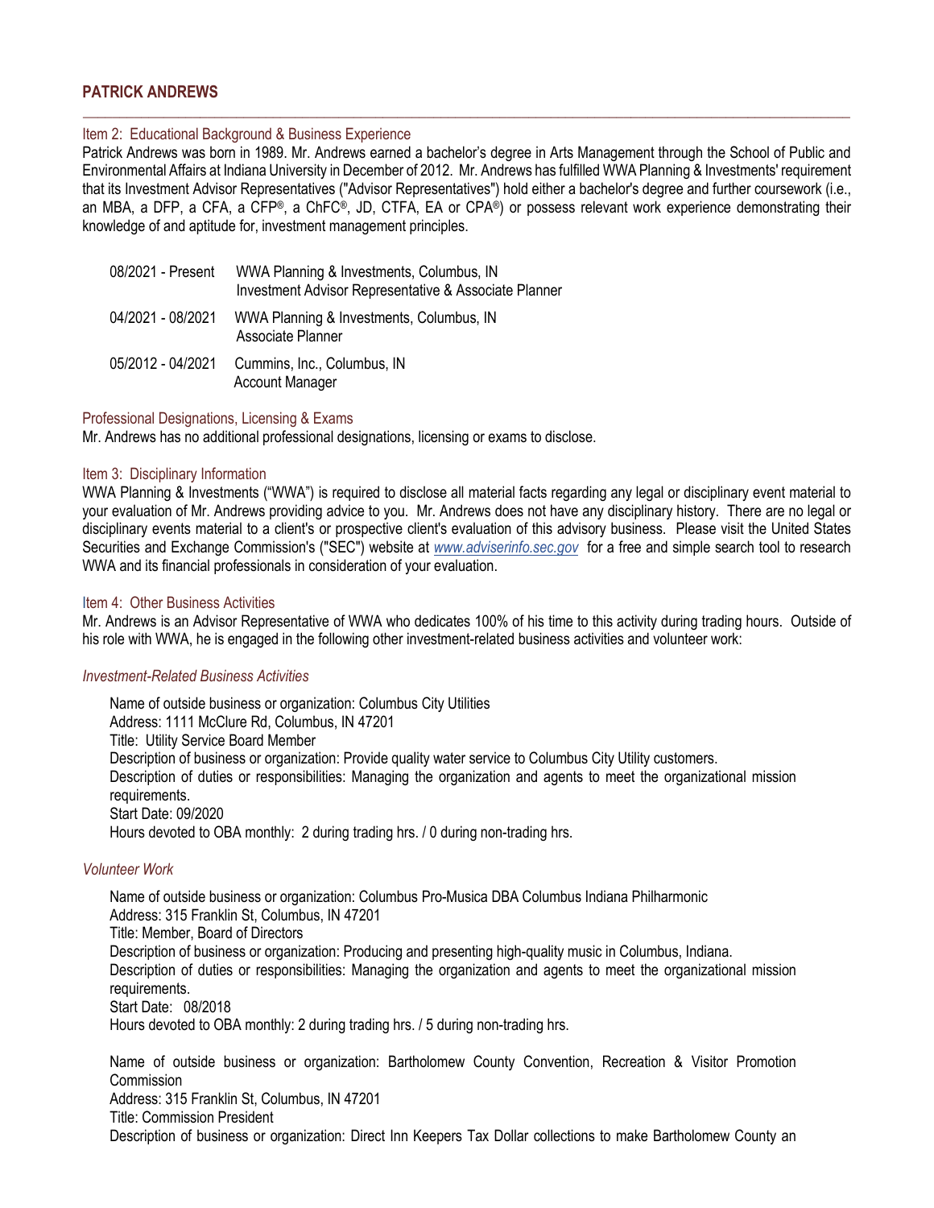## PATRICK ANDREWS

### Item 2: Educational Background & Business Experience

Patrick Andrews was born in 1989. Mr. Andrews earned a bachelor's degree in Arts Management through the School of Public and Environmental Affairs at Indiana University in December of 2012. Mr. Andrews has fulfilled WWA Planning & Investments' requirement that its Investment Advisor Representatives ("Advisor Representatives") hold either a bachelor's degree and further coursework (i.e., an MBA, a DFP, a CFA, a CFP®, a ChFC®, JD, CTFA, EA or CPA®) or possess relevant work experience demonstrating their knowledge of and aptitude for, investment management principles.

| | |
|---|---|
| 08/2021 - Present | WWA Planning & Investments, Columbus, IN<br>Investment Advisor Representative & Associate Planner |
| 04/2021 - 08/2021 | WWA Planning & Investments, Columbus, IN<br>Associate Planner |
| 05/2012 - 04/2021 | Cummins, Inc., Columbus, IN<br>Account Manager |

### Professional Designations, Licensing & Exams

Mr. Andrews has no additional professional designations, licensing or exams to disclose.

### Item 3: Disciplinary Information

WWA Planning & Investments ("WWA") is required to disclose all material facts regarding any legal or disciplinary event material to your evaluation of Mr. Andrews providing advice to you. Mr. Andrews does not have any disciplinary history. There are no legal or disciplinary events material to a client's or prospective client's evaluation of this advisory business. Please visit the United States Securities and Exchange Commission's ("SEC") website at *www.adviserinfo.sec.gov* for a free and simple search tool to research WWA and its financial professionals in consideration of your evaluation.

### Item 4: Other Business Activities

Mr. Andrews is an Advisor Representative of WWA who dedicates 100% of his time to this activity during trading hours. Outside of his role with WWA, he is engaged in the following other investment-related business activities and volunteer work:

*Investment-Related Business Activities*

Name of outside business or organization: Columbus City Utilities
Address: 1111 McClure Rd, Columbus, IN 47201
Title: Utility Service Board Member
Description of business or organization: Provide quality water service to Columbus City Utility customers.
Description of duties or responsibilities: Managing the organization and agents to meet the organizational mission requirements.
Start Date: 09/2020
Hours devoted to OBA monthly: 2 during trading hrs. / 0 during non-trading hrs.

*Volunteer Work*

Name of outside business or organization: Columbus Pro-Musica DBA Columbus Indiana Philharmonic
Address: 315 Franklin St, Columbus, IN 47201
Title: Member, Board of Directors
Description of business or organization: Producing and presenting high-quality music in Columbus, Indiana.
Description of duties or responsibilities: Managing the organization and agents to meet the organizational mission requirements.
Start Date: 08/2018
Hours devoted to OBA monthly: 2 during trading hrs. / 5 during non-trading hrs.

Name of outside business or organization: Bartholomew County Convention, Recreation & Visitor Promotion Commission
Address: 315 Franklin St, Columbus, IN 47201
Title: Commission President
Description of business or organization: Direct Inn Keepers Tax Dollar collections to make Bartholomew County an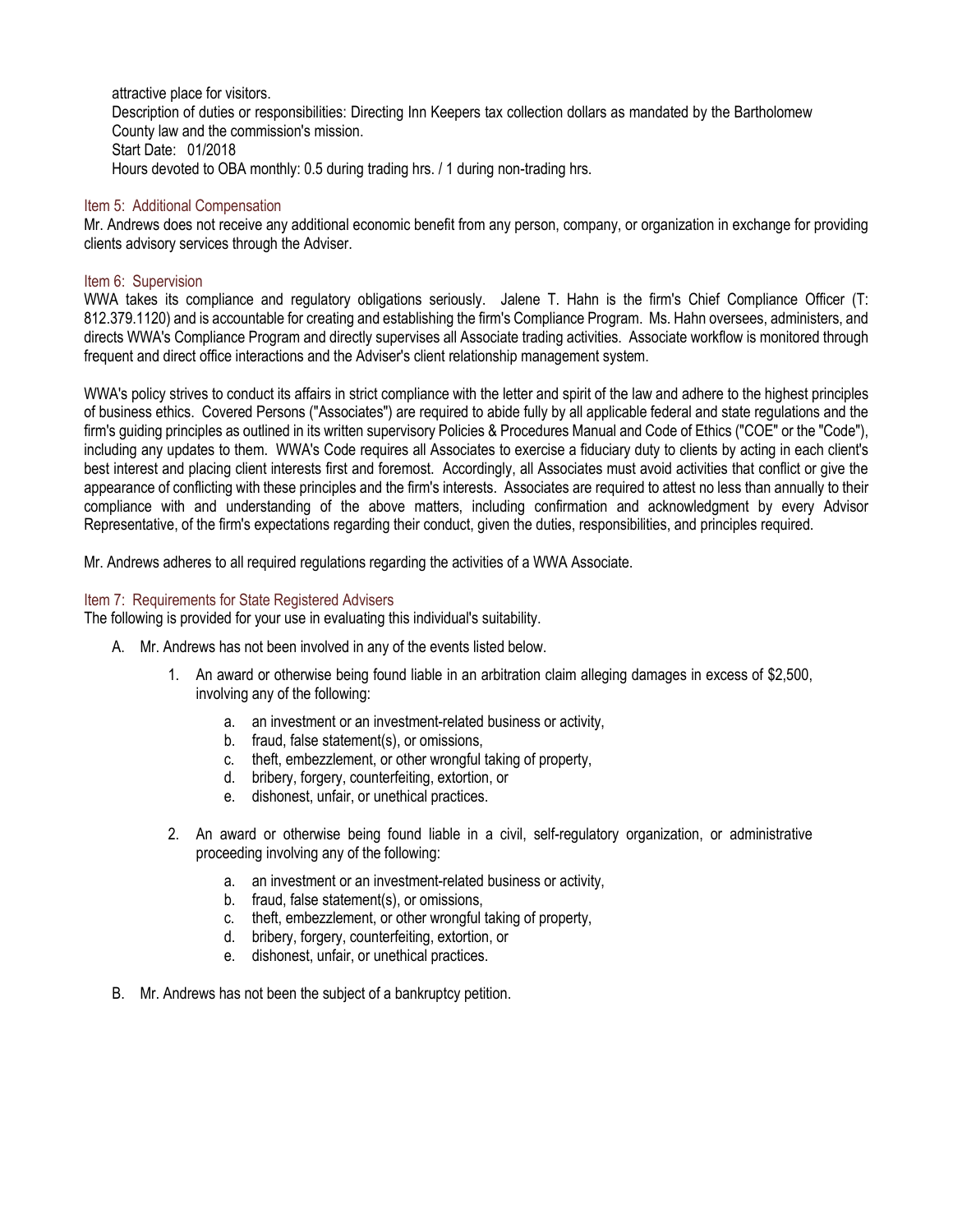attractive place for visitors.
Description of duties or responsibilities: Directing Inn Keepers tax collection dollars as mandated by the Bartholomew County law and the commission's mission.
Start Date: 01/2018
Hours devoted to OBA monthly: 0.5 during trading hrs. / 1 during non-trading hrs.

### Item 5: Additional Compensation

Mr. Andrews does not receive any additional economic benefit from any person, company, or organization in exchange for providing clients advisory services through the Adviser.

### Item 6: Supervision

WWA takes its compliance and regulatory obligations seriously. Jalene T. Hahn is the firm's Chief Compliance Officer (T: 812.379.1120) and is accountable for creating and establishing the firm's Compliance Program. Ms. Hahn oversees, administers, and directs WWA's Compliance Program and directly supervises all Associate trading activities. Associate workflow is monitored through frequent and direct office interactions and the Adviser's client relationship management system.

WWA's policy strives to conduct its affairs in strict compliance with the letter and spirit of the law and adhere to the highest principles of business ethics. Covered Persons ("Associates") are required to abide fully by all applicable federal and state regulations and the firm's guiding principles as outlined in its written supervisory Policies & Procedures Manual and Code of Ethics ("COE" or the "Code"), including any updates to them. WWA's Code requires all Associates to exercise a fiduciary duty to clients by acting in each client's best interest and placing client interests first and foremost. Accordingly, all Associates must avoid activities that conflict or give the appearance of conflicting with these principles and the firm's interests. Associates are required to attest no less than annually to their compliance with and understanding of the above matters, including confirmation and acknowledgment by every Advisor Representative, of the firm's expectations regarding their conduct, given the duties, responsibilities, and principles required.

Mr. Andrews adheres to all required regulations regarding the activities of a WWA Associate.

### Item 7: Requirements for State Registered Advisers

The following is provided for your use in evaluating this individual's suitability.

A. Mr. Andrews has not been involved in any of the events listed below.

   1. An award or otherwise being found liable in an arbitration claim alleging damages in excess of $2,500, involving any of the following:

      a. an investment or an investment-related business or activity,
      b. fraud, false statement(s), or omissions,
      c. theft, embezzlement, or other wrongful taking of property,
      d. bribery, forgery, counterfeiting, extortion, or
      e. dishonest, unfair, or unethical practices.

   2. An award or otherwise being found liable in a civil, self-regulatory organization, or administrative proceeding involving any of the following:

      a. an investment or an investment-related business or activity,
      b. fraud, false statement(s), or omissions,
      c. theft, embezzlement, or other wrongful taking of property,
      d. bribery, forgery, counterfeiting, extortion, or
      e. dishonest, unfair, or unethical practices.

B. Mr. Andrews has not been the subject of a bankruptcy petition.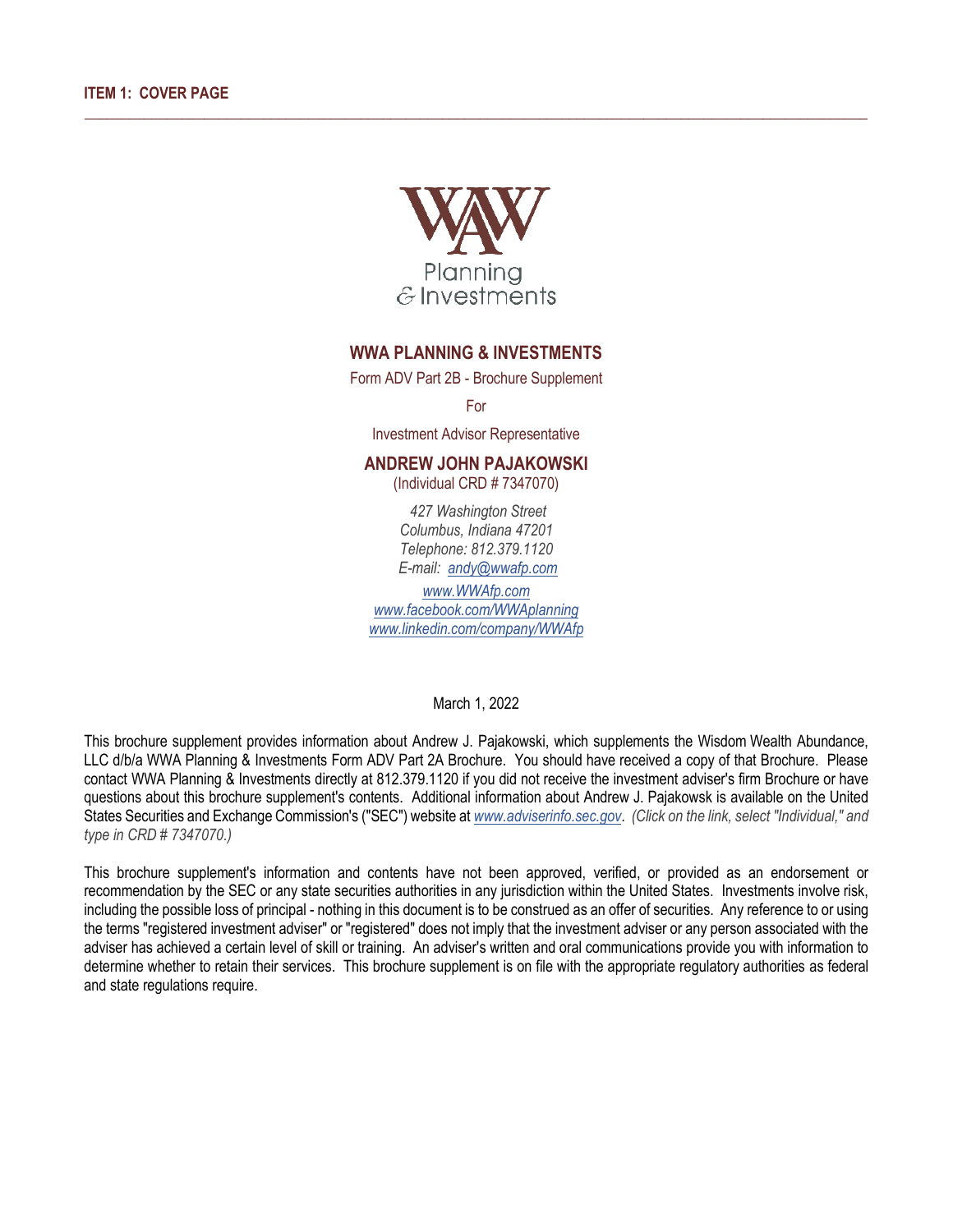**ITEM 1: COVER PAGE**

---

Planning
& Investments

## WWA PLANNING & INVESTMENTS

Form ADV Part 2B - Brochure Supplement

For

Investment Advisor Representative

**ANDREW JOHN PAJAKOWSKI**

(Individual CRD # 7347070)

*427 Washington Street*
*Columbus, Indiana 47201*
*Telephone: 812.379.1120*
*E-mail: andy@wwafp.com*

*www.WWAfp.com*
*www.facebook.com/WWAplanning*
*www.linkedin.com/company/WWAfp*

March 1, 2022

This brochure supplement provides information about Andrew J. Pajakowski, which supplements the Wisdom Wealth Abundance, LLC d/b/a WWA Planning & Investments Form ADV Part 2A Brochure. You should have received a copy of that Brochure. Please contact WWA Planning & Investments directly at 812.379.1120 if you did not receive the investment adviser's firm Brochure or have questions about this brochure supplement's contents. Additional information about Andrew J. Pajakowsk is available on the United States Securities and Exchange Commission's ("SEC") website at *www.adviserinfo.sec.gov*. *(Click on the link, select "Individual," and type in CRD # 7347070.)*

This brochure supplement's information and contents have not been approved, verified, or provided as an endorsement or recommendation by the SEC or any state securities authorities in any jurisdiction within the United States. Investments involve risk, including the possible loss of principal - nothing in this document is to be construed as an offer of securities. Any reference to or using the terms "registered investment adviser" or "registered" does not imply that the investment adviser or any person associated with the adviser has achieved a certain level of skill or training. An adviser's written and oral communications provide you with information to determine whether to retain their services. This brochure supplement is on file with the appropriate regulatory authorities as federal and state regulations require.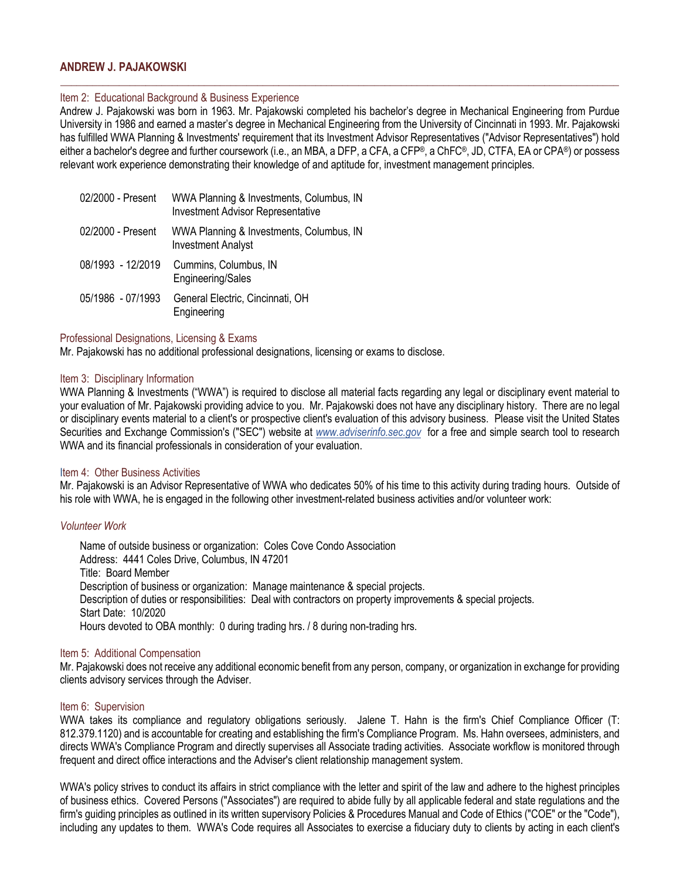## ANDREW J. PAJAKOWSKI

### Item 2: Educational Background & Business Experience

Andrew J. Pajakowski was born in 1963. Mr. Pajakowski completed his bachelor's degree in Mechanical Engineering from Purdue University in 1986 and earned a master's degree in Mechanical Engineering from the University of Cincinnati in 1993. Mr. Pajakowski has fulfilled WWA Planning & Investments' requirement that its Investment Advisor Representatives ("Advisor Representatives") hold either a bachelor's degree and further coursework (i.e., an MBA, a DFP, a CFA, a CFP®, a ChFC®, JD, CTFA, EA or CPA®) or possess relevant work experience demonstrating their knowledge of and aptitude for, investment management principles.

| | |
|---|---|
| 02/2000 - Present | WWA Planning & Investments, Columbus, IN<br>Investment Advisor Representative |
| 02/2000 - Present | WWA Planning & Investments, Columbus, IN<br>Investment Analyst |
| 08/1993 - 12/2019 | Cummins, Columbus, IN<br>Engineering/Sales |
| 05/1986 - 07/1993 | General Electric, Cincinnati, OH<br>Engineering |

### Professional Designations, Licensing & Exams

Mr. Pajakowski has no additional professional designations, licensing or exams to disclose.

### Item 3: Disciplinary Information

WWA Planning & Investments ("WWA") is required to disclose all material facts regarding any legal or disciplinary event material to your evaluation of Mr. Pajakowski providing advice to you. Mr. Pajakowski does not have any disciplinary history. There are no legal or disciplinary events material to a client's or prospective client's evaluation of this advisory business. Please visit the United States Securities and Exchange Commission's ("SEC") website at *www.adviserinfo.sec.gov* for a free and simple search tool to research WWA and its financial professionals in consideration of your evaluation.

### Item 4: Other Business Activities

Mr. Pajakowski is an Advisor Representative of WWA who dedicates 50% of his time to this activity during trading hours. Outside of his role with WWA, he is engaged in the following other investment-related business activities and/or volunteer work:

*Volunteer Work*

Name of outside business or organization: Coles Cove Condo Association
Address: 4441 Coles Drive, Columbus, IN 47201
Title: Board Member
Description of business or organization: Manage maintenance & special projects.
Description of duties or responsibilities: Deal with contractors on property improvements & special projects.
Start Date: 10/2020
Hours devoted to OBA monthly: 0 during trading hrs. / 8 during non-trading hrs.

### Item 5: Additional Compensation

Mr. Pajakowski does not receive any additional economic benefit from any person, company, or organization in exchange for providing clients advisory services through the Adviser.

### Item 6: Supervision

WWA takes its compliance and regulatory obligations seriously. Jalene T. Hahn is the firm's Chief Compliance Officer (T: 812.379.1120) and is accountable for creating and establishing the firm's Compliance Program. Ms. Hahn oversees, administers, and directs WWA's Compliance Program and directly supervises all Associate trading activities. Associate workflow is monitored through frequent and direct office interactions and the Adviser's client relationship management system.

WWA's policy strives to conduct its affairs in strict compliance with the letter and spirit of the law and adhere to the highest principles of business ethics. Covered Persons ("Associates") are required to abide fully by all applicable federal and state regulations and the firm's guiding principles as outlined in its written supervisory Policies & Procedures Manual and Code of Ethics ("COE" or the "Code"), including any updates to them. WWA's Code requires all Associates to exercise a fiduciary duty to clients by acting in each client's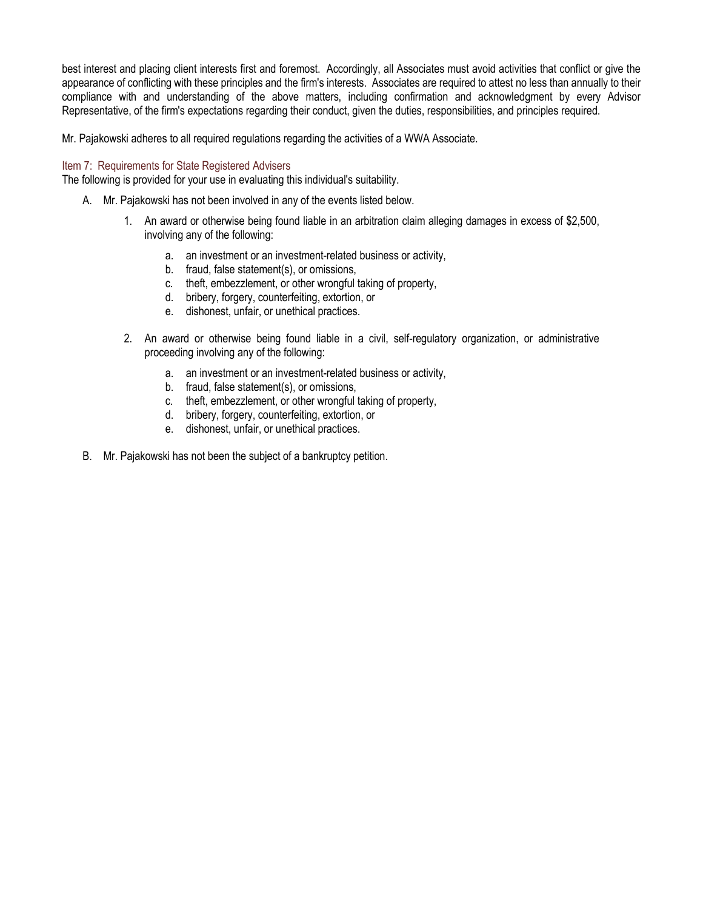best interest and placing client interests first and foremost. Accordingly, all Associates must avoid activities that conflict or give the appearance of conflicting with these principles and the firm's interests. Associates are required to attest no less than annually to their compliance with and understanding of the above matters, including confirmation and acknowledgment by every Advisor Representative, of the firm's expectations regarding their conduct, given the duties, responsibilities, and principles required.

Mr. Pajakowski adheres to all required regulations regarding the activities of a WWA Associate.

## Item 7: Requirements for State Registered Advisers

The following is provided for your use in evaluating this individual's suitability.

A. Mr. Pajakowski has not been involved in any of the events listed below.

   1. An award or otherwise being found liable in an arbitration claim alleging damages in excess of $2,500, involving any of the following:

      a. an investment or an investment-related business or activity,
      b. fraud, false statement(s), or omissions,
      c. theft, embezzlement, or other wrongful taking of property,
      d. bribery, forgery, counterfeiting, extortion, or
      e. dishonest, unfair, or unethical practices.

   2. An award or otherwise being found liable in a civil, self-regulatory organization, or administrative proceeding involving any of the following:

      a. an investment or an investment-related business or activity,
      b. fraud, false statement(s), or omissions,
      c. theft, embezzlement, or other wrongful taking of property,
      d. bribery, forgery, counterfeiting, extortion, or
      e. dishonest, unfair, or unethical practices.

B. Mr. Pajakowski has not been the subject of a bankruptcy petition.